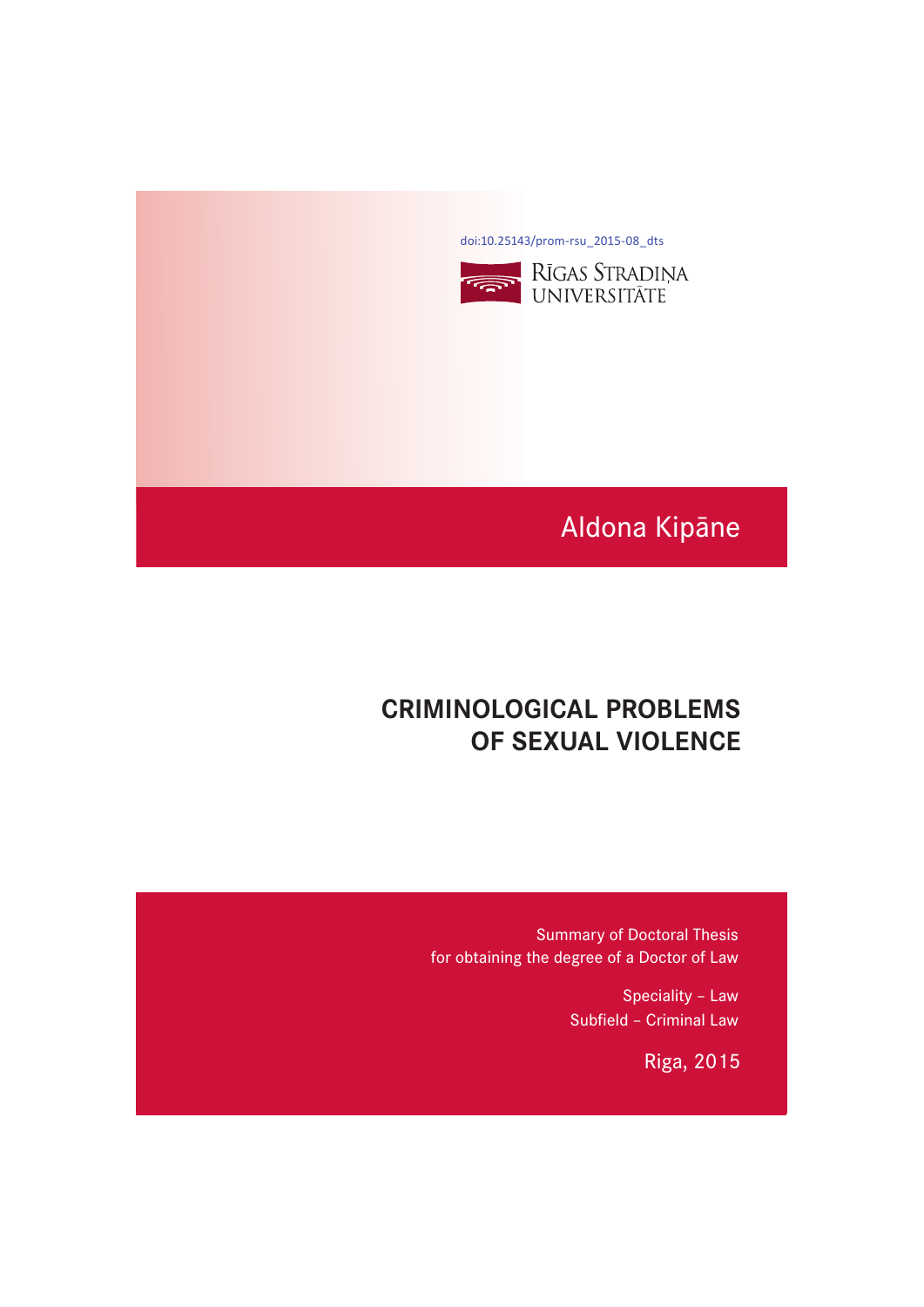doi:10.25143/prom-rsu_2015-08_dts

RĪGAS STRADIŅA UNIVERSITĀTE

Aldona Kipāne

# CRIMINOLOGICAL PROBLEMS OF SEXUAL VIOLENCE

Summary of Doctoral Thesis
for obtaining the degree of a Doctor of Law

Speciality – Law
Subfield – Criminal Law

Riga, 2015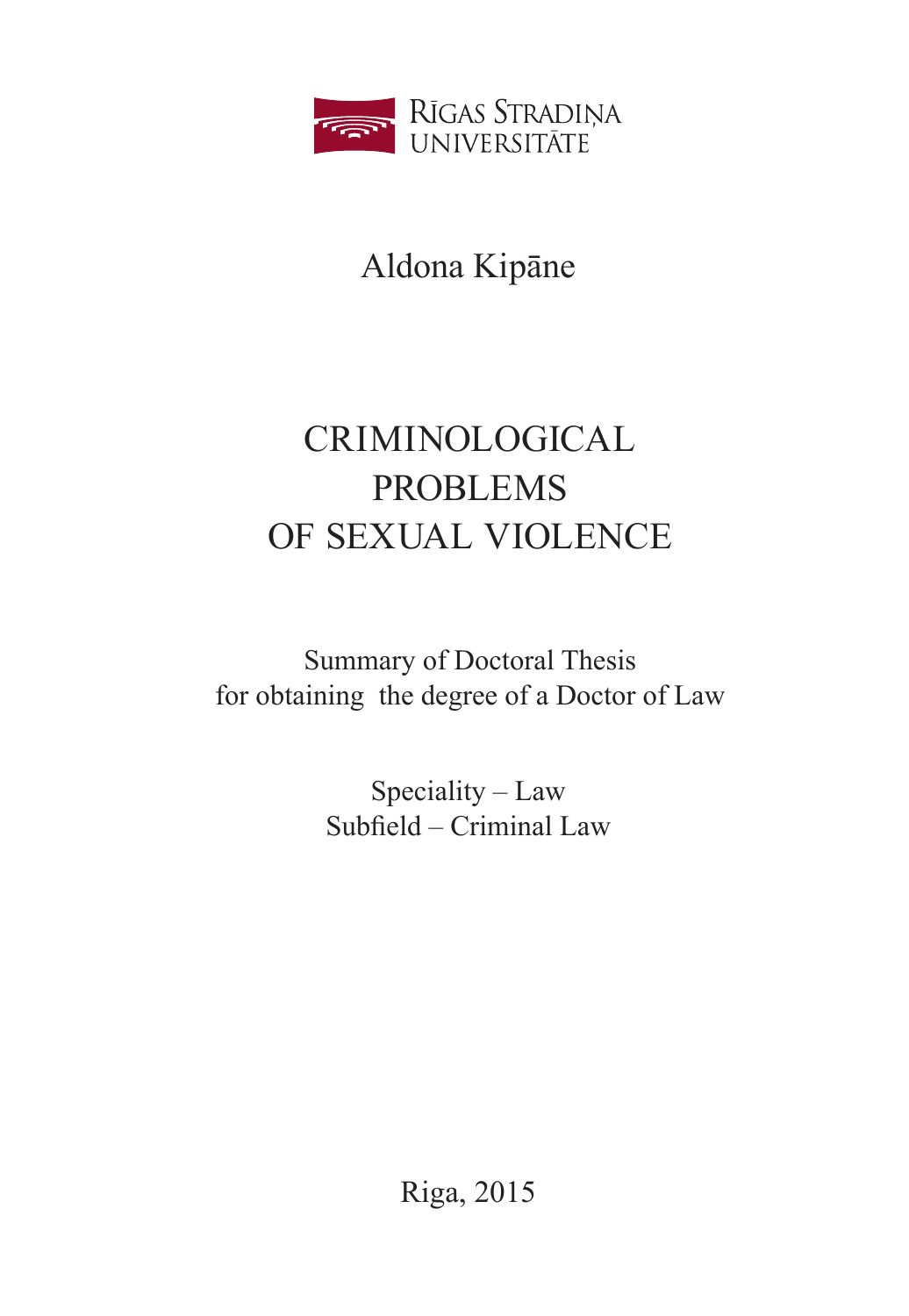Rīgas Stradiņa Universitāte

Aldona Kipāne

# CRIMINOLOGICAL PROBLEMS OF SEXUAL VIOLENCE

Summary of Doctoral Thesis
for obtaining the degree of a Doctor of Law

Speciality – Law
Subfield – Criminal Law

Riga, 2015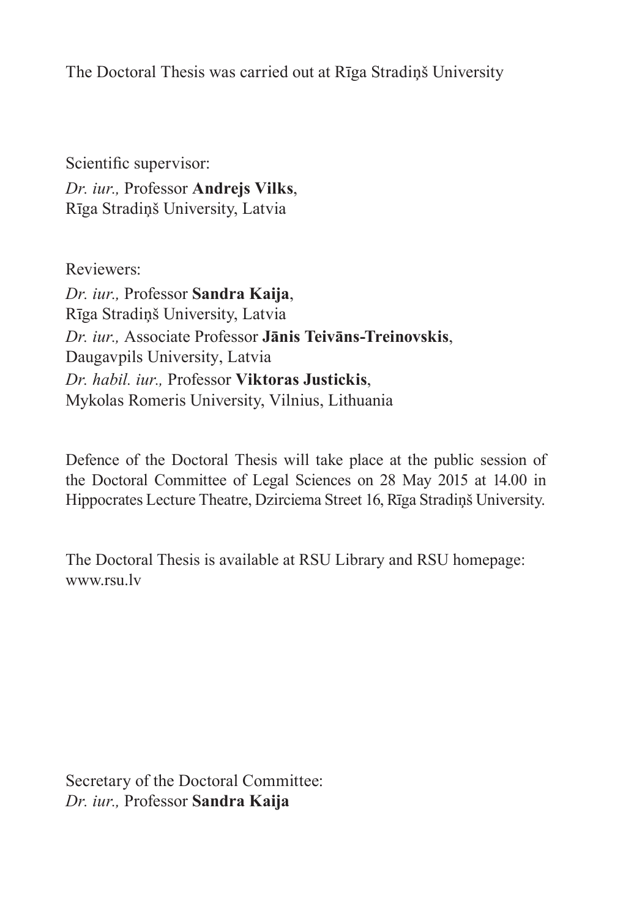The Doctoral Thesis was carried out at Rīga Stradiņš University

Scientific supervisor:
*Dr. iur.,* Professor **Andrejs Vilks**,
Rīga Stradiņš University, Latvia

Reviewers:
*Dr. iur.,* Professor **Sandra Kaija**,
Rīga Stradiņš University, Latvia
*Dr. iur.,* Associate Professor **Jānis Teivāns-Treinovskis**,
Daugavpils University, Latvia
*Dr. habil. iur.,* Professor **Viktoras Justickis**,
Mykolas Romeris University, Vilnius, Lithuania

Defence of the Doctoral Thesis will take place at the public session of the Doctoral Committee of Legal Sciences on 28 May 2015 at 14.00 in Hippocrates Lecture Theatre, Dzirciema Street 16, Rīga Stradiņš University.

The Doctoral Thesis is available at RSU Library and RSU homepage: www.rsu.lv

Secretary of the Doctoral Committee:
*Dr. iur.,* Professor **Sandra Kaija**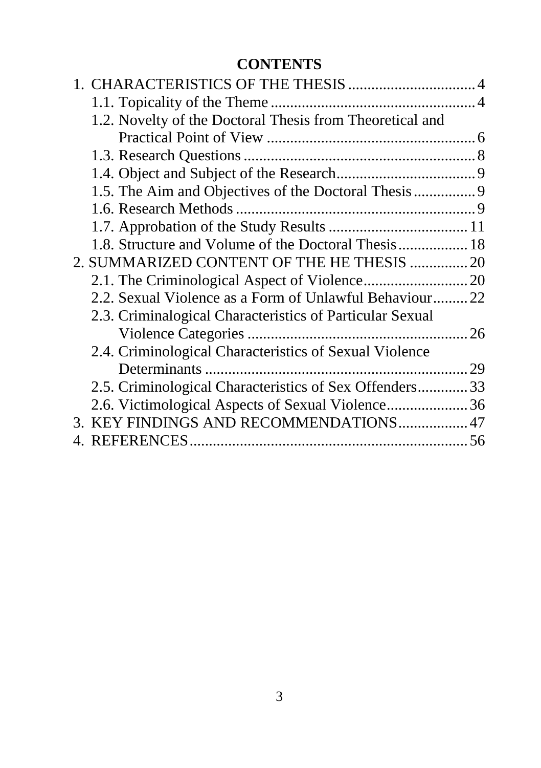# CONTENTS

1. CHARACTERISTICS OF THE THESIS ... 4
   - 1.1. Topicality of the Theme ... 4
   - 1.2. Novelty of the Doctoral Thesis from Theoretical and Practical Point of View ... 6
   - 1.3. Research Questions ... 8
   - 1.4. Object and Subject of the Research ... 9
   - 1.5. The Aim and Objectives of the Doctoral Thesis ... 9
   - 1.6. Research Methods ... 9
   - 1.7. Approbation of the Study Results ... 11
   - 1.8. Structure and Volume of the Doctoral Thesis ... 18
2. SUMMARIZED CONTENT OF THE HE THESIS ... 20
   - 2.1. The Criminological Aspect of Violence ... 20
   - 2.2. Sexual Violence as a Form of Unlawful Behaviour ... 22
   - 2.3. Criminalogical Characteristics of Particular Sexual Violence Categories ... 26
   - 2.4. Criminological Characteristics of Sexual Violence Determinants ... 29
   - 2.5. Criminological Characteristics of Sex Offenders ... 33
   - 2.6. Victimological Aspects of Sexual Violence ... 36
3. KEY FINDINGS AND RECOMMENDATIONS ... 47
4. REFERENCES ... 56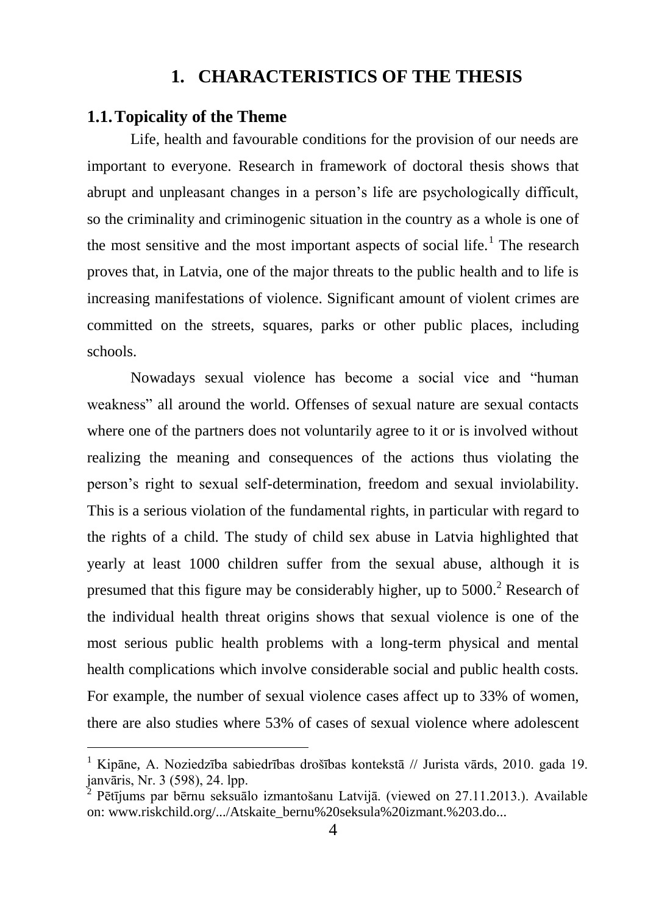# 1. CHARACTERISTICS OF THE THESIS

## 1.1. Topicality of the Theme

Life, health and favourable conditions for the provision of our needs are important to everyone. Research in framework of doctoral thesis shows that abrupt and unpleasant changes in a person's life are psychologically difficult, so the criminality and criminogenic situation in the country as a whole is one of the most sensitive and the most important aspects of social life.[1] The research proves that, in Latvia, one of the major threats to the public health and to life is increasing manifestations of violence. Significant amount of violent crimes are committed on the streets, squares, parks or other public places, including schools.

Nowadays sexual violence has become a social vice and "human weakness" all around the world. Offenses of sexual nature are sexual contacts where one of the partners does not voluntarily agree to it or is involved without realizing the meaning and consequences of the actions thus violating the person's right to sexual self-determination, freedom and sexual inviolability. This is a serious violation of the fundamental rights, in particular with regard to the rights of a child. The study of child sex abuse in Latvia highlighted that yearly at least 1000 children suffer from the sexual abuse, although it is presumed that this figure may be considerably higher, up to 5000.[2] Research of the individual health threat origins shows that sexual violence is one of the most serious public health problems with a long-term physical and mental health complications which involve considerable social and public health costs. For example, the number of sexual violence cases affect up to 33% of women, there are also studies where 53% of cases of sexual violence where adolescent

---

[1] Kipāne, A. Noziedzība sabiedrības drošības kontekstā // Jurista vārds, 2010. gada 19. janvāris, Nr. 3 (598), 24. lpp.

[2] Pētījums par bērnu seksuālo izmantošanu Latvijā. (viewed on 27.11.2013.). Available on: www.riskchild.org/.../Atskaite_bernu%20seksula%20izmant.%203.do...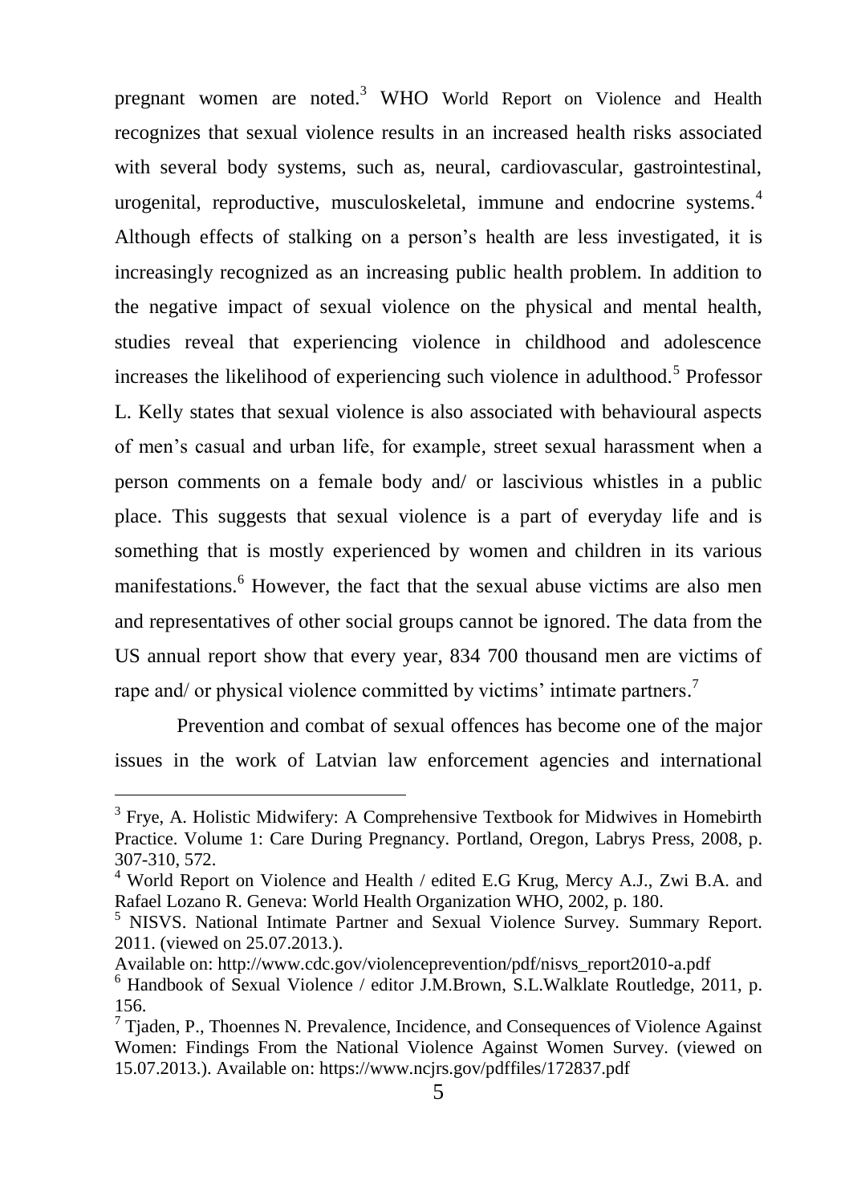pregnant women are noted.[3] WHO World Report on Violence and Health recognizes that sexual violence results in an increased health risks associated with several body systems, such as, neural, cardiovascular, gastrointestinal, urogenital, reproductive, musculoskeletal, immune and endocrine systems.[4] Although effects of stalking on a person's health are less investigated, it is increasingly recognized as an increasing public health problem. In addition to the negative impact of sexual violence on the physical and mental health, studies reveal that experiencing violence in childhood and adolescence increases the likelihood of experiencing such violence in adulthood.[5] Professor L. Kelly states that sexual violence is also associated with behavioural aspects of men's casual and urban life, for example, street sexual harassment when a person comments on a female body and/ or lascivious whistles in a public place. This suggests that sexual violence is a part of everyday life and is something that is mostly experienced by women and children in its various manifestations.[6] However, the fact that the sexual abuse victims are also men and representatives of other social groups cannot be ignored. The data from the US annual report show that every year, 834 700 thousand men are victims of rape and/ or physical violence committed by victims' intimate partners.[7]

Prevention and combat of sexual offences has become one of the major issues in the work of Latvian law enforcement agencies and international

---

[3] Frye, A. Holistic Midwifery: A Comprehensive Textbook for Midwives in Homebirth Practice. Volume 1: Care During Pregnancy. Portland, Oregon, Labrys Press, 2008, p. 307-310, 572.

[4] World Report on Violence and Health / edited E.G Krug, Mercy A.J., Zwi B.A. and Rafael Lozano R. Geneva: World Health Organization WHO, 2002, p. 180.

[5] NISVS. National Intimate Partner and Sexual Violence Survey. Summary Report. 2011. (viewed on 25.07.2013.).
Available on: http://www.cdc.gov/violenceprevention/pdf/nisvs_report2010-a.pdf

[6] Handbook of Sexual Violence / editor J.M.Brown, S.L.Walklate Routledge, 2011, p. 156.

[7] Tjaden, P., Thoennes N. Prevalence, Incidence, and Consequences of Violence Against Women: Findings From the National Violence Against Women Survey. (viewed on 15.07.2013.). Available on: https://www.ncjrs.gov/pdffiles/172837.pdf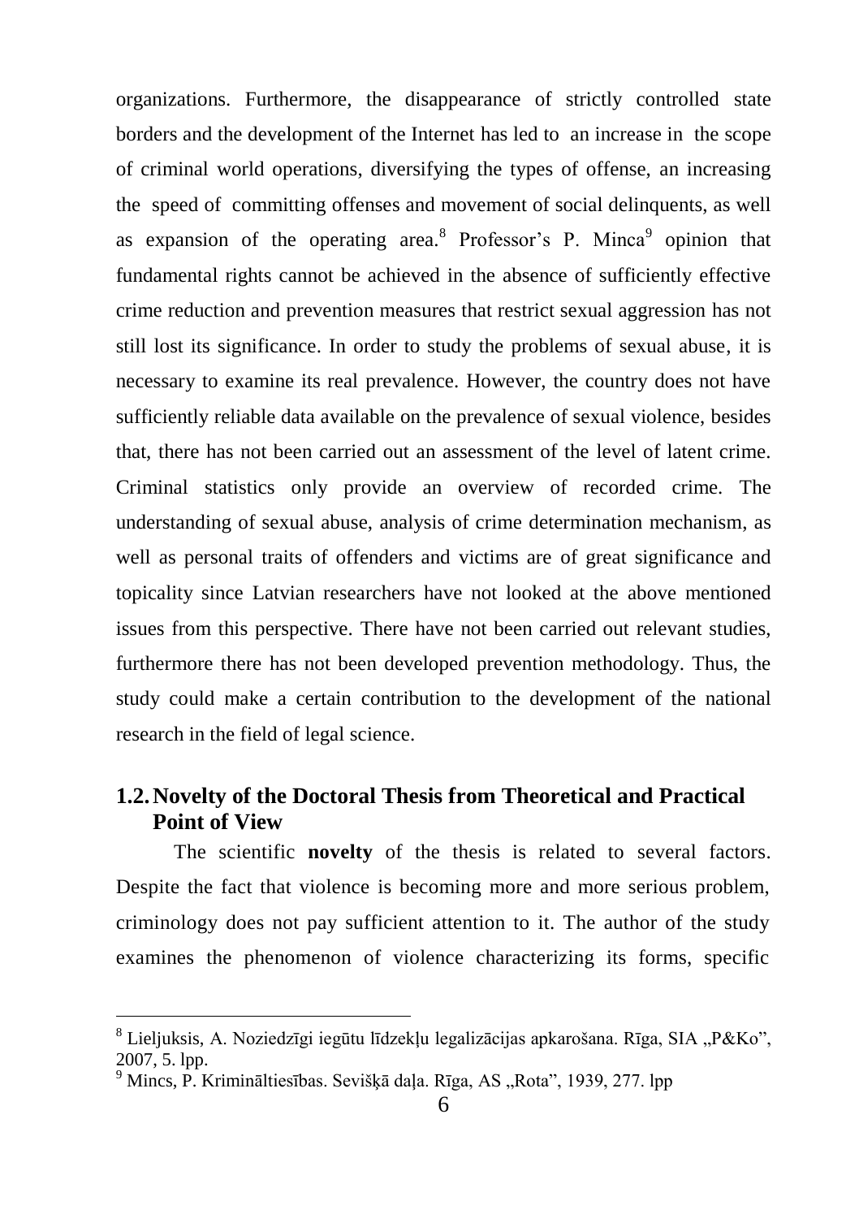organizations. Furthermore, the disappearance of strictly controlled state borders and the development of the Internet has led to an increase in the scope of criminal world operations, diversifying the types of offense, an increasing the speed of committing offenses and movement of social delinquents, as well as expansion of the operating area.[8] Professor's P. Minca[9] opinion that fundamental rights cannot be achieved in the absence of sufficiently effective crime reduction and prevention measures that restrict sexual aggression has not still lost its significance. In order to study the problems of sexual abuse, it is necessary to examine its real prevalence. However, the country does not have sufficiently reliable data available on the prevalence of sexual violence, besides that, there has not been carried out an assessment of the level of latent crime. Criminal statistics only provide an overview of recorded crime. The understanding of sexual abuse, analysis of crime determination mechanism, as well as personal traits of offenders and victims are of great significance and topicality since Latvian researchers have not looked at the above mentioned issues from this perspective. There have not been carried out relevant studies, furthermore there has not been developed prevention methodology. Thus, the study could make a certain contribution to the development of the national research in the field of legal science.

## 1.2. Novelty of the Doctoral Thesis from Theoretical and Practical Point of View

The scientific **novelty** of the thesis is related to several factors. Despite the fact that violence is becoming more and more serious problem, criminology does not pay sufficient attention to it. The author of the study examines the phenomenon of violence characterizing its forms, specific

---

[8] Lieljuksis, A. Noziedzīgi iegūtu līdzekļu legalizācijas apkarošana. Rīga, SIA „P&Ko", 2007, 5. lpp.

[9] Mincs, P. Krimināltiesības. Sevišķā daļa. Rīga, AS „Rota", 1939, 277. lpp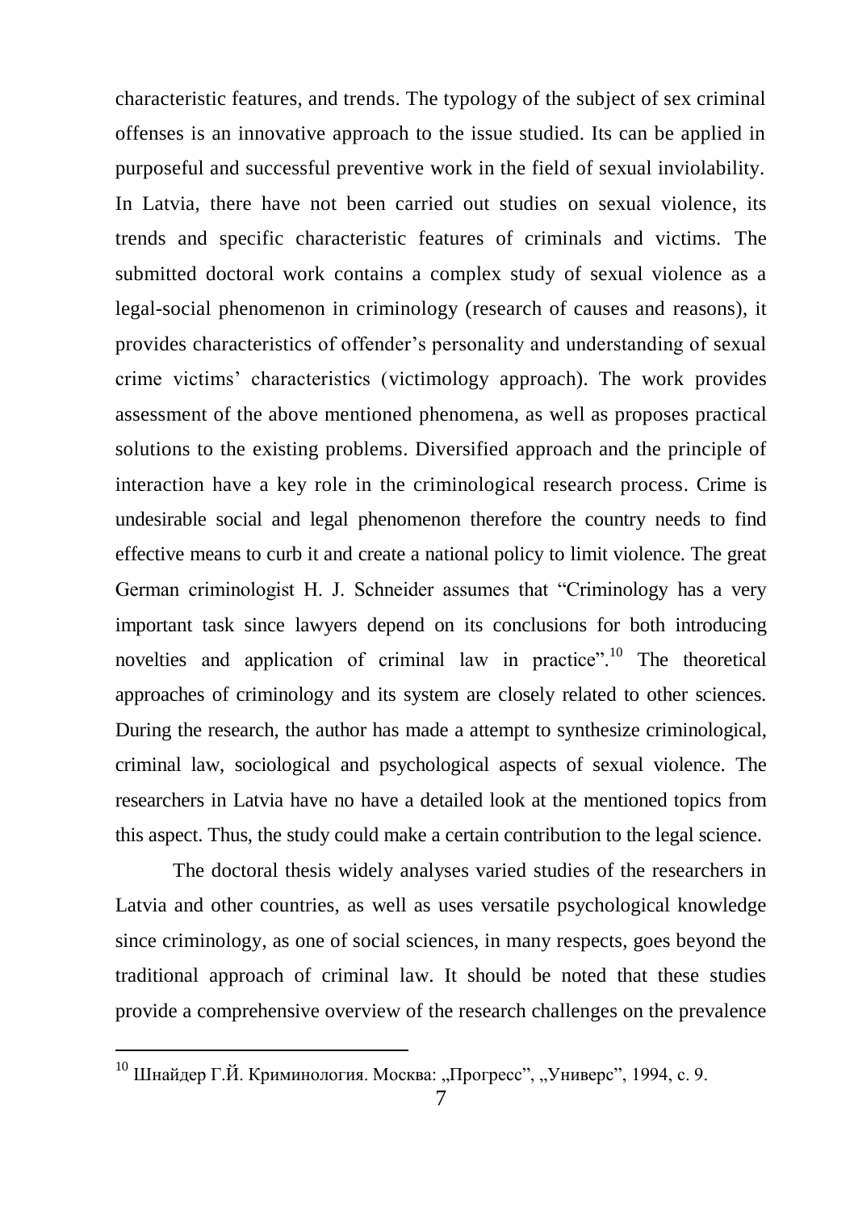characteristic features, and trends. The typology of the subject of sex criminal offenses is an innovative approach to the issue studied. Its can be applied in purposeful and successful preventive work in the field of sexual inviolability. In Latvia, there have not been carried out studies on sexual violence, its trends and specific characteristic features of criminals and victims. The submitted doctoral work contains a complex study of sexual violence as a legal-social phenomenon in criminology (research of causes and reasons), it provides characteristics of offender's personality and understanding of sexual crime victims' characteristics (victimology approach). The work provides assessment of the above mentioned phenomena, as well as proposes practical solutions to the existing problems. Diversified approach and the principle of interaction have a key role in the criminological research process. Crime is undesirable social and legal phenomenon therefore the country needs to find effective means to curb it and create a national policy to limit violence. The great German criminologist H. J. Schneider assumes that "Criminology has a very important task since lawyers depend on its conclusions for both introducing novelties and application of criminal law in practice".[10] The theoretical approaches of criminology and its system are closely related to other sciences. During the research, the author has made a attempt to synthesize criminological, criminal law, sociological and psychological aspects of sexual violence. The researchers in Latvia have no have a detailed look at the mentioned topics from this aspect. Thus, the study could make a certain contribution to the legal science.

The doctoral thesis widely analyses varied studies of the researchers in Latvia and other countries, as well as uses versatile psychological knowledge since criminology, as one of social sciences, in many respects, goes beyond the traditional approach of criminal law. It should be noted that these studies provide a comprehensive overview of the research challenges on the prevalence

---

[10] Шнайдер Г.Й. Криминология. Москва: „Прогресс", „Универс", 1994, с. 9.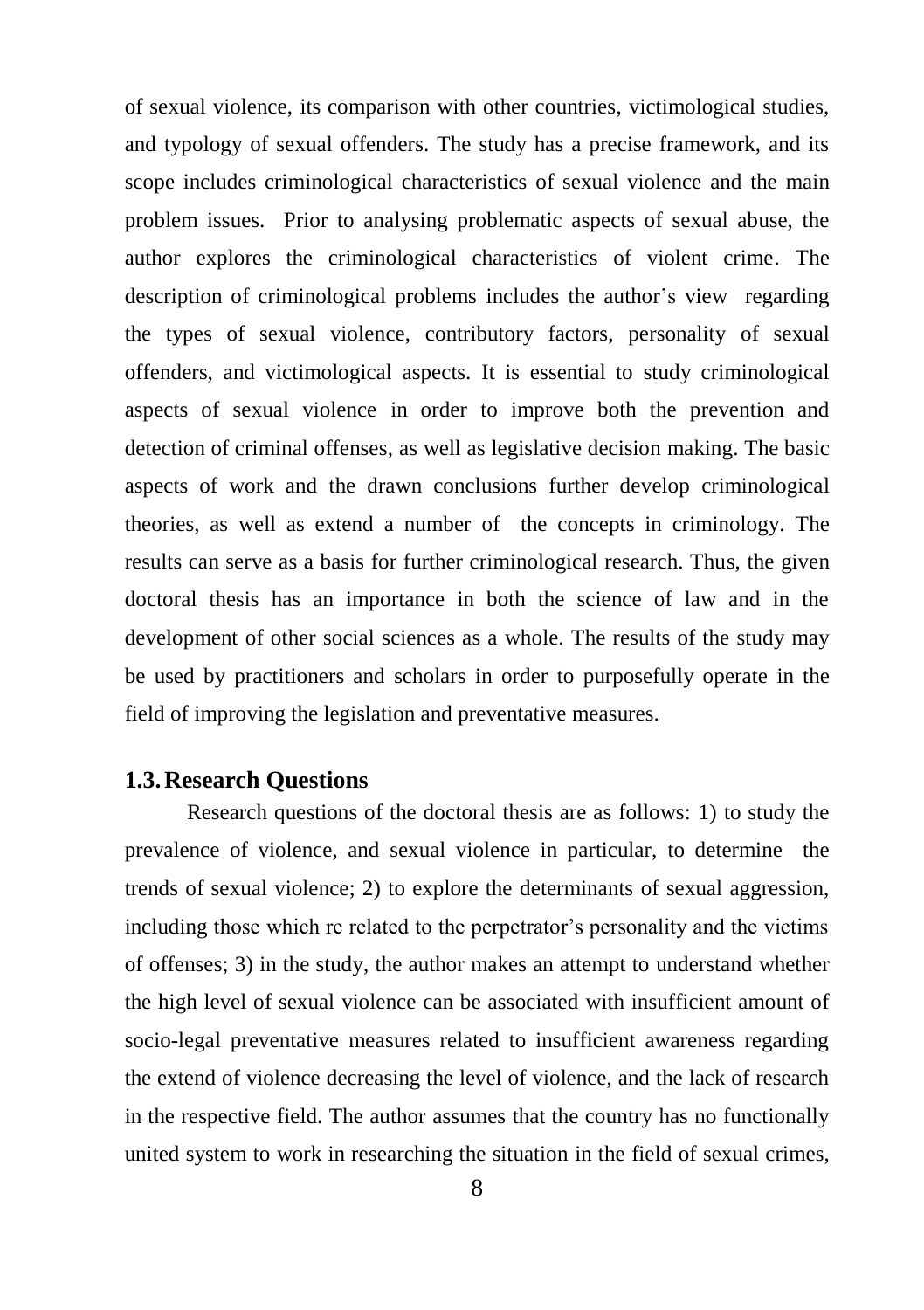of sexual violence, its comparison with other countries, victimological studies, and typology of sexual offenders. The study has a precise framework, and its scope includes criminological characteristics of sexual violence and the main problem issues. Prior to analysing problematic aspects of sexual abuse, the author explores the criminological characteristics of violent crime. The description of criminological problems includes the author's view regarding the types of sexual violence, contributory factors, personality of sexual offenders, and victimological aspects. It is essential to study criminological aspects of sexual violence in order to improve both the prevention and detection of criminal offenses, as well as legislative decision making. The basic aspects of work and the drawn conclusions further develop criminological theories, as well as extend a number of the concepts in criminology. The results can serve as a basis for further criminological research. Thus, the given doctoral thesis has an importance in both the science of law and in the development of other social sciences as a whole. The results of the study may be used by practitioners and scholars in order to purposefully operate in the field of improving the legislation and preventative measures.

## 1.3. Research Questions

Research questions of the doctoral thesis are as follows: 1) to study the prevalence of violence, and sexual violence in particular, to determine the trends of sexual violence; 2) to explore the determinants of sexual aggression, including those which re related to the perpetrator's personality and the victims of offenses; 3) in the study, the author makes an attempt to understand whether the high level of sexual violence can be associated with insufficient amount of socio-legal preventative measures related to insufficient awareness regarding the extend of violence decreasing the level of violence, and the lack of research in the respective field. The author assumes that the country has no functionally united system to work in researching the situation in the field of sexual crimes,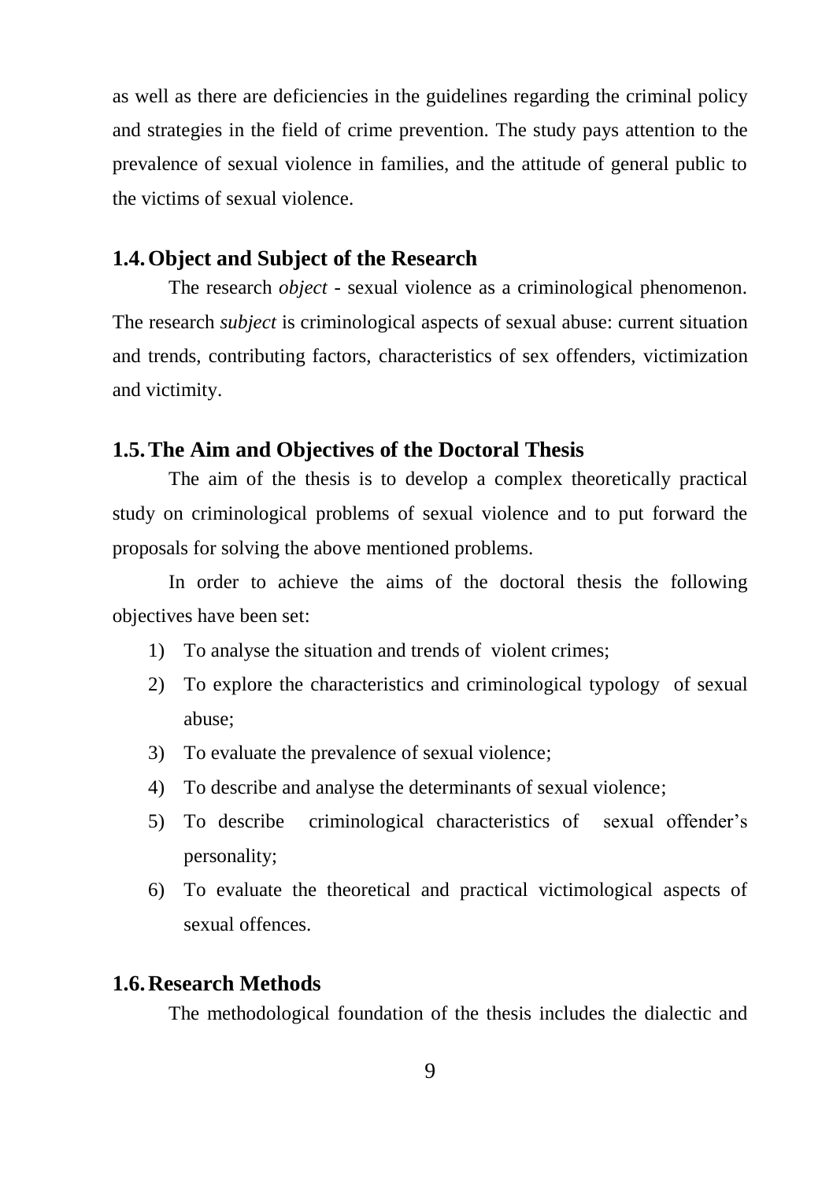as well as there are deficiencies in the guidelines regarding the criminal policy and strategies in the field of crime prevention. The study pays attention to the prevalence of sexual violence in families, and the attitude of general public to the victims of sexual violence.

### 1.4. Object and Subject of the Research

The research *object* - sexual violence as a criminological phenomenon. The research *subject* is criminological aspects of sexual abuse: current situation and trends, contributing factors, characteristics of sex offenders, victimization and victimity.

### 1.5. The Aim and Objectives of the Doctoral Thesis

The aim of the thesis is to develop a complex theoretically practical study on criminological problems of sexual violence and to put forward the proposals for solving the above mentioned problems.

In order to achieve the aims of the doctoral thesis the following objectives have been set:

1) To analyse the situation and trends of violent crimes;
2) To explore the characteristics and criminological typology of sexual abuse;
3) To evaluate the prevalence of sexual violence;
4) To describe and analyse the determinants of sexual violence;
5) To describe criminological characteristics of sexual offender's personality;
6) To evaluate the theoretical and practical victimological aspects of sexual offences.

### 1.6. Research Methods

The methodological foundation of the thesis includes the dialectic and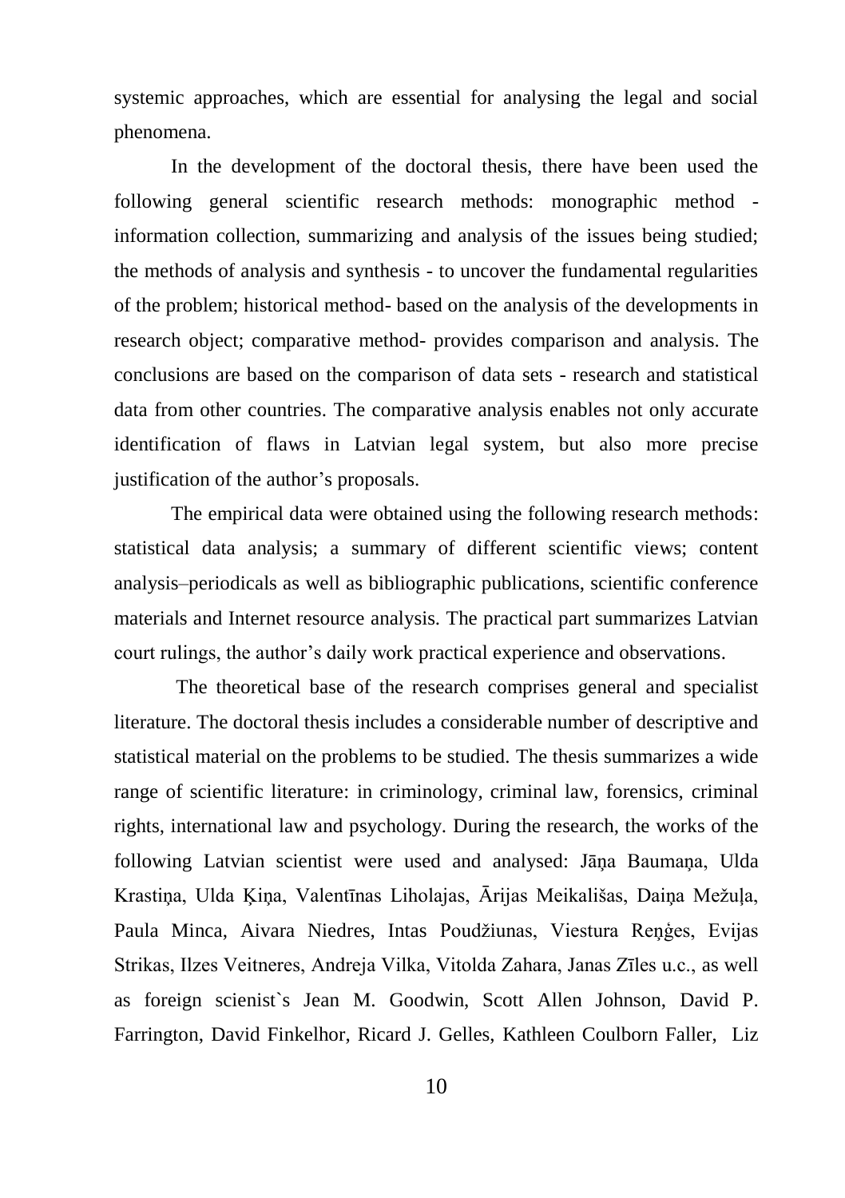systemic approaches, which are essential for analysing the legal and social phenomena.

In the development of the doctoral thesis, there have been used the following general scientific research methods: monographic method - information collection, summarizing and analysis of the issues being studied; the methods of analysis and synthesis - to uncover the fundamental regularities of the problem; historical method- based on the analysis of the developments in research object; comparative method- provides comparison and analysis. The conclusions are based on the comparison of data sets - research and statistical data from other countries. The comparative analysis enables not only accurate identification of flaws in Latvian legal system, but also more precise justification of the author's proposals.

The empirical data were obtained using the following research methods: statistical data analysis; a summary of different scientific views; content analysis–periodicals as well as bibliographic publications, scientific conference materials and Internet resource analysis. The practical part summarizes Latvian court rulings, the author's daily work practical experience and observations.

The theoretical base of the research comprises general and specialist literature. The doctoral thesis includes a considerable number of descriptive and statistical material on the problems to be studied. The thesis summarizes a wide range of scientific literature: in criminology, criminal law, forensics, criminal rights, international law and psychology. During the research, the works of the following Latvian scientist were used and analysed: Jāņa Baumaņa, Ulda Krastiņa, Ulda Ķiņa, Valentīnas Liholajas, Ārijas Meikališas, Daiņa Mežuļa, Paula Minca, Aivara Niedres, Intas Poudžiunas, Viestura Reņģes, Evijas Strikas, Ilzes Veitneres, Andreja Vilka, Vitolda Zahara, Janas Zīles u.c., as well as foreign scienist`s Jean M. Goodwin, Scott Allen Johnson, David P. Farrington, David Finkelhor, Ricard J. Gelles, Kathleen Coulborn Faller, Liz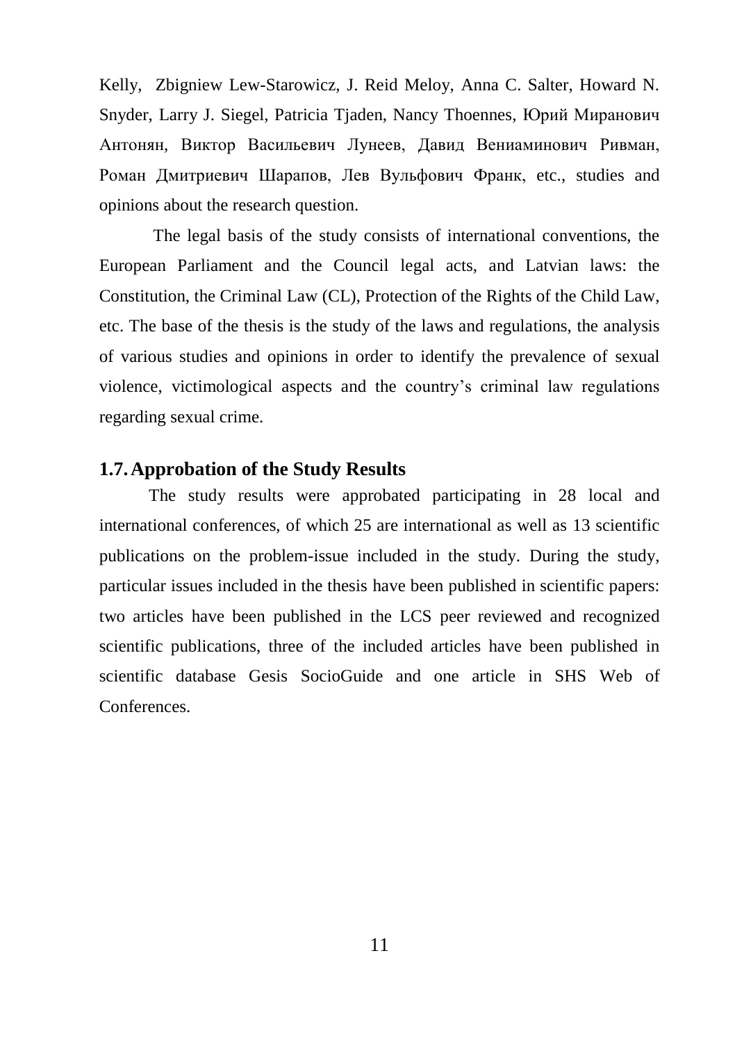Kelly, Zbigniew Lew-Starowicz, J. Reid Meloy, Anna C. Salter, Howard N. Snyder, Larry J. Siegel, Patricia Tjaden, Nancy Thoennes, Юрий Миранович Антонян, Виктор Васильевич Лунеев, Давид Вениаминович Ривман, Роман Дмитриевич Шарапов, Лев Вульфович Франк, etc., studies and opinions about the research question.

The legal basis of the study consists of international conventions, the European Parliament and the Council legal acts, and Latvian laws: the Constitution, the Criminal Law (CL), Protection of the Rights of the Child Law, etc. The base of the thesis is the study of the laws and regulations, the analysis of various studies and opinions in order to identify the prevalence of sexual violence, victimological aspects and the country's criminal law regulations regarding sexual crime.

## 1.7. Approbation of the Study Results

The study results were approbated participating in 28 local and international conferences, of which 25 are international as well as 13 scientific publications on the problem-issue included in the study. During the study, particular issues included in the thesis have been published in scientific papers: two articles have been published in the LCS peer reviewed and recognized scientific publications, three of the included articles have been published in scientific database Gesis SocioGuide and one article in SHS Web of Conferences.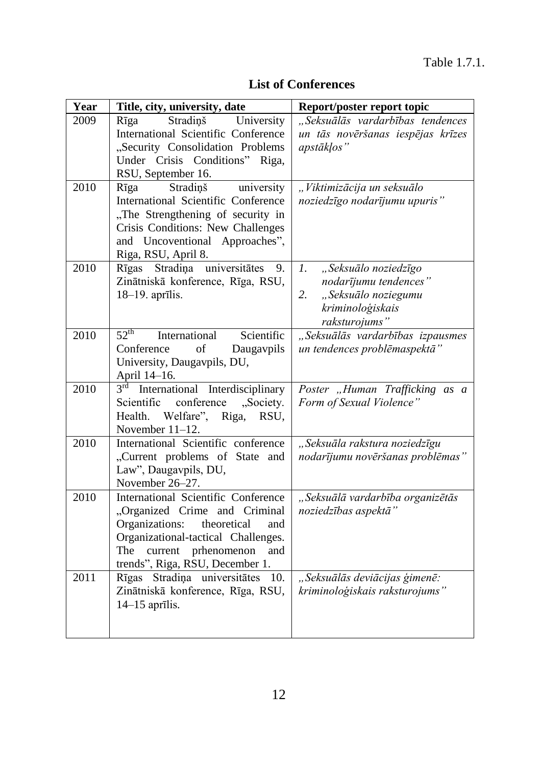Table 1.7.1.

**List of Conferences**

| Year | Title, city, university, date | Report/poster report topic |
|---|---|---|
| 2009 | Rīga Stradiņš University International Scientific Conference „Security Consolidation Problems Under Crisis Conditions" Riga, RSU, September 16. | *„Seksuālās vardarbības tendences un tās novēršanas iespējas krīzes apstākļos"* |
| 2010 | Rīga Stradiņš university International Scientific Conference „The Strengthening of security in Crisis Conditions: New Challenges and Uncoventional Approaches", Riga, RSU, April 8. | *„Viktimizācija un seksuālo noziedzīgo nodarījumu upuris"* |
| 2010 | Rīgas Stradiņa universitātes 9. Zinātniskā konference, Rīga, RSU, 18–19. aprīlis. | 1. *„Seksuālo noziedzīgo nodarījumu tendences"* 2. *„Seksuālo noziegumu kriminoloģiskais raksturojums"* |
| 2010 | 52th International Scientific Conference of Daugavpils University, Daugavpils, DU, April 14–16. | *„Seksuālās vardarbības izpausmes un tendences problēmaspektā"* |
| 2010 | 3rd International Interdisciplinary Scientific conference „Society. Health. Welfare", Riga, RSU, November 11–12. | *Poster „Human Trafficking as a Form of Sexual Violence"* |
| 2010 | International Scientific conference „Current problems of State and Law", Daugavpils, DU, November 26–27. | *„Seksuāla rakstura noziedzīgu nodarījumu novēršanas problēmas"* |
| 2010 | International Scientific Conference „Organized Crime and Criminal Organizations: theoretical and Organizational-tactical Challenges. The current prhenomenon and trends", Riga, RSU, December 1. | *„Seksuālā vardarbība organizētās noziedzības aspektā"* |
| 2011 | Rīgas Stradiņa universitātes 10. Zinātniskā konference, Rīga, RSU, 14–15 aprīlis. | *„Seksuālās deviācijas ģimenē: kriminoloģiskais raksturojums"* |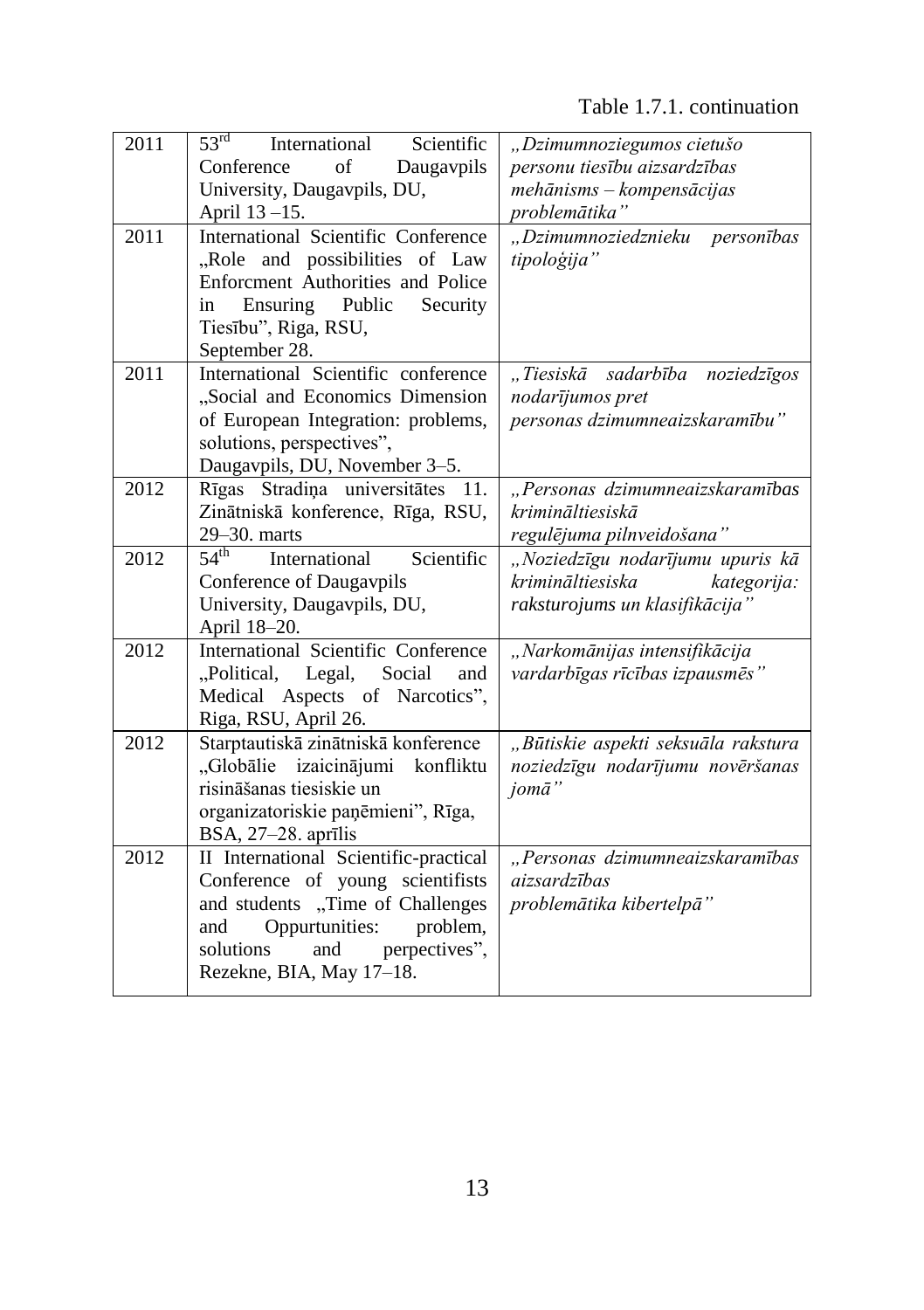Table 1.7.1. continuation

| | | |
|---|---|---|
| 2011 | $53^{rd}$ International Scientific Conference of Daugavpils University, Daugavpils, DU, April 13 –15. | *„Dzimumnoziegumos cietušo personu tiesību aizsardzības mehānisms – kompensācijas problemātika"* |
| 2011 | International Scientific Conference „Role and possibilities of Law Enforcment Authorities and Police in Ensuring Public Security Tiesību", Riga, RSU, September 28. | *„Dzimumnoziedznieku personības tipoloģija"* |
| 2011 | International Scientific conference „Social and Economics Dimension of European Integration: problems, solutions, perspectives", Daugavpils, DU, November 3–5. | *„Tiesiskā sadarbība noziedzīgos nodarījumos pret personas dzimumneaizskaramību"* |
| 2012 | Rīgas Stradiņa universitātes 11. Zinātniskā konference, Rīga, RSU, 29–30. marts | *„Personas dzimumneaizskaramības krimināltiesiskā regulējuma pilnveidošana"* |
| 2012 | $54^{th}$ International Scientific Conference of Daugavpils University, Daugavpils, DU, April 18–20. | *„Noziedzīgu nodarījumu upuris kā krimināltiesiska kategorija: raksturojums un klasifikācija"* |
| 2012 | International Scientific Conference „Political, Legal, Social and Medical Aspects of Narcotics", Riga, RSU, April 26. | *„Narkomānijas intensifikācija vardarbīgas rīcības izpausmēs"* |
| 2012 | Starptautiskā zinātniskā konference „Globālie izaicinājumi konfliktu risināšanas tiesiskie un organizatoriskie paņēmieni", Rīga, BSA, 27–28. aprīlis | *„Būtiskie aspekti seksuāla rakstura noziedzīgu nodarījumu novēršanas jomā"* |
| 2012 | II International Scientific-practical Conference of young scientifists and students „Time of Challenges and Oppurtunities: problem, solutions and perpectives", Rezekne, BIA, May 17–18. | *„Personas dzimumneaizskaramības aizsardzības problemātika kibertelpā"* |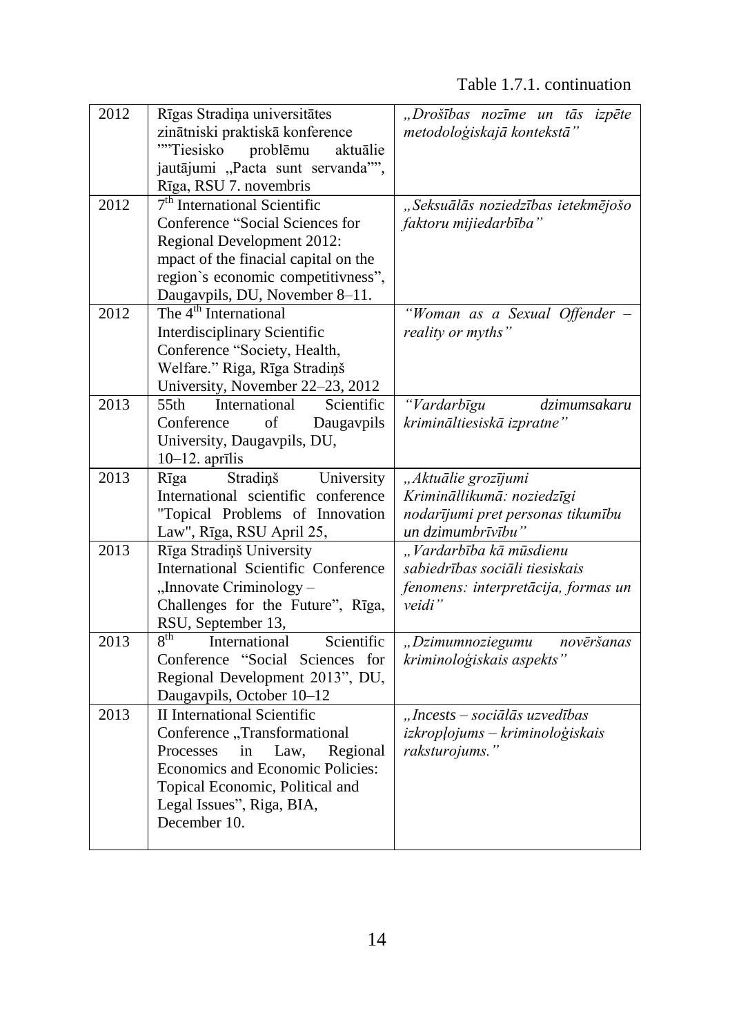Table 1.7.1. continuation

| | | |
|---|---|---|
| 2012 | Rīgas Stradiņa universitātes zinātniski praktiskā konference ""Tiesisko problēmu aktuālie jautājumi „Pacta sunt servanda"", Rīga, RSU 7. novembris | *„Drošības nozīme un tās izpēte metodoloģiskajā kontekstā"* |
| 2012 | 7th International Scientific Conference "Social Sciences for Regional Development 2012: mpact of the finacial capital on the region`s economic competitivness", Daugavpils, DU, November 8–11. | *„Seksuālās noziedzības ietekmējošo faktoru mijiedarbība"* |
| 2012 | The 4th International Interdisciplinary Scientific Conference "Society, Health, Welfare." Riga, Rīga Stradiņš University, November 22–23, 2012 | *"Woman as a Sexual Offender – reality or myths"* |
| 2013 | 55th International Scientific Conference of Daugavpils University, Daugavpils, DU, 10–12. aprīlis | *"Vardarbīgu dzimumsakaru krimināltiesiskā izpratne"* |
| 2013 | Rīga Stradiņš University International scientific conference "Topical Problems of Innovation Law", Rīga, RSU April 25, | *„Aktuālie grozījumi Krimināllikumā: noziedzīgi nodarījumi pret personas tikumību un dzimumbrīvību"* |
| 2013 | Rīga Stradiņš University International Scientific Conference „Innovate Criminology – Challenges for the Future", Rīga, RSU, September 13, | *„Vardarbība kā mūsdienu sabiedrības sociāli tiesiskais fenomens: interpretācija, formas un veidi"* |
| 2013 | 8th International Scientific Conference "Social Sciences for Regional Development 2013", DU, Daugavpils, October 10–12 | *„Dzimumnoziegumu novēršanas kriminoloģiskais aspekts"* |
| 2013 | II International Scientific Conference „Transformational Processes in Law, Regional Economics and Economic Policies: Topical Economic, Political and Legal Issues", Riga, BIA, December 10. | *„Incests – sociālās uzvedības izkropļojums – kriminoloģiskais raksturojums."* |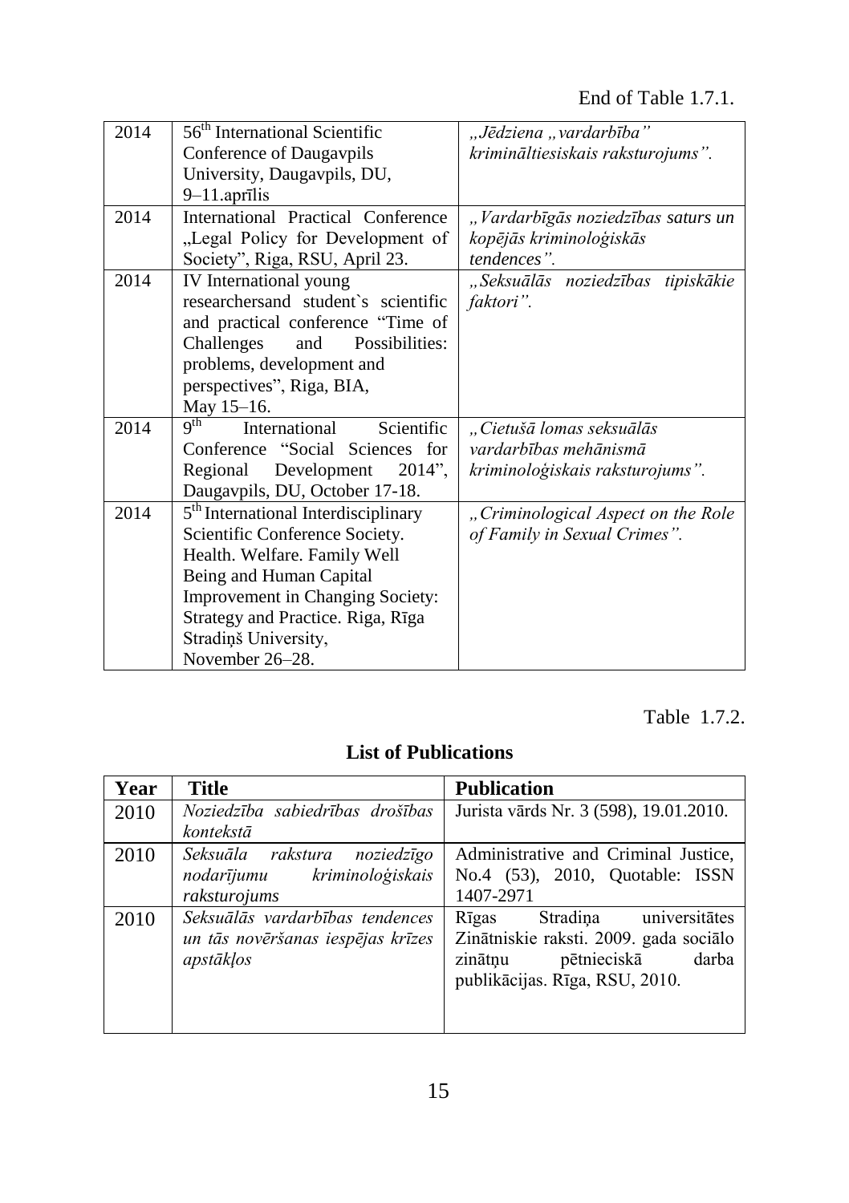End of Table 1.7.1.

| | | |
|---|---|---|
| 2014 | 56th International Scientific Conference of Daugavpils University, Daugavpils, DU, 9–11.aprīlis | *„Jēdziena „vardarbība" krimināltiesiskais raksturojums".* |
| 2014 | International Practical Conference „Legal Policy for Development of Society", Riga, RSU, April 23. | *„Vardarbīgās noziedzības saturs un kopējās kriminoloģiskās tendences".* |
| 2014 | IV International young researchersand student`s scientific and practical conference "Time of Challenges and Possibilities: problems, development and perspectives", Riga, BIA, May 15–16. | *„Seksuālās noziedzības tipiskākie faktori".* |
| 2014 | 9th International Scientific Conference "Social Sciences for Regional Development 2014", Daugavpils, DU, October 17-18. | *„Cietušā lomas seksuālās vardarbības mehānismā kriminoloģiskais raksturojums".* |
| 2014 | 5th International Interdisciplinary Scientific Conference Society. Health. Welfare. Family Well Being and Human Capital Improvement in Changing Society: Strategy and Practice. Riga, Rīga Stradiņš University, November 26–28. | *„Criminological Aspect on the Role of Family in Sexual Crimes".* |

Table 1.7.2.

**List of Publications**

| Year | Title | Publication |
|---|---|---|
| 2010 | *Noziedzība sabiedrības drošības kontekstā* | Jurista vārds Nr. 3 (598), 19.01.2010. |
| 2010 | *Seksuāla rakstura noziedzīgo nodarījumu kriminoloģiskais raksturojums* | Administrative and Criminal Justice, No.4 (53), 2010, Quotable: ISSN 1407-2971 |
| 2010 | *Seksuālās vardarbības tendences un tās novēršanas iespējas krīzes apstākļos* | Rīgas Stradiņa universitātes Zinātniskie raksti. 2009. gada sociālo zinātņu pētnieciskā darba publikācijas. Rīga, RSU, 2010. |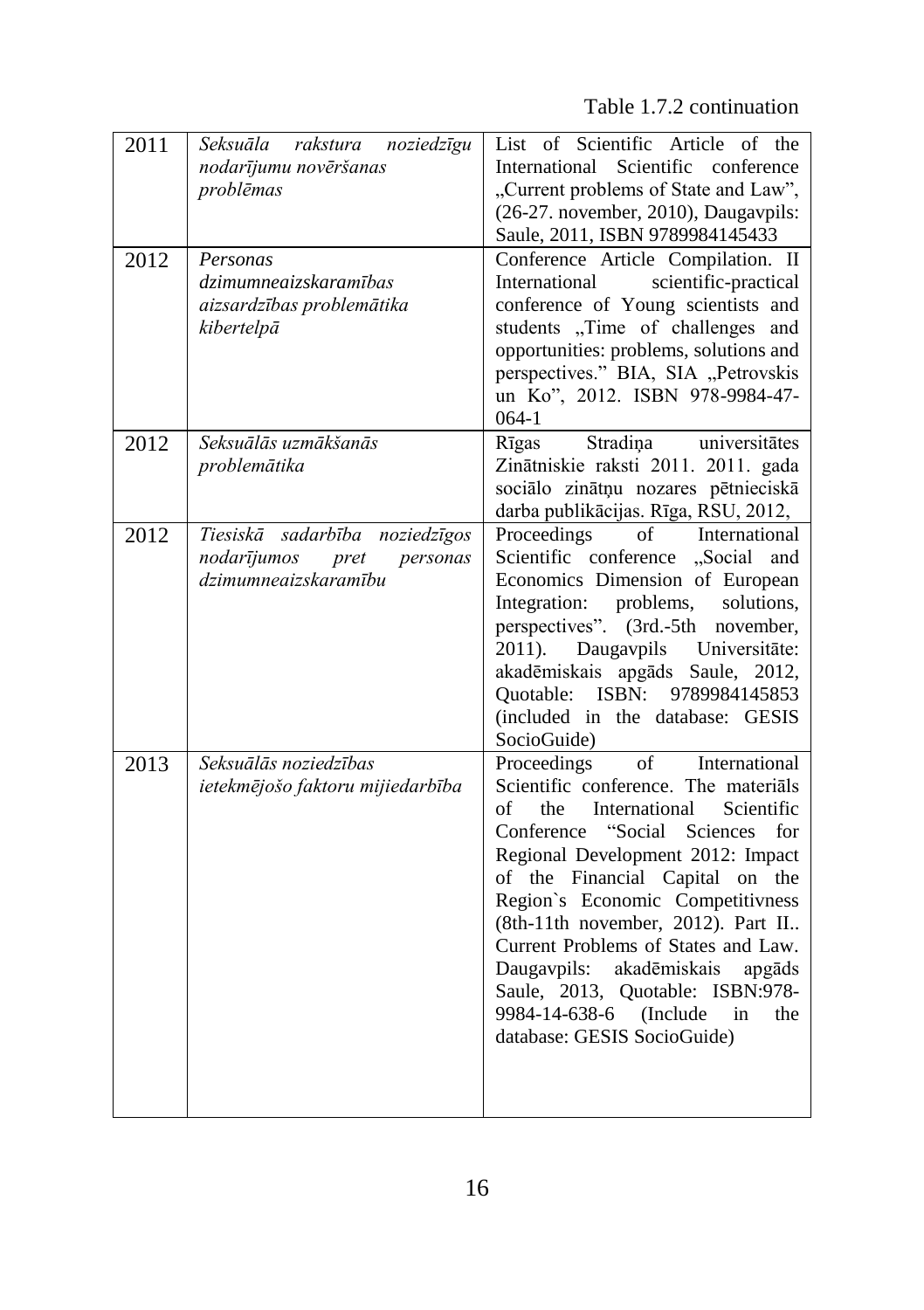Table 1.7.2 continuation

| | | |
|---|---|---|
| 2011 | *Seksuāla rakstura noziedzīgu nodarījumu novēršanas problēmas* | List of Scientific Article of the International Scientific conference „Current problems of State and Law", (26-27. november, 2010), Daugavpils: Saule, 2011, ISBN 9789984145433 |
| 2012 | *Personas dzimumneaizskaramības aizsardzības problemātika kibertelpā* | Conference Article Compilation. II International scientific-practical conference of Young scientists and students „Time of challenges and opportunities: problems, solutions and perspectives." BIA, SIA „Petrovskis un Ko", 2012. ISBN 978-9984-47-064-1 |
| 2012 | *Seksuālās uzmākšanās problemātika* | Rīgas Stradiņa universitātes Zinātniskie raksti 2011. 2011. gada sociālo zinātņu nozares pētnieciskā darba publikācijas. Rīga, RSU, 2012, |
| 2012 | *Tiesiskā sadarbība noziedzīgos nodarījumos pret personas dzimumneaizskaramību* | Proceedings of International Scientific conference „Social and Economics Dimension of European Integration: problems, solutions, perspectives". (3rd.-5th november, 2011). Daugavpils Universitāte: akadēmiskais apgāds Saule, 2012, Quotable: ISBN: 9789984145853 (included in the database: GESIS SocioGuide) |
| 2013 | *Seksuālās noziedzības ietekmējošo faktoru mijiedarbība* | Proceedings of International Scientific conference. The materiāls of the International Scientific Conference "Social Sciences for Regional Development 2012: Impact of the Financial Capital on the Region`s Economic Competitivness (8th-11th november, 2012). Part II.. Current Problems of States and Law. Daugavpils: akadēmiskais apgāds Saule, 2013, Quotable: ISBN:978-9984-14-638-6 (Include in the database: GESIS SocioGuide) |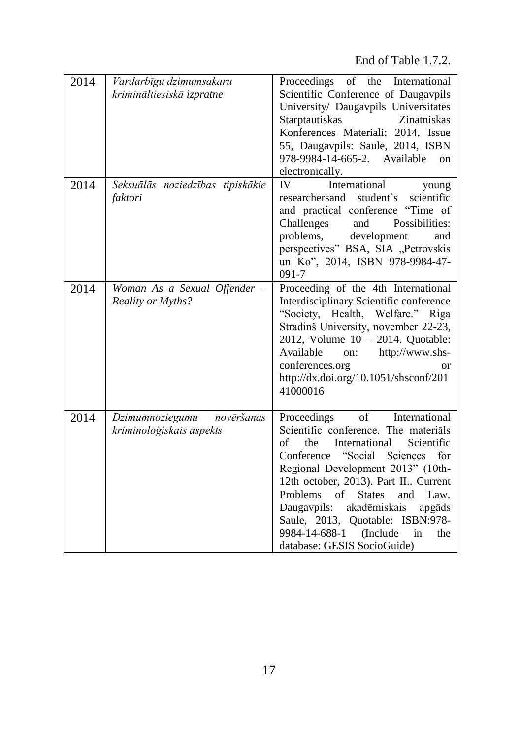End of Table 1.7.2.

| | | |
|---|---|---|
| 2014 | *Vardarbīgu dzimumsakaru krimināltiesiskā izpratne* | Proceedings of the International Scientific Conference of Daugavpils University/ Daugavpils Universitates Starptautiskas Zinatniskas Konferences Materiali; 2014, Issue 55, Daugavpils: Saule, 2014, ISBN 978-9984-14-665-2. Available on electronically. |
| 2014 | *Seksuālās noziedzības tipiskākie faktori* | IV International young researchersand student`s scientific and practical conference "Time of Challenges and Possibilities: problems, development and perspectives" BSA, SIA „Petrovskis un Ko", 2014, ISBN 978-9984-47-091-7 |
| 2014 | *Woman As a Sexual Offender – Reality or Myths?* | Proceeding of the 4th International Interdisciplinary Scientific conference "Society, Health, Welfare." Riga Stradinš University, november 22-23, 2012, Volume 10 – 2014. Quotable: Available on: http://www.shs-conferences.org or http://dx.doi.org/10.1051/shsconf/20141000016 |
| 2014 | *Dzimumnoziegumu novēršanas kriminoloģiskais aspekts* | Proceedings of International Scientific conference. The materiāls of the International Scientific Conference "Social Sciences for Regional Development 2013" (10th-12th october, 2013). Part II.. Current Problems of States and Law. Daugavpils: akadēmiskais apgāds Saule, 2013, Quotable: ISBN:978-9984-14-688-1 (Include in the database: GESIS SocioGuide) |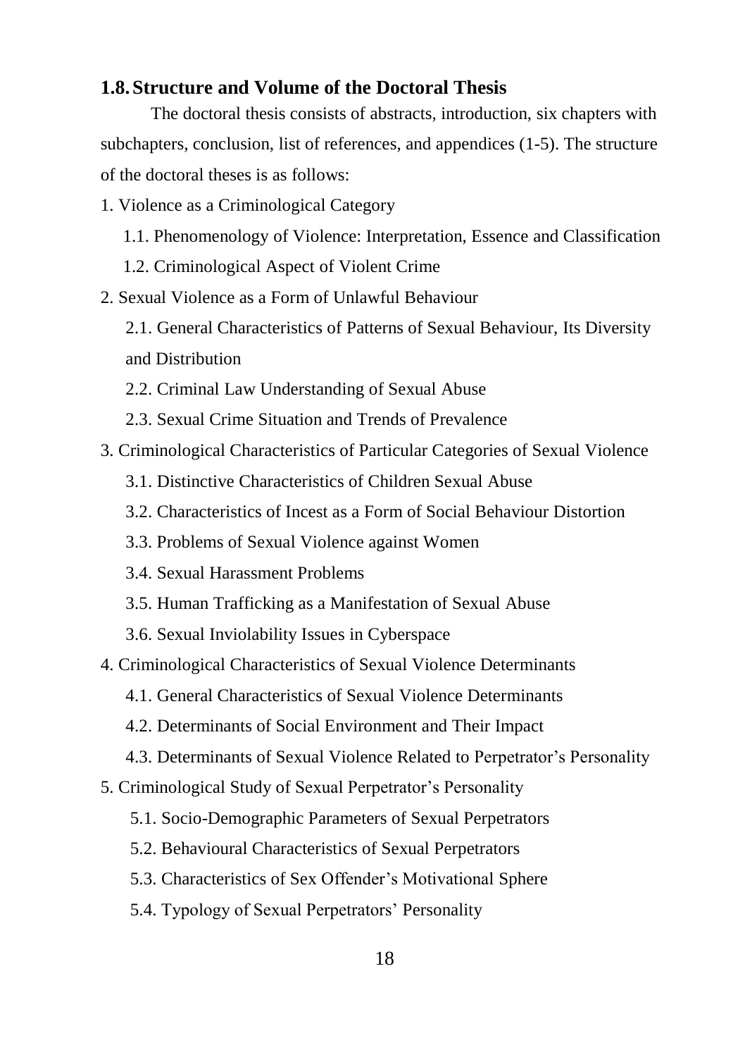## 1.8. Structure and Volume of the Doctoral Thesis

The doctoral thesis consists of abstracts, introduction, six chapters with subchapters, conclusion, list of references, and appendices (1-5). The structure of the doctoral theses is as follows:

1. Violence as a Criminological Category
   - 1.1. Phenomenology of Violence: Interpretation, Essence and Classification
   - 1.2. Criminological Aspect of Violent Crime
2. Sexual Violence as a Form of Unlawful Behaviour
   - 2.1. General Characteristics of Patterns of Sexual Behaviour, Its Diversity and Distribution
   - 2.2. Criminal Law Understanding of Sexual Abuse
   - 2.3. Sexual Crime Situation and Trends of Prevalence
3. Criminological Characteristics of Particular Categories of Sexual Violence
   - 3.1. Distinctive Characteristics of Children Sexual Abuse
   - 3.2. Characteristics of Incest as a Form of Social Behaviour Distortion
   - 3.3. Problems of Sexual Violence against Women
   - 3.4. Sexual Harassment Problems
   - 3.5. Human Trafficking as a Manifestation of Sexual Abuse
   - 3.6. Sexual Inviolability Issues in Cyberspace
4. Criminological Characteristics of Sexual Violence Determinants
   - 4.1. General Characteristics of Sexual Violence Determinants
   - 4.2. Determinants of Social Environment and Their Impact
   - 4.3. Determinants of Sexual Violence Related to Perpetrator's Personality
5. Criminological Study of Sexual Perpetrator's Personality
   - 5.1. Socio-Demographic Parameters of Sexual Perpetrators
   - 5.2. Behavioural Characteristics of Sexual Perpetrators
   - 5.3. Characteristics of Sex Offender's Motivational Sphere
   - 5.4. Typology of Sexual Perpetrators' Personality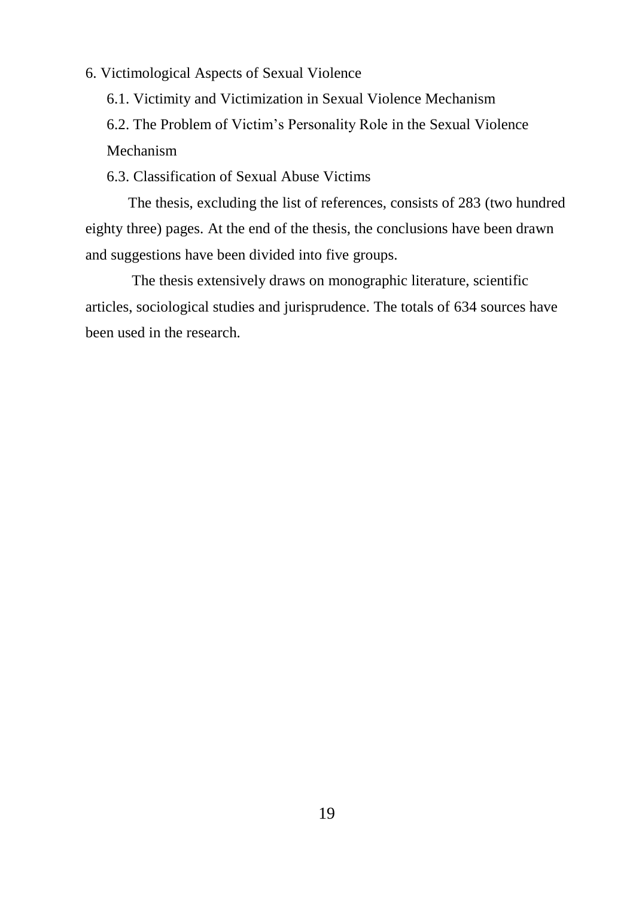6. Victimological Aspects of Sexual Violence

6.1. Victimity and Victimization in Sexual Violence Mechanism

6.2. The Problem of Victim's Personality Role in the Sexual Violence Mechanism

6.3. Classification of Sexual Abuse Victims

The thesis, excluding the list of references, consists of 283 (two hundred eighty three) pages. At the end of the thesis, the conclusions have been drawn and suggestions have been divided into five groups.

The thesis extensively draws on monographic literature, scientific articles, sociological studies and jurisprudence. The totals of 634 sources have been used in the research.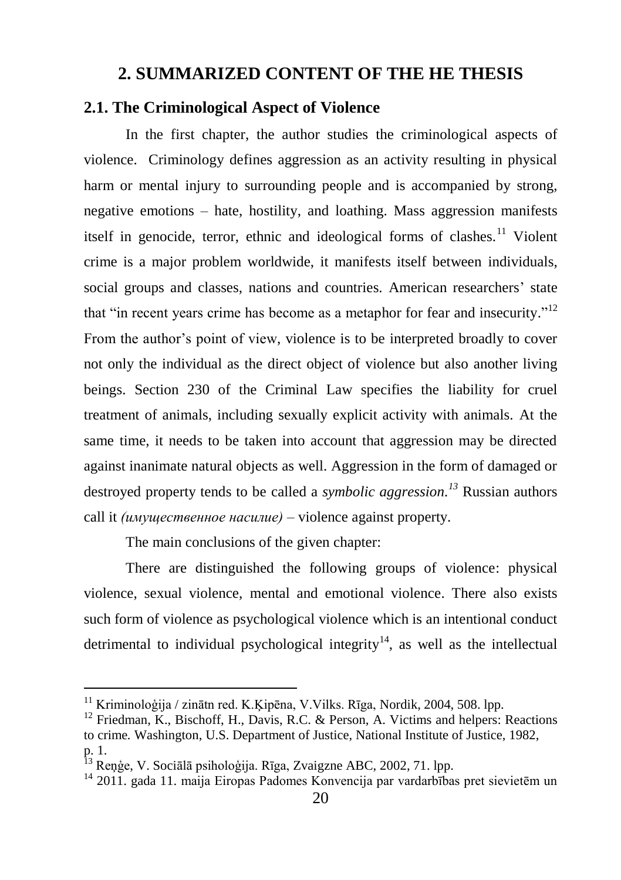## 2. SUMMARIZED CONTENT OF THE HE THESIS

### 2.1. The Criminological Aspect of Violence

In the first chapter, the author studies the criminological aspects of violence. Criminology defines aggression as an activity resulting in physical harm or mental injury to surrounding people and is accompanied by strong, negative emotions – hate, hostility, and loathing. Mass aggression manifests itself in genocide, terror, ethnic and ideological forms of clashes.[11] Violent crime is a major problem worldwide, it manifests itself between individuals, social groups and classes, nations and countries. American researchers' state that "in recent years crime has become as a metaphor for fear and insecurity."[12] From the author's point of view, violence is to be interpreted broadly to cover not only the individual as the direct object of violence but also another living beings. Section 230 of the Criminal Law specifies the liability for cruel treatment of animals, including sexually explicit activity with animals. At the same time, it needs to be taken into account that aggression may be directed against inanimate natural objects as well. Aggression in the form of damaged or destroyed property tends to be called a *symbolic aggression.*[13] Russian authors call it *(имущественное насилие)* – violence against property.

The main conclusions of the given chapter:

There are distinguished the following groups of violence: physical violence, sexual violence, mental and emotional violence. There also exists such form of violence as psychological violence which is an intentional conduct detrimental to individual psychological integrity[14], as well as the intellectual

---

[11] Kriminoloģija / zinātn red. K.Ķipēna, V.Vilks. Rīga, Nordik, 2004, 508. lpp.

[12] Friedman, K., Bischoff, H., Davis, R.C. & Person, A. Victims and helpers: Reactions to crime. Washington, U.S. Department of Justice, National Institute of Justice, 1982, p. 1.

[13] Reņģe, V. Sociālā psiholoģija. Rīga, Zvaigzne ABC, 2002, 71. lpp.

[14] 2011. gada 11. maija Eiropas Padomes Konvencija par vardarbības pret sievietēm un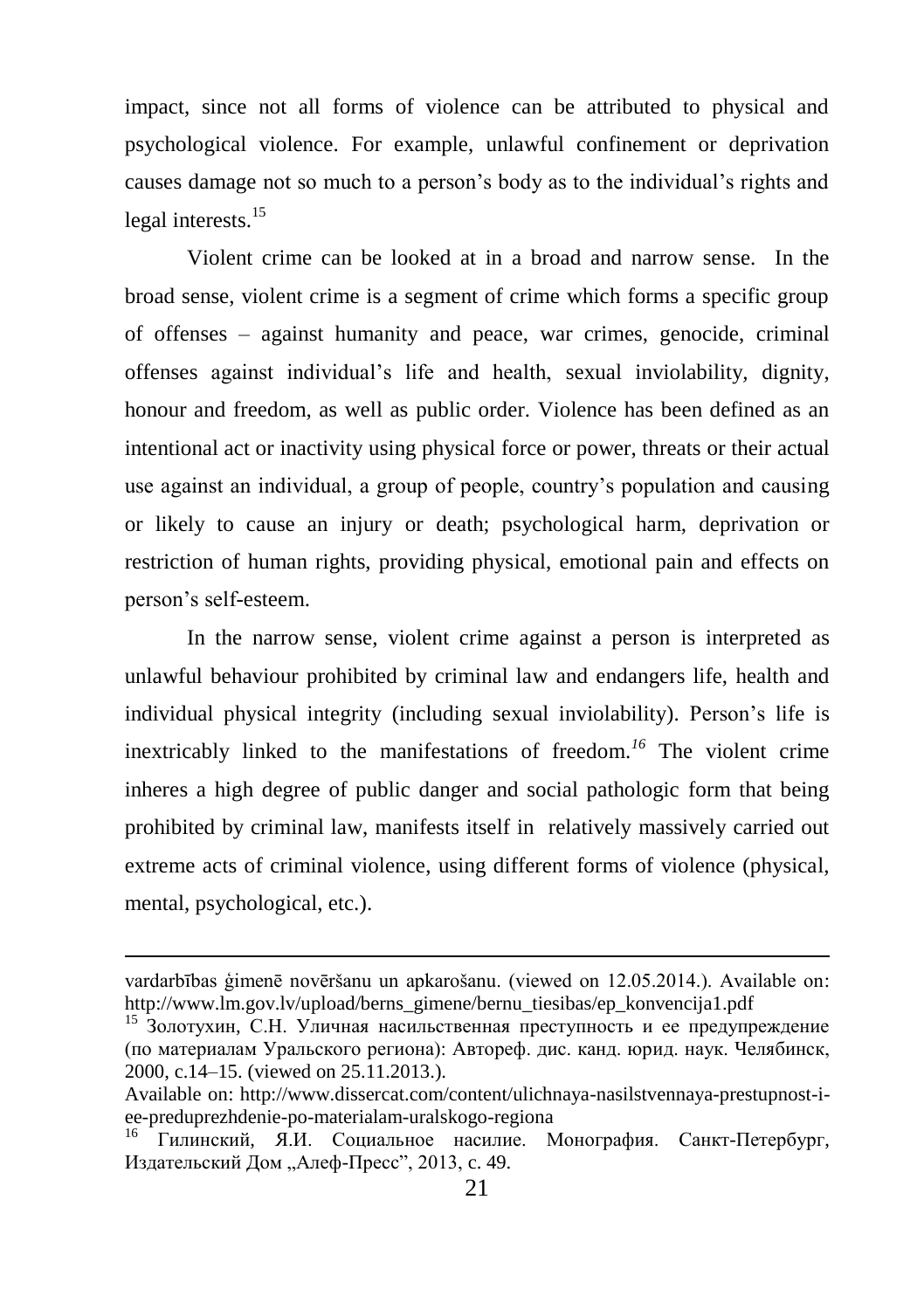impact, since not all forms of violence can be attributed to physical and psychological violence. For example, unlawful confinement or deprivation causes damage not so much to a person's body as to the individual's rights and legal interests.[15]

Violent crime can be looked at in a broad and narrow sense. In the broad sense, violent crime is a segment of crime which forms a specific group of offenses – against humanity and peace, war crimes, genocide, criminal offenses against individual's life and health, sexual inviolability, dignity, honour and freedom, as well as public order. Violence has been defined as an intentional act or inactivity using physical force or power, threats or their actual use against an individual, a group of people, country's population and causing or likely to cause an injury or death; psychological harm, deprivation or restriction of human rights, providing physical, emotional pain and effects on person's self-esteem.

In the narrow sense, violent crime against a person is interpreted as unlawful behaviour prohibited by criminal law and endangers life, health and individual physical integrity (including sexual inviolability). Person's life is inextricably linked to the manifestations of freedom.[16] The violent crime inheres a high degree of public danger and social pathologic form that being prohibited by criminal law, manifests itself in relatively massively carried out extreme acts of criminal violence, using different forms of violence (physical, mental, psychological, etc.).

---

vardarbības ģimenē novēršanu un apkarošanu. (viewed on 12.05.2014.). Available on: http://www.lm.gov.lv/upload/berns_gimene/bernu_tiesibas/ep_konvencija1.pdf

[15] Золотухин, С.Н. Уличная насильственная преступность и ее предупреждение (по материалам Уральского региона): Автореф. дис. канд. юрид. наук. Челябинск, 2000, с.14–15. (viewed on 25.11.2013.).
Available on: http://www.dissercat.com/content/ulichnaya-nasilstvennaya-prestupnost-i-ee-preduprezhdenie-po-materialam-uralskogo-regiona

[16] Гилинский, Я.И. Социальное насилие. Монография. Санкт-Петербург, Издательский Дом „Алеф-Пресс", 2013, с. 49.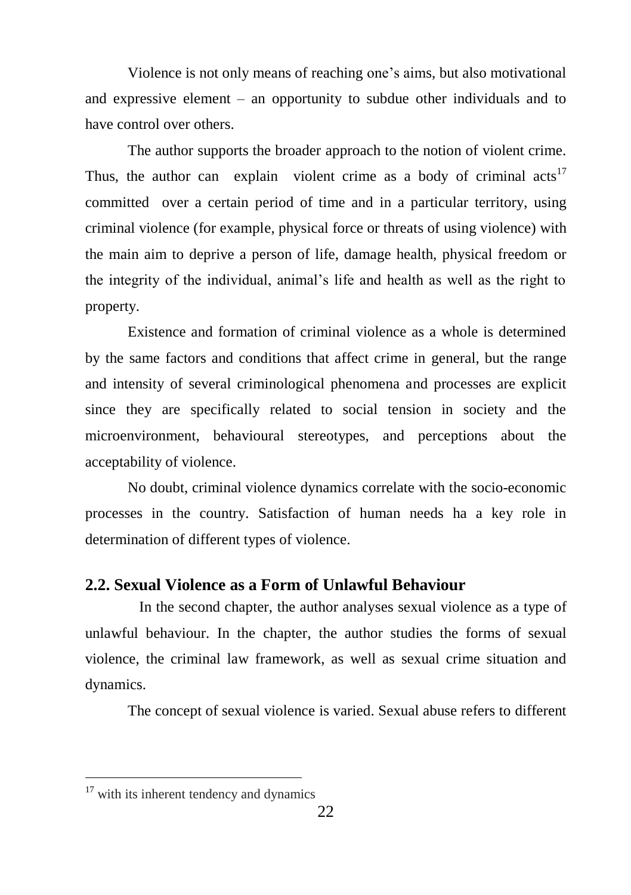Violence is not only means of reaching one's aims, but also motivational and expressive element – an opportunity to subdue other individuals and to have control over others.

The author supports the broader approach to the notion of violent crime. Thus, the author can explain violent crime as a body of criminal acts[17] committed over a certain period of time and in a particular territory, using criminal violence (for example, physical force or threats of using violence) with the main aim to deprive a person of life, damage health, physical freedom or the integrity of the individual, animal's life and health as well as the right to property.

Existence and formation of criminal violence as a whole is determined by the same factors and conditions that affect crime in general, but the range and intensity of several criminological phenomena and processes are explicit since they are specifically related to social tension in society and the microenvironment, behavioural stereotypes, and perceptions about the acceptability of violence.

No doubt, criminal violence dynamics correlate with the socio-economic processes in the country. Satisfaction of human needs ha a key role in determination of different types of violence.

## 2.2. Sexual Violence as a Form of Unlawful Behaviour

In the second chapter, the author analyses sexual violence as a type of unlawful behaviour. In the chapter, the author studies the forms of sexual violence, the criminal law framework, as well as sexual crime situation and dynamics.

The concept of sexual violence is varied. Sexual abuse refers to different

[17] with its inherent tendency and dynamics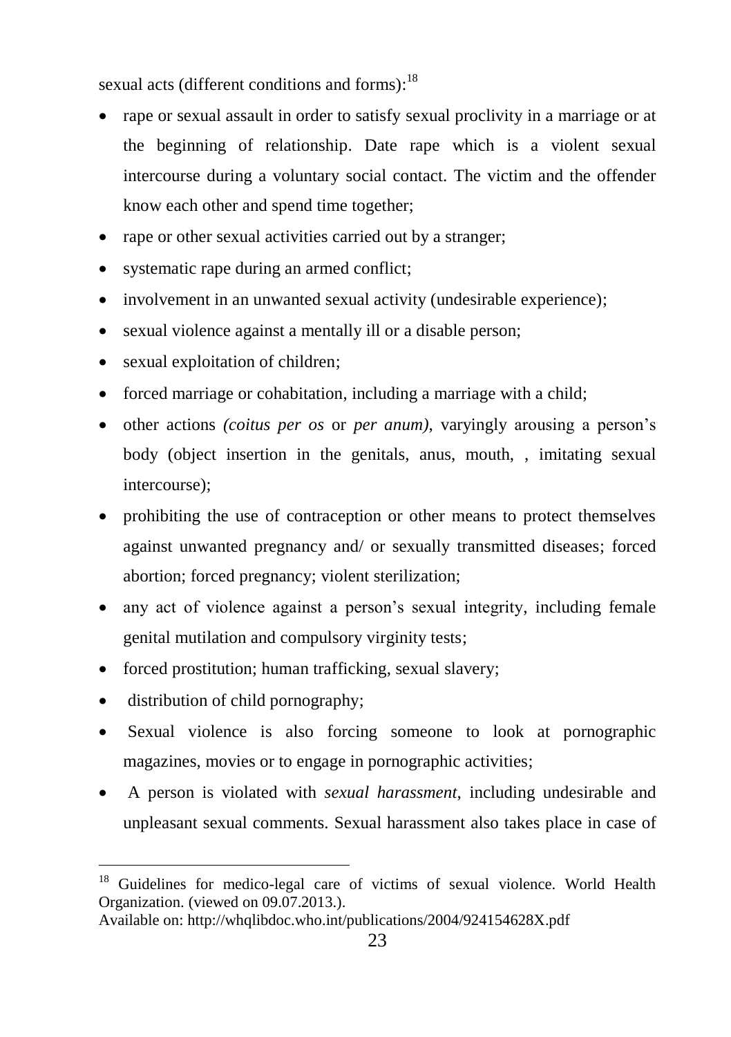sexual acts (different conditions and forms):[18]

- rape or sexual assault in order to satisfy sexual proclivity in a marriage or at the beginning of relationship. Date rape which is a violent sexual intercourse during a voluntary social contact. The victim and the offender know each other and spend time together;
- rape or other sexual activities carried out by a stranger;
- systematic rape during an armed conflict;
- involvement in an unwanted sexual activity (undesirable experience);
- sexual violence against a mentally ill or a disable person;
- sexual exploitation of children;
- forced marriage or cohabitation, including a marriage with a child;
- other actions *(coitus per os* or *per anum)*, varyingly arousing a person's body (object insertion in the genitals, anus, mouth, , imitating sexual intercourse);
- prohibiting the use of contraception or other means to protect themselves against unwanted pregnancy and/ or sexually transmitted diseases; forced abortion; forced pregnancy; violent sterilization;
- any act of violence against a person's sexual integrity, including female genital mutilation and compulsory virginity tests;
- forced prostitution; human trafficking, sexual slavery;
- distribution of child pornography;
- Sexual violence is also forcing someone to look at pornographic magazines, movies or to engage in pornographic activities;
- A person is violated with *sexual harassment*, including undesirable and unpleasant sexual comments. Sexual harassment also takes place in case of

---

[18] Guidelines for medico-legal care of victims of sexual violence. World Health Organization. (viewed on 09.07.2013.).
Available on: http://whqlibdoc.who.int/publications/2004/924154628X.pdf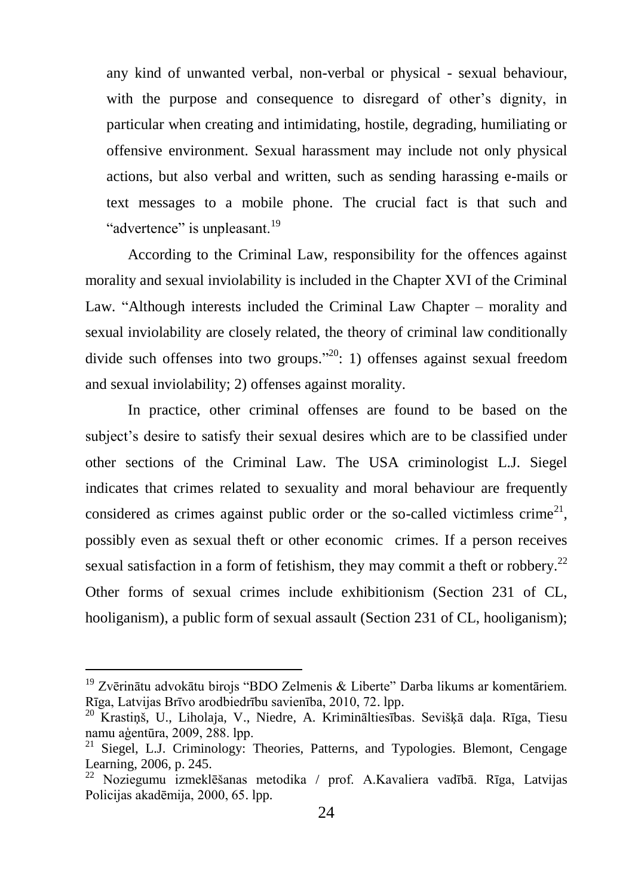any kind of unwanted verbal, non-verbal or physical - sexual behaviour, with the purpose and consequence to disregard of other's dignity, in particular when creating and intimidating, hostile, degrading, humiliating or offensive environment. Sexual harassment may include not only physical actions, but also verbal and written, such as sending harassing e-mails or text messages to a mobile phone. The crucial fact is that such and "advertence" is unpleasant.[19]

According to the Criminal Law, responsibility for the offences against morality and sexual inviolability is included in the Chapter XVI of the Criminal Law. "Although interests included the Criminal Law Chapter – morality and sexual inviolability are closely related, the theory of criminal law conditionally divide such offenses into two groups."[20]: 1) offenses against sexual freedom and sexual inviolability; 2) offenses against morality.

In practice, other criminal offenses are found to be based on the subject's desire to satisfy their sexual desires which are to be classified under other sections of the Criminal Law. The USA criminologist L.J. Siegel indicates that crimes related to sexuality and moral behaviour are frequently considered as crimes against public order or the so-called victimless crime[21], possibly even as sexual theft or other economic crimes. If a person receives sexual satisfaction in a form of fetishism, they may commit a theft or robbery.[22] Other forms of sexual crimes include exhibitionism (Section 231 of CL, hooliganism), a public form of sexual assault (Section 231 of CL, hooliganism);

---

[19] Zvērinātu advokātu birojs "BDO Zelmenis & Liberte" Darba likums ar komentāriem. Rīga, Latvijas Brīvo arodbiedrību savienība, 2010, 72. lpp.

[20] Krastiņš, U., Liholaja, V., Niedre, A. Krimināltiesības. Sevišķā daļa. Rīga, Tiesu namu aģentūra, 2009, 288. lpp.

[21] Siegel, L.J. Criminology: Theories, Patterns, and Typologies. Blemont, Cengage Learning, 2006, p. 245.

[22] Noziegumu izmeklēšanas metodika / prof. A.Kavaliera vadībā. Rīga, Latvijas Policijas akadēmija, 2000, 65. lpp.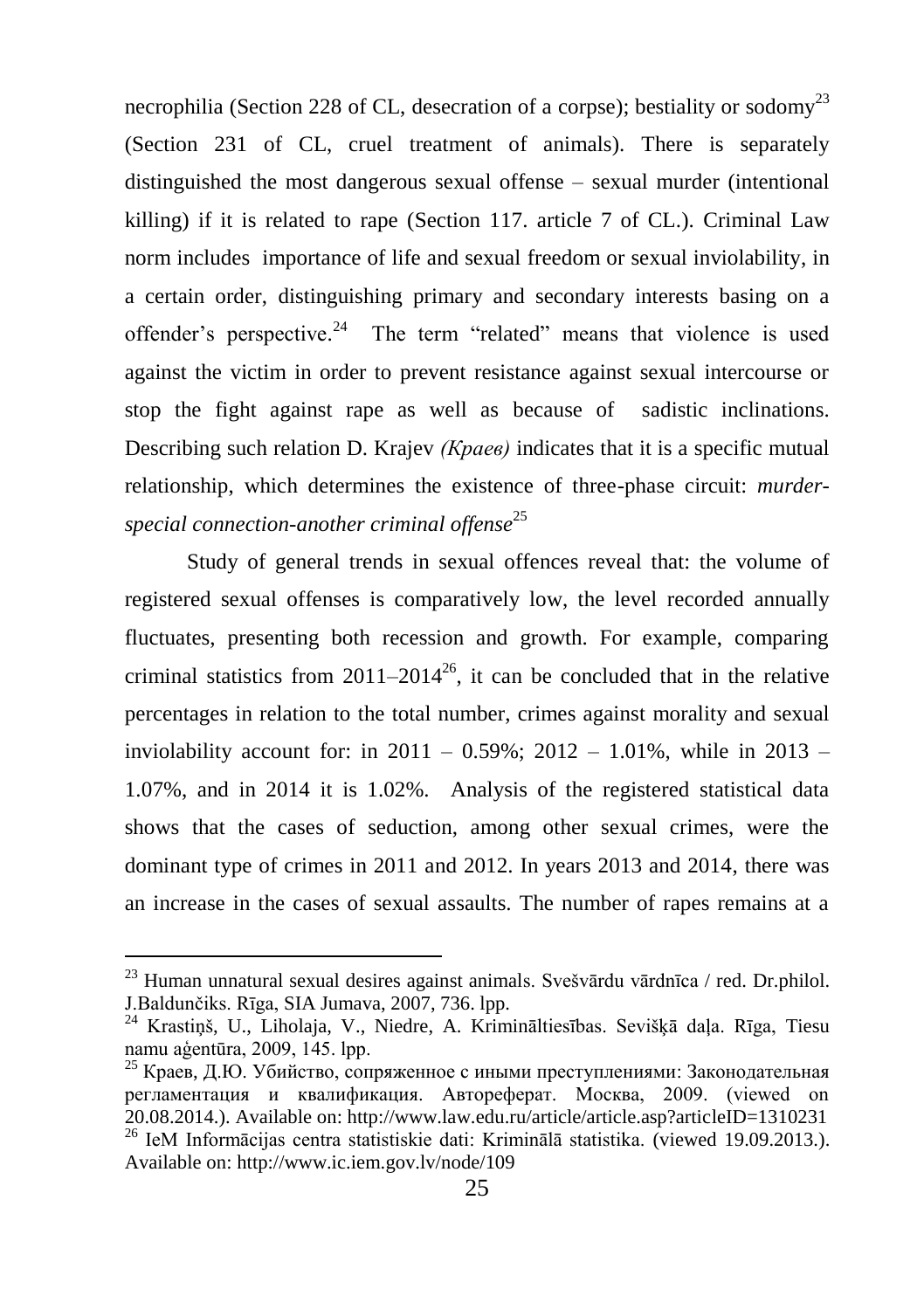necrophilia (Section 228 of CL, desecration of a corpse); bestiality or sodomy[23] (Section 231 of CL, cruel treatment of animals). There is separately distinguished the most dangerous sexual offense – sexual murder (intentional killing) if it is related to rape (Section 117. article 7 of CL.). Criminal Law norm includes importance of life and sexual freedom or sexual inviolability, in a certain order, distinguishing primary and secondary interests basing on a offender's perspective.[24] The term "related" means that violence is used against the victim in order to prevent resistance against sexual intercourse or stop the fight against rape as well as because of sadistic inclinations. Describing such relation D. Krajev *(Краев)* indicates that it is a specific mutual relationship, which determines the existence of three-phase circuit: *murder-special connection-another criminal offense*[25]

Study of general trends in sexual offences reveal that: the volume of registered sexual offenses is comparatively low, the level recorded annually fluctuates, presenting both recession and growth. For example, comparing criminal statistics from 2011–2014[26], it can be concluded that in the relative percentages in relation to the total number, crimes against morality and sexual inviolability account for: in 2011 – 0.59%; 2012 – 1.01%, while in 2013 – 1.07%, and in 2014 it is 1.02%. Analysis of the registered statistical data shows that the cases of seduction, among other sexual crimes, were the dominant type of crimes in 2011 and 2012. In years 2013 and 2014, there was an increase in the cases of sexual assaults. The number of rapes remains at a

---

[23] Human unnatural sexual desires against animals. Svešvārdu vārdnīca / red. Dr.philol. J.Baldunčiks. Rīga, SIA Jumava, 2007, 736. lpp.

[24] Krastiņš, U., Liholaja, V., Niedre, A. Krimināltiesības. Sevišķā daļa. Rīga, Tiesu namu aģentūra, 2009, 145. lpp.

[25] Краев, Д.Ю. Убийство, сопряженное с иными преступлениями: Законодательная регламентация и квалификация. Автореферат. Москва, 2009. (viewed on 20.08.2014.). Available on: http://www.law.edu.ru/article/article.asp?articleID=1310231

[26] IeM Informācijas centra statistiskie dati: Kriminālā statistika. (viewed 19.09.2013.). Available on: http://www.ic.iem.gov.lv/node/109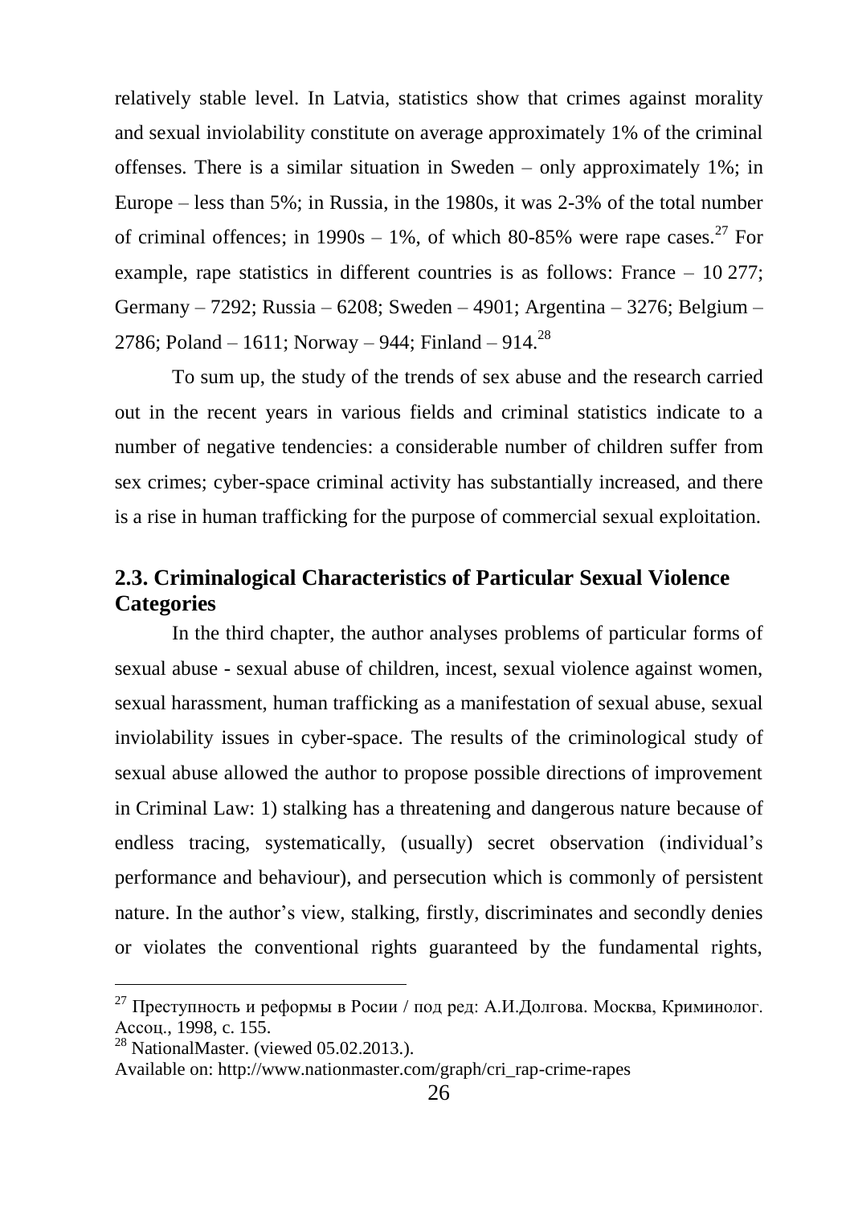relatively stable level. In Latvia, statistics show that crimes against morality and sexual inviolability constitute on average approximately 1% of the criminal offenses. There is a similar situation in Sweden – only approximately 1%; in Europe – less than 5%; in Russia, in the 1980s, it was 2-3% of the total number of criminal offences; in 1990s – 1%, of which 80-85% were rape cases.[27] For example, rape statistics in different countries is as follows: France – 10 277; Germany – 7292; Russia – 6208; Sweden – 4901; Argentina – 3276; Belgium – 2786; Poland – 1611; Norway – 944; Finland – 914.[28]

To sum up, the study of the trends of sex abuse and the research carried out in the recent years in various fields and criminal statistics indicate to a number of negative tendencies: a considerable number of children suffer from sex crimes; cyber-space criminal activity has substantially increased, and there is a rise in human trafficking for the purpose of commercial sexual exploitation.

## 2.3. Criminalogical Characteristics of Particular Sexual Violence Categories

In the third chapter, the author analyses problems of particular forms of sexual abuse - sexual abuse of children, incest, sexual violence against women, sexual harassment, human trafficking as a manifestation of sexual abuse, sexual inviolability issues in cyber-space. The results of the criminological study of sexual abuse allowed the author to propose possible directions of improvement in Criminal Law: 1) stalking has a threatening and dangerous nature because of endless tracing, systematically, (usually) secret observation (individual's performance and behaviour), and persecution which is commonly of persistent nature. In the author's view, stalking, firstly, discriminates and secondly denies or violates the conventional rights guaranteed by the fundamental rights,

---

[27] Преступность и реформы в Росии / под ред: А.И.Долгова. Москва, Криминолог. Ассоц., 1998, с. 155.

[28] NationalMaster. (viewed 05.02.2013.). Available on: http://www.nationmaster.com/graph/cri_rap-crime-rapes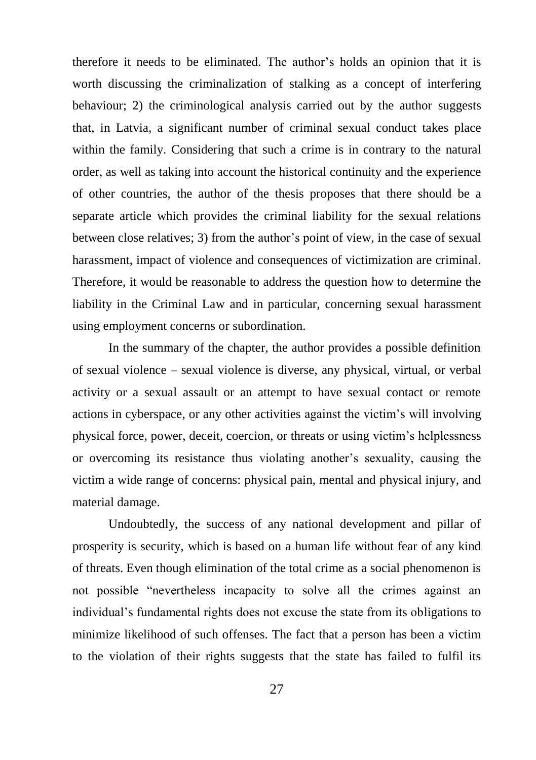therefore it needs to be eliminated. The author's holds an opinion that it is worth discussing the criminalization of stalking as a concept of interfering behaviour; 2) the criminological analysis carried out by the author suggests that, in Latvia, a significant number of criminal sexual conduct takes place within the family. Considering that such a crime is in contrary to the natural order, as well as taking into account the historical continuity and the experience of other countries, the author of the thesis proposes that there should be a separate article which provides the criminal liability for the sexual relations between close relatives; 3) from the author's point of view, in the case of sexual harassment, impact of violence and consequences of victimization are criminal. Therefore, it would be reasonable to address the question how to determine the liability in the Criminal Law and in particular, concerning sexual harassment using employment concerns or subordination.

In the summary of the chapter, the author provides a possible definition of sexual violence – sexual violence is diverse, any physical, virtual, or verbal activity or a sexual assault or an attempt to have sexual contact or remote actions in cyberspace, or any other activities against the victim's will involving physical force, power, deceit, coercion, or threats or using victim's helplessness or overcoming its resistance thus violating another's sexuality, causing the victim a wide range of concerns: physical pain, mental and physical injury, and material damage.

Undoubtedly, the success of any national development and pillar of prosperity is security, which is based on a human life without fear of any kind of threats. Even though elimination of the total crime as a social phenomenon is not possible "nevertheless incapacity to solve all the crimes against an individual's fundamental rights does not excuse the state from its obligations to minimize likelihood of such offenses. The fact that a person has been a victim to the violation of their rights suggests that the state has failed to fulfil its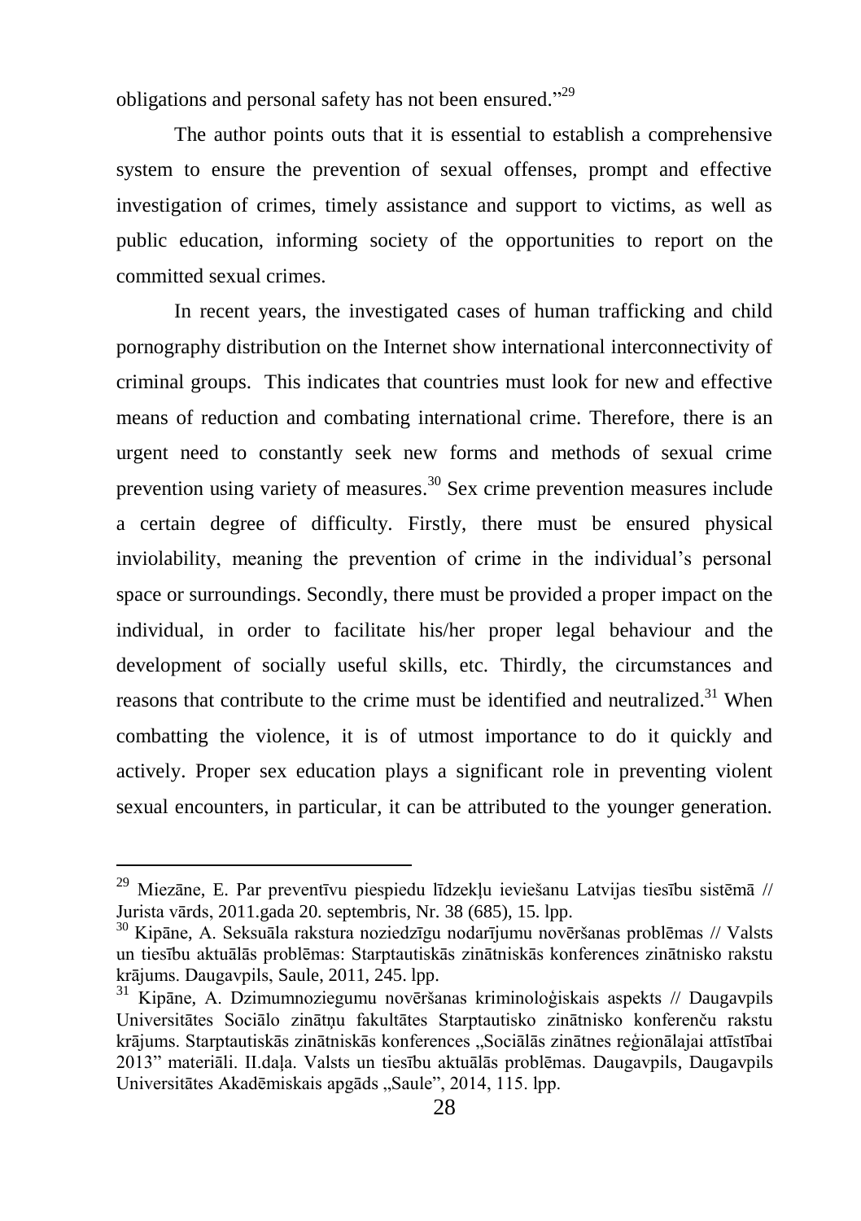obligations and personal safety has not been ensured."[29]

The author points outs that it is essential to establish a comprehensive system to ensure the prevention of sexual offenses, prompt and effective investigation of crimes, timely assistance and support to victims, as well as public education, informing society of the opportunities to report on the committed sexual crimes.

In recent years, the investigated cases of human trafficking and child pornography distribution on the Internet show international interconnectivity of criminal groups. This indicates that countries must look for new and effective means of reduction and combating international crime. Therefore, there is an urgent need to constantly seek new forms and methods of sexual crime prevention using variety of measures.[30] Sex crime prevention measures include a certain degree of difficulty. Firstly, there must be ensured physical inviolability, meaning the prevention of crime in the individual's personal space or surroundings. Secondly, there must be provided a proper impact on the individual, in order to facilitate his/her proper legal behaviour and the development of socially useful skills, etc. Thirdly, the circumstances and reasons that contribute to the crime must be identified and neutralized.[31] When combatting the violence, it is of utmost importance to do it quickly and actively. Proper sex education plays a significant role in preventing violent sexual encounters, in particular, it can be attributed to the younger generation.

---

[29] Miezāne, E. Par preventīvu piespiedu līdzekļu ieviešanu Latvijas tiesību sistēmā // Jurista vārds, 2011.gada 20. septembris, Nr. 38 (685), 15. lpp.

[30] Kipāne, A. Seksuāla rakstura noziedzīgu nodarījumu novēršanas problēmas // Valsts un tiesību aktuālās problēmas: Starptautiskās zinātniskās konferences zinātnisko rakstu krājums. Daugavpils, Saule, 2011, 245. lpp.

[31] Kipāne, A. Dzimumnoziegumu novēršanas kriminoloģiskais aspekts // Daugavpils Universitātes Sociālo zinātņu fakultātes Starptautisko zinātnisko konferenču rakstu krājums. Starptautiskās zinātniskās konferences „Sociālās zinātnes reģionālajai attīstībai 2013" materiāli. II.daļa. Valsts un tiesību aktuālās problēmas. Daugavpils, Daugavpils Universitātes Akadēmiskais apgāds „Saule", 2014, 115. lpp.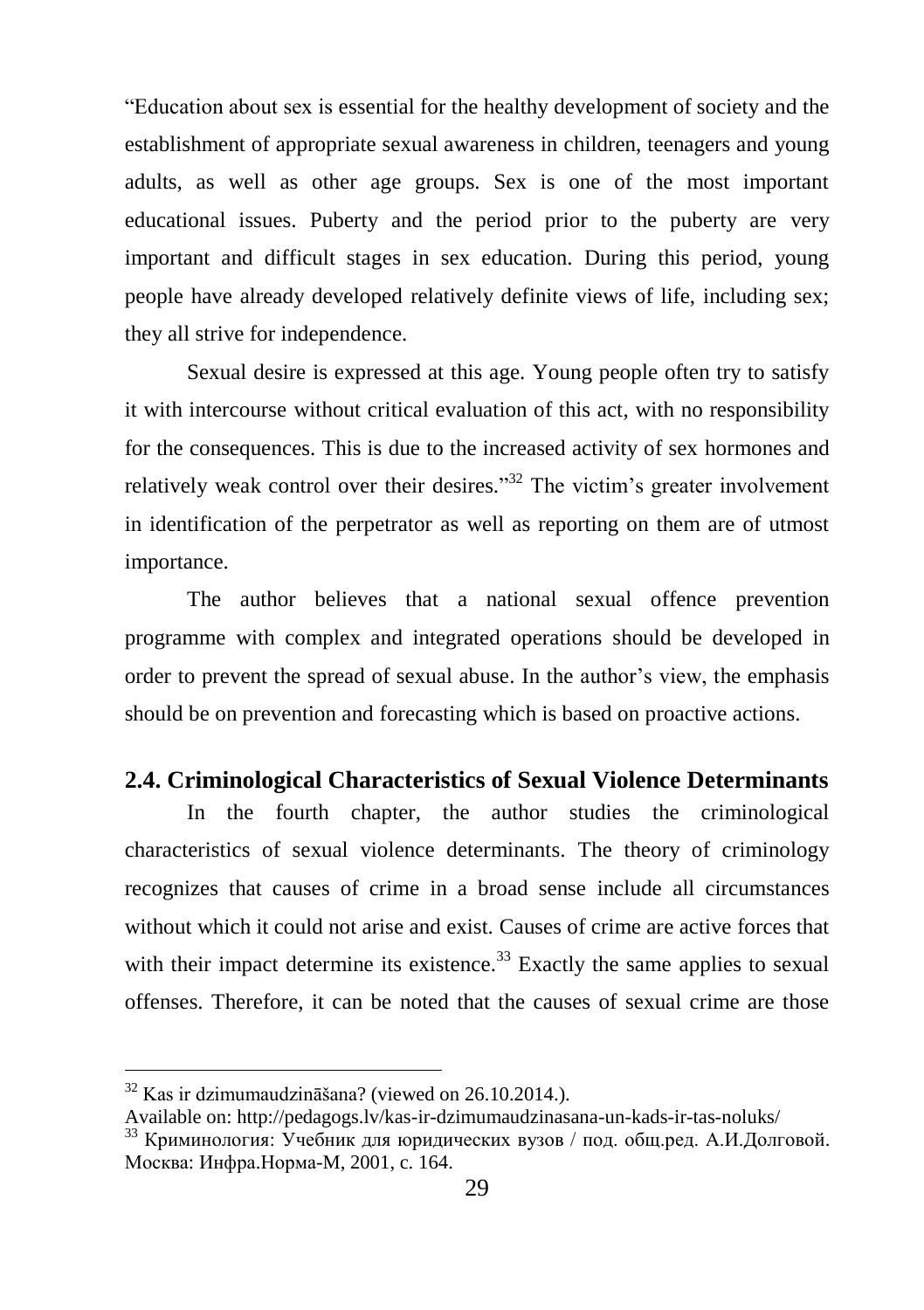"Education about sex is essential for the healthy development of society and the establishment of appropriate sexual awareness in children, teenagers and young adults, as well as other age groups. Sex is one of the most important educational issues. Puberty and the period prior to the puberty are very important and difficult stages in sex education. During this period, young people have already developed relatively definite views of life, including sex; they all strive for independence.

Sexual desire is expressed at this age. Young people often try to satisfy it with intercourse without critical evaluation of this act, with no responsibility for the consequences. This is due to the increased activity of sex hormones and relatively weak control over their desires."[32] The victim's greater involvement in identification of the perpetrator as well as reporting on them are of utmost importance.

The author believes that a national sexual offence prevention programme with complex and integrated operations should be developed in order to prevent the spread of sexual abuse. In the author's view, the emphasis should be on prevention and forecasting which is based on proactive actions.

## 2.4. Criminological Characteristics of Sexual Violence Determinants

In the fourth chapter, the author studies the criminological characteristics of sexual violence determinants. The theory of criminology recognizes that causes of crime in a broad sense include all circumstances without which it could not arise and exist. Causes of crime are active forces that with their impact determine its existence.[33] Exactly the same applies to sexual offenses. Therefore, it can be noted that the causes of sexual crime are those

---

[32] Kas ir dzimumaudzināšana? (viewed on 26.10.2014.). Available on: http://pedagogs.lv/kas-ir-dzimumaudzinasana-un-kads-ir-tas-noluks/

[33] Криминология: Учебник для юридических вузов / под. общ.ред. А.И.Долговой. Москва: Инфра.Норма-М, 2001, c. 164.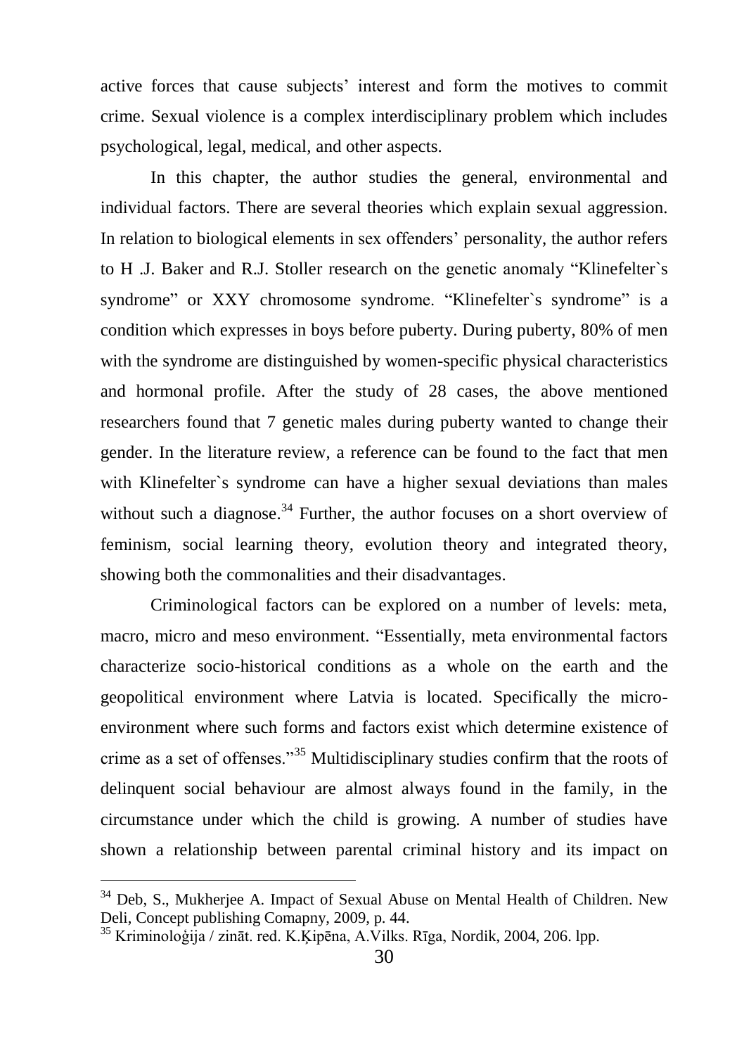active forces that cause subjects' interest and form the motives to commit crime. Sexual violence is a complex interdisciplinary problem which includes psychological, legal, medical, and other aspects.

In this chapter, the author studies the general, environmental and individual factors. There are several theories which explain sexual aggression. In relation to biological elements in sex offenders' personality, the author refers to H .J. Baker and R.J. Stoller research on the genetic anomaly "Klinefelter`s syndrome" or XXY chromosome syndrome. "Klinefelter`s syndrome" is a condition which expresses in boys before puberty. During puberty, 80% of men with the syndrome are distinguished by women-specific physical characteristics and hormonal profile. After the study of 28 cases, the above mentioned researchers found that 7 genetic males during puberty wanted to change their gender. In the literature review, a reference can be found to the fact that men with Klinefelter`s syndrome can have a higher sexual deviations than males without such a diagnose.[34] Further, the author focuses on a short overview of feminism, social learning theory, evolution theory and integrated theory, showing both the commonalities and their disadvantages.

Criminological factors can be explored on a number of levels: meta, macro, micro and meso environment. "Essentially, meta environmental factors characterize socio-historical conditions as a whole on the earth and the geopolitical environment where Latvia is located. Specifically the micro-environment where such forms and factors exist which determine existence of crime as a set of offenses."[35] Multidisciplinary studies confirm that the roots of delinquent social behaviour are almost always found in the family, in the circumstance under which the child is growing. A number of studies have shown a relationship between parental criminal history and its impact on

---

[34] Deb, S., Mukherjee A. Impact of Sexual Abuse on Mental Health of Children. New Deli, Concept publishing Comapny, 2009, p. 44.

[35] Kriminoloģija / zināt. red. K.Ķipēna, A.Vilks. Rīga, Nordik, 2004, 206. lpp.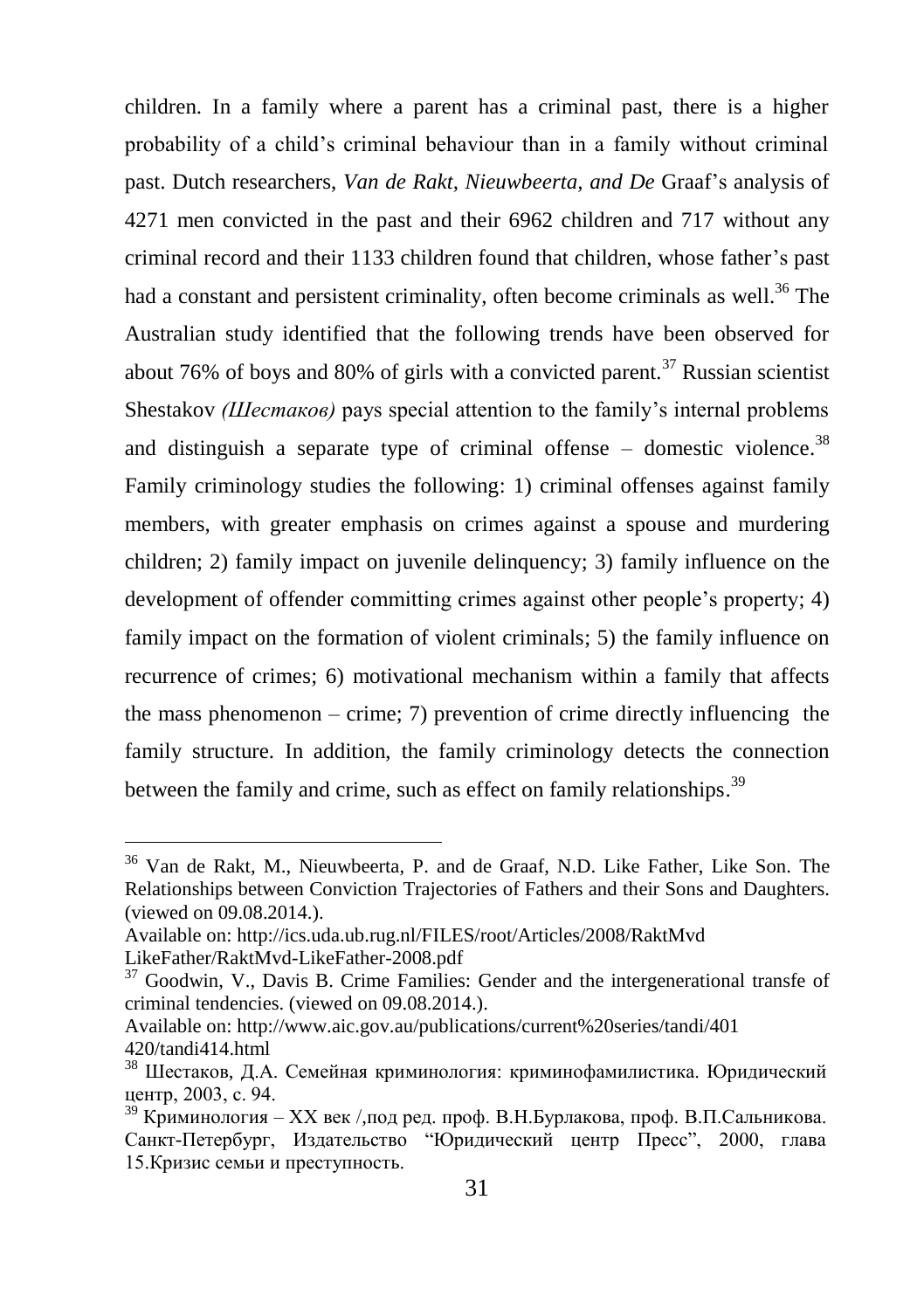children. In a family where a parent has a criminal past, there is a higher probability of a child's criminal behaviour than in a family without criminal past. Dutch researchers, *Van de Rakt, Nieuwbeerta, and De* Graaf's analysis of 4271 men convicted in the past and their 6962 children and 717 without any criminal record and their 1133 children found that children, whose father's past had a constant and persistent criminality, often become criminals as well.[36] The Australian study identified that the following trends have been observed for about 76% of boys and 80% of girls with a convicted parent.[37] Russian scientist Shestakov *(Шестаков)* pays special attention to the family's internal problems and distinguish a separate type of criminal offense – domestic violence.[38] Family criminology studies the following: 1) criminal offenses against family members, with greater emphasis on crimes against a spouse and murdering children; 2) family impact on juvenile delinquency; 3) family influence on the development of offender committing crimes against other people's property; 4) family impact on the formation of violent criminals; 5) the family influence on recurrence of crimes; 6) motivational mechanism within a family that affects the mass phenomenon – crime; 7) prevention of crime directly influencing the family structure. In addition, the family criminology detects the connection between the family and crime, such as effect on family relationships.[39]

---

[36] Van de Rakt, M., Nieuwbeerta, P. and de Graaf, N.D. Like Father, Like Son. The Relationships between Conviction Trajectories of Fathers and their Sons and Daughters. (viewed on 09.08.2014.).
Available on: http://ics.uda.ub.rug.nl/FILES/root/Articles/2008/RaktMvd LikeFather/RaktMvd-LikeFather-2008.pdf

[37] Goodwin, V., Davis B. Crime Families: Gender and the intergenerational transfe of criminal tendencies. (viewed on 09.08.2014.).
Available on: http://www.aic.gov.au/publications/current%20series/tandi/401 420/tandi414.html

[38] Шестаков, Д.А. Семейная криминология: криминофамилистика. Юридический центр, 2003, с. 94.

[39] Криминология – XX век /,под ред. проф. В.Н.Бурлакова, проф. В.П.Сальникова. Санкт-Петербург, Издательство "Юридический центр Пресс", 2000, глава 15.Кризис семьи и преступность.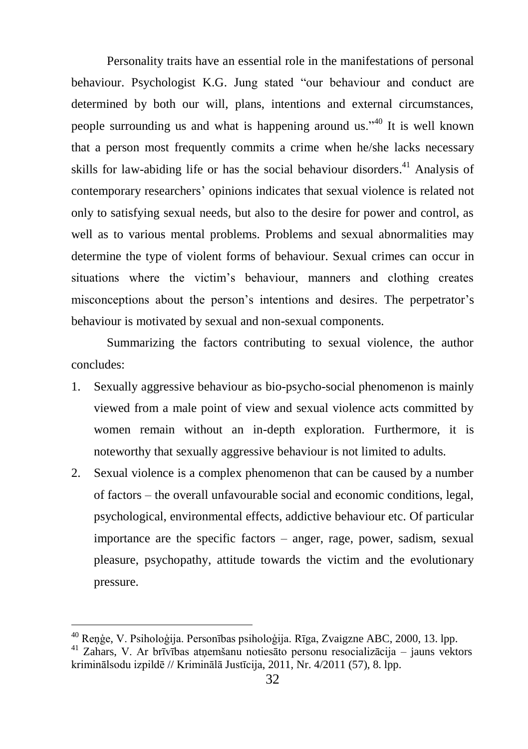Personality traits have an essential role in the manifestations of personal behaviour. Psychologist K.G. Jung stated "our behaviour and conduct are determined by both our will, plans, intentions and external circumstances, people surrounding us and what is happening around us."[40] It is well known that a person most frequently commits a crime when he/she lacks necessary skills for law-abiding life or has the social behaviour disorders.[41] Analysis of contemporary researchers' opinions indicates that sexual violence is related not only to satisfying sexual needs, but also to the desire for power and control, as well as to various mental problems. Problems and sexual abnormalities may determine the type of violent forms of behaviour. Sexual crimes can occur in situations where the victim's behaviour, manners and clothing creates misconceptions about the person's intentions and desires. The perpetrator's behaviour is motivated by sexual and non-sexual components.

Summarizing the factors contributing to sexual violence, the author concludes:

1. Sexually aggressive behaviour as bio-psycho-social phenomenon is mainly viewed from a male point of view and sexual violence acts committed by women remain without an in-depth exploration. Furthermore, it is noteworthy that sexually aggressive behaviour is not limited to adults.
2. Sexual violence is a complex phenomenon that can be caused by a number of factors – the overall unfavourable social and economic conditions, legal, psychological, environmental effects, addictive behaviour etc. Of particular importance are the specific factors – anger, rage, power, sadism, sexual pleasure, psychopathy, attitude towards the victim and the evolutionary pressure.

---

[40] Reņģe, V. Psiholoģija. Personības psiholoģija. Rīga, Zvaigzne ABC, 2000, 13. lpp.

[41] Zahars, V. Ar brīvības atņemšanu notiesāto personu resocializācija – jauns vektors kriminālsodu izpildē // Kriminālā Justīcija, 2011, Nr. 4/2011 (57), 8. lpp.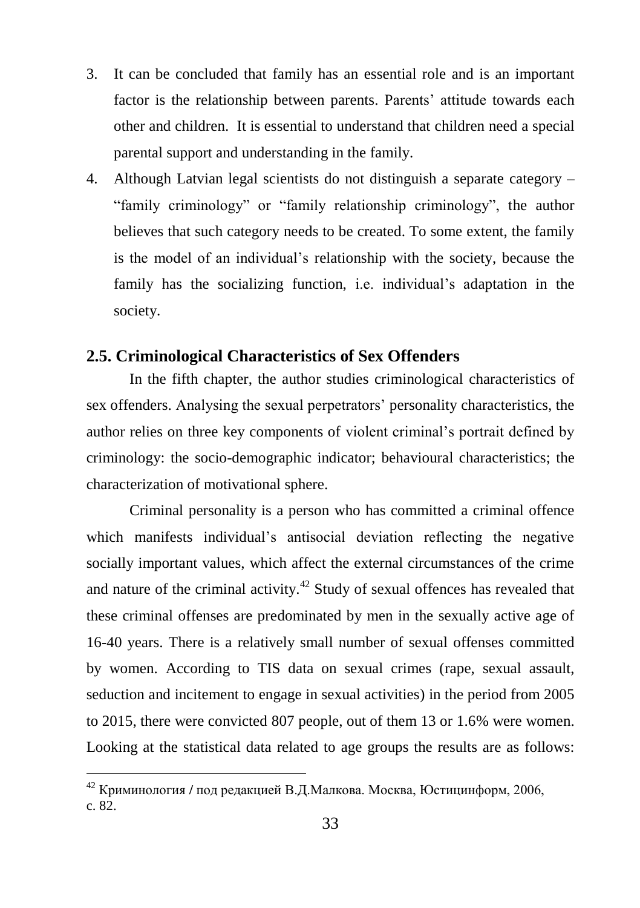3. It can be concluded that family has an essential role and is an important factor is the relationship between parents. Parents' attitude towards each other and children. It is essential to understand that children need a special parental support and understanding in the family.
4. Although Latvian legal scientists do not distinguish a separate category – "family criminology" or "family relationship criminology", the author believes that such category needs to be created. To some extent, the family is the model of an individual's relationship with the society, because the family has the socializing function, i.e. individual's adaptation in the society.

## 2.5. Criminological Characteristics of Sex Offenders

In the fifth chapter, the author studies criminological characteristics of sex offenders. Analysing the sexual perpetrators' personality characteristics, the author relies on three key components of violent criminal's portrait defined by criminology: the socio-demographic indicator; behavioural characteristics; the characterization of motivational sphere.

Criminal personality is a person who has committed a criminal offence which manifests individual's antisocial deviation reflecting the negative socially important values, which affect the external circumstances of the crime and nature of the criminal activity.[42] Study of sexual offences has revealed that these criminal offenses are predominated by men in the sexually active age of 16-40 years. There is a relatively small number of sexual offenses committed by women. According to TIS data on sexual crimes (rape, sexual assault, seduction and incitement to engage in sexual activities) in the period from 2005 to 2015, there were convicted 807 people, out of them 13 or 1.6% were women. Looking at the statistical data related to age groups the results are as follows:

---

[42] Криминология / под редакцией В.Д.Малкова. Москва, Юстицинформ, 2006, с. 82.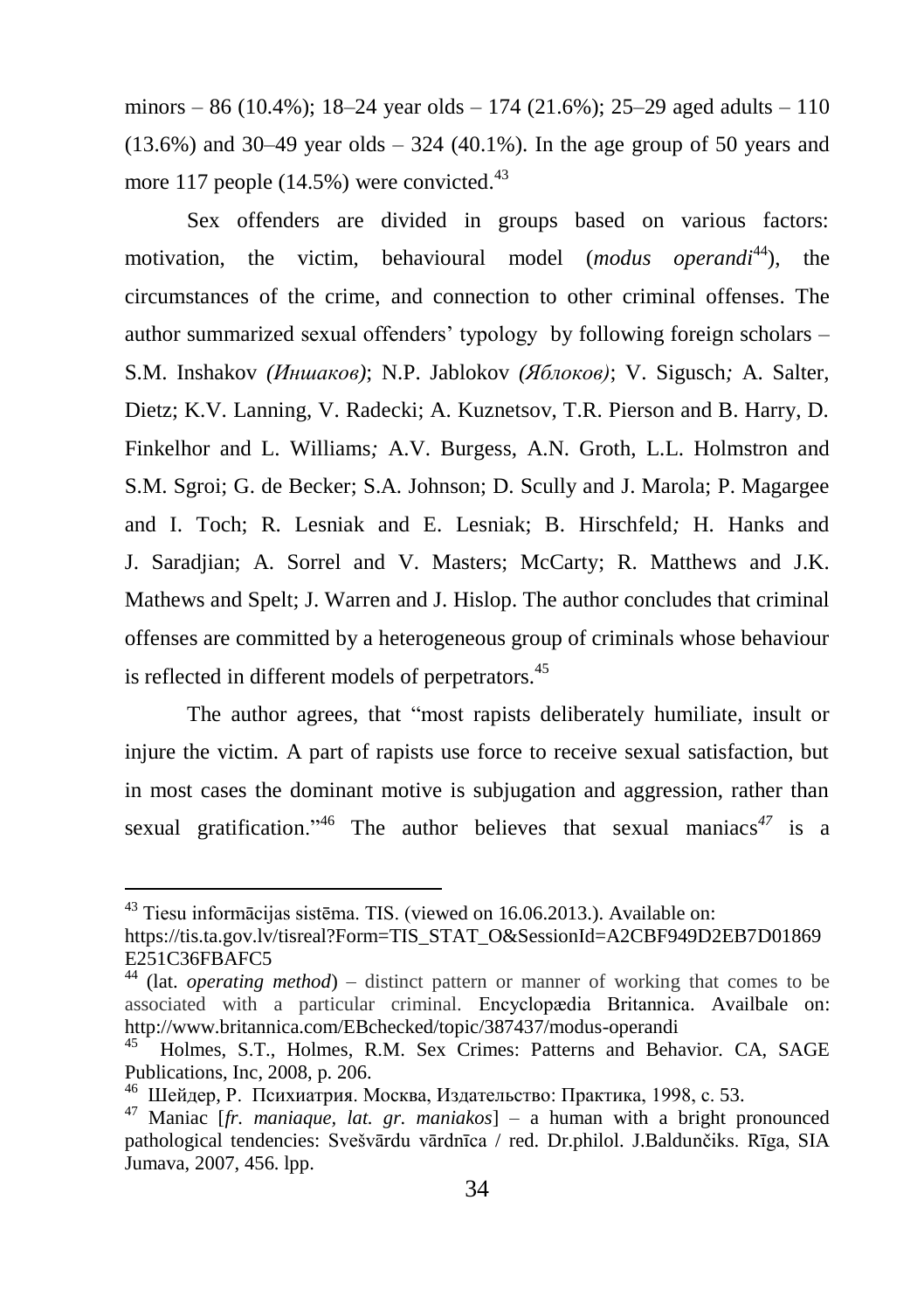minors – 86 (10.4%); 18–24 year olds – 174 (21.6%); 25–29 aged adults – 110 (13.6%) and 30–49 year olds – 324 (40.1%). In the age group of 50 years and more 117 people (14.5%) were convicted.[43]

Sex offenders are divided in groups based on various factors: motivation, the victim, behavioural model (*modus operandi*[44]), the circumstances of the crime, and connection to other criminal offenses. The author summarized sexual offenders' typology by following foreign scholars – S.M. Inshakov *(Иншаков)*; N.P. Jablokov *(Яблоков)*; V. Sigusch*;* A. Salter, Dietz; K.V. Lanning, V. Radecki; A. Kuznetsov, T.R. Pierson and B. Harry, D. Finkelhor and L. Williams*;* A.V. Burgess, A.N. Groth, L.L. Holmstron and S.M. Sgroi; G. de Becker; S.A. Johnson; D. Scully and J. Marola; P. Magargee and I. Toch; R. Lesniak and E. Lesniak; B. Hirschfeld*;* H. Hanks and J. Saradjian; A. Sorrel and V. Masters; McCarty; R. Matthews and J.K. Mathews and Spelt; J. Warren and J. Hislop. The author concludes that criminal offenses are committed by a heterogeneous group of criminals whose behaviour is reflected in different models of perpetrators.[45]

The author agrees, that "most rapists deliberately humiliate, insult or injure the victim. A part of rapists use force to receive sexual satisfaction, but in most cases the dominant motive is subjugation and aggression, rather than sexual gratification."[46] The author believes that sexual maniacs*[47]* is a

---

[43] Tiesu informācijas sistēma. TIS. (viewed on 16.06.2013.). Available on: https://tis.ta.gov.lv/tisreal?Form=TIS_STAT_O&SessionId=A2CBF949D2EB7D01869E251C36FBAFC5

[44] (lat. *operating method*) – distinct pattern or manner of working that comes to be associated with a particular criminal. Encyclopædia Britannica. Availbale on: http://www.britannica.com/EBchecked/topic/387437/modus-operandi

[45] Holmes, S.T., Holmes, R.M. Sex Crimes: Patterns and Behavior. CA, SAGE Publications, Inc, 2008, p. 206.

[46] Шейдер, Р. Психиатрия. Москва, Издательство: Практика, 1998, с. 53.

[47] Maniac [*fr. maniaque, lat. gr. maniakos*] – a human with a bright pronounced pathological tendencies: Svešvārdu vārdnīca / red. Dr.philol. J.Baldunčiks. Rīga, SIA Jumava, 2007, 456. lpp.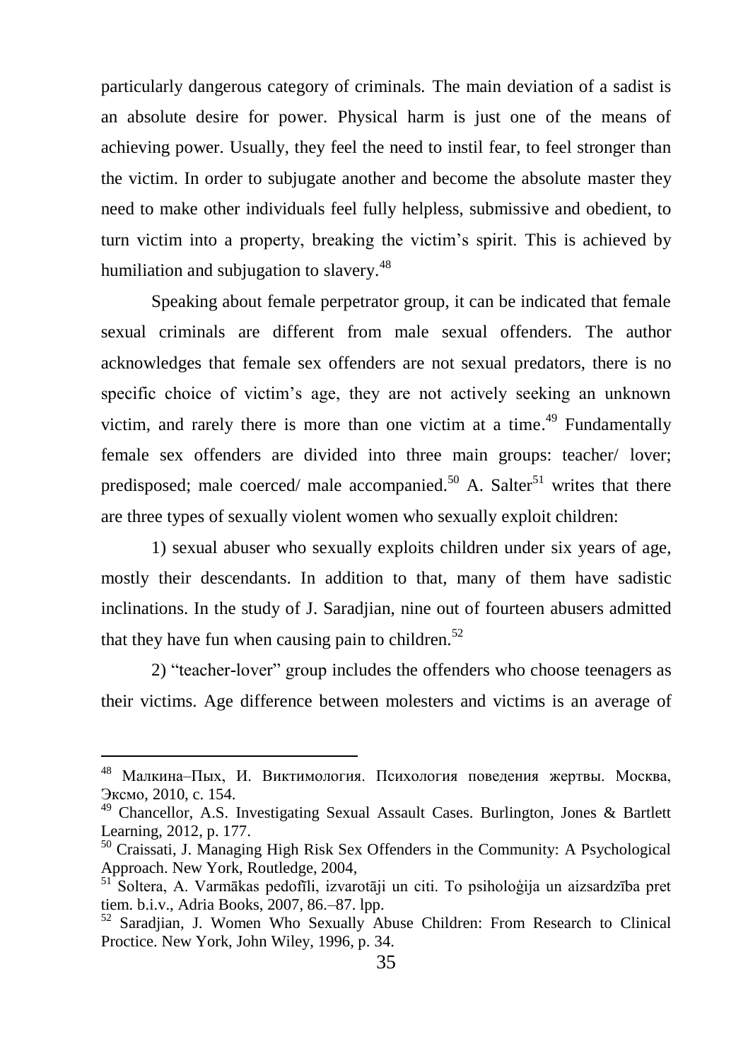particularly dangerous category of criminals. The main deviation of a sadist is an absolute desire for power. Physical harm is just one of the means of achieving power. Usually, they feel the need to instil fear, to feel stronger than the victim. In order to subjugate another and become the absolute master they need to make other individuals feel fully helpless, submissive and obedient, to turn victim into a property, breaking the victim's spirit. This is achieved by humiliation and subjugation to slavery.[48]

Speaking about female perpetrator group, it can be indicated that female sexual criminals are different from male sexual offenders. The author acknowledges that female sex offenders are not sexual predators, there is no specific choice of victim's age, they are not actively seeking an unknown victim, and rarely there is more than one victim at a time.[49] Fundamentally female sex offenders are divided into three main groups: teacher/ lover; predisposed; male coerced/ male accompanied.[50] A. Salter[51] writes that there are three types of sexually violent women who sexually exploit children:

1) sexual abuser who sexually exploits children under six years of age, mostly their descendants. In addition to that, many of them have sadistic inclinations. In the study of J. Saradjian, nine out of fourteen abusers admitted that they have fun when causing pain to children.[52]

2) "teacher-lover" group includes the offenders who choose teenagers as their victims. Age difference between molesters and victims is an average of

---

[48] Малкина–Пых, И. Виктимология. Психология поведения жертвы. Москва, Эксмо, 2010, с. 154.

[49] Chancellor, A.S. Investigating Sexual Assault Cases. Burlington, Jones & Bartlett Learning, 2012, p. 177.

[50] Craissati, J. Managing High Risk Sex Offenders in the Community: A Psychological Approach. New York, Routledge, 2004,

[51] Soltera, A. Varmākas pedofīli, izvarotāji un citi. To psiholoģija un aizsardzība pret tiem. b.i.v., Adria Books, 2007, 86.–87. lpp.

[52] Saradjian, J. Women Who Sexually Abuse Children: From Research to Clinical Proctice. New York, John Wiley, 1996, p. 34.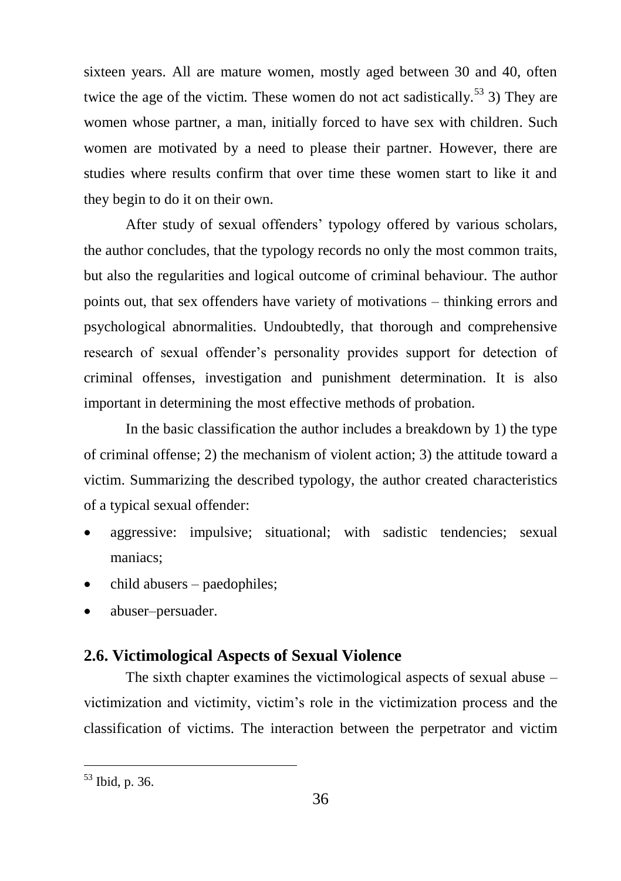sixteen years. All are mature women, mostly aged between 30 and 40, often twice the age of the victim. These women do not act sadistically.[53] 3) They are women whose partner, a man, initially forced to have sex with children. Such women are motivated by a need to please their partner. However, there are studies where results confirm that over time these women start to like it and they begin to do it on their own.

After study of sexual offenders' typology offered by various scholars, the author concludes, that the typology records no only the most common traits, but also the regularities and logical outcome of criminal behaviour. The author points out, that sex offenders have variety of motivations – thinking errors and psychological abnormalities. Undoubtedly, that thorough and comprehensive research of sexual offender's personality provides support for detection of criminal offenses, investigation and punishment determination. It is also important in determining the most effective methods of probation.

In the basic classification the author includes a breakdown by 1) the type of criminal offense; 2) the mechanism of violent action; 3) the attitude toward a victim. Summarizing the described typology, the author created characteristics of a typical sexual offender:

- aggressive: impulsive; situational; with sadistic tendencies; sexual maniacs;
- child abusers – paedophiles;
- abuser–persuader.

## 2.6. Victimological Aspects of Sexual Violence

The sixth chapter examines the victimological aspects of sexual abuse – victimization and victimity, victim's role in the victimization process and the classification of victims. The interaction between the perpetrator and victim

---

[53] Ibid, p. 36.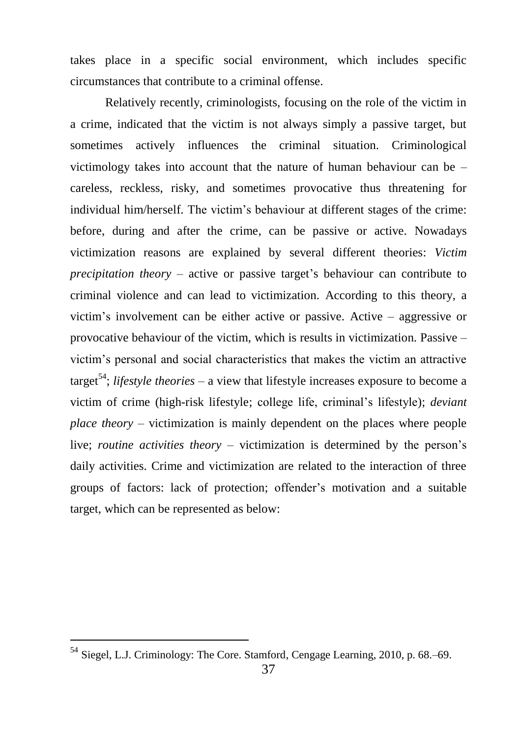takes place in a specific social environment, which includes specific circumstances that contribute to a criminal offense.

Relatively recently, criminologists, focusing on the role of the victim in a crime, indicated that the victim is not always simply a passive target, but sometimes actively influences the criminal situation. Criminological victimology takes into account that the nature of human behaviour can be – careless, reckless, risky, and sometimes provocative thus threatening for individual him/herself. The victim's behaviour at different stages of the crime: before, during and after the crime, can be passive or active. Nowadays victimization reasons are explained by several different theories: *Victim precipitation theory* – active or passive target's behaviour can contribute to criminal violence and can lead to victimization. According to this theory, a victim's involvement can be either active or passive. Active – aggressive or provocative behaviour of the victim, which is results in victimization. Passive – victim's personal and social characteristics that makes the victim an attractive target[54]; *lifestyle theories* – a view that lifestyle increases exposure to become a victim of crime (high-risk lifestyle; college life, criminal's lifestyle); *deviant place theory* – victimization is mainly dependent on the places where people live; *routine activities theory* – victimization is determined by the person's daily activities. Crime and victimization are related to the interaction of three groups of factors: lack of protection; offender's motivation and a suitable target, which can be represented as below:

[54] Siegel, L.J. Criminology: The Core. Stamford, Cengage Learning, 2010, p. 68.–69.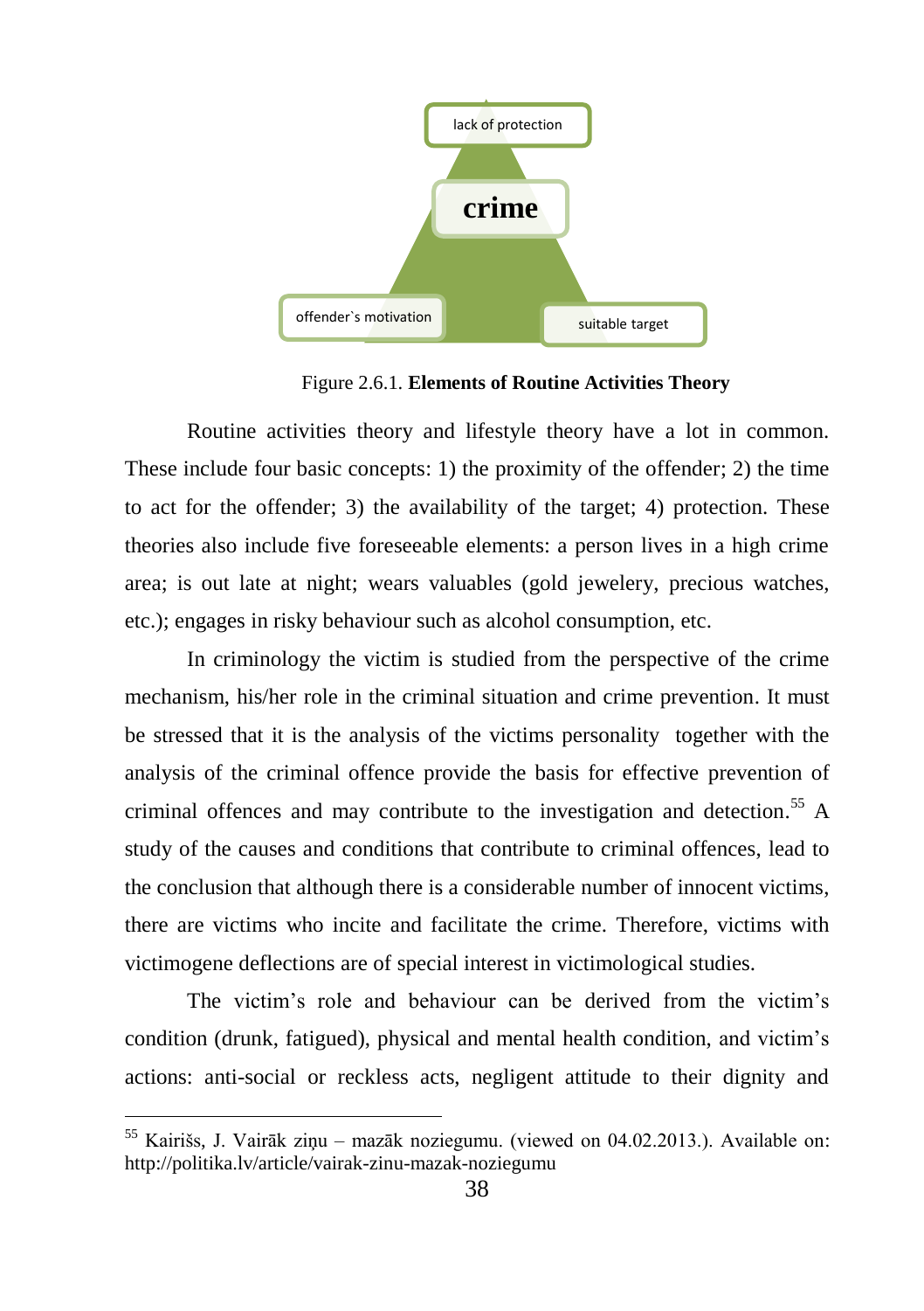lack of protection

**crime**

offender`s motivation

suitable target

Figure 2.6.1. **Elements of Routine Activities Theory**

Routine activities theory and lifestyle theory have a lot in common. These include four basic concepts: 1) the proximity of the offender; 2) the time to act for the offender; 3) the availability of the target; 4) protection. These theories also include five foreseeable elements: a person lives in a high crime area; is out late at night; wears valuables (gold jewelery, precious watches, etc.); engages in risky behaviour such as alcohol consumption, etc.

In criminology the victim is studied from the perspective of the crime mechanism, his/her role in the criminal situation and crime prevention. It must be stressed that it is the analysis of the victims personality together with the analysis of the criminal offence provide the basis for effective prevention of criminal offences and may contribute to the investigation and detection.[55] A study of the causes and conditions that contribute to criminal offences, lead to the conclusion that although there is a considerable number of innocent victims, there are victims who incite and facilitate the crime. Therefore, victims with victimogene deflections are of special interest in victimological studies.

The victim's role and behaviour can be derived from the victim's condition (drunk, fatigued), physical and mental health condition, and victim's actions: anti-social or reckless acts, negligent attitude to their dignity and

---

[55] Kairišs, J. Vairāk ziņu – mazāk noziegumu. (viewed on 04.02.2013.). Available on: http://politika.lv/article/vairak-zinu-mazak-noziegumu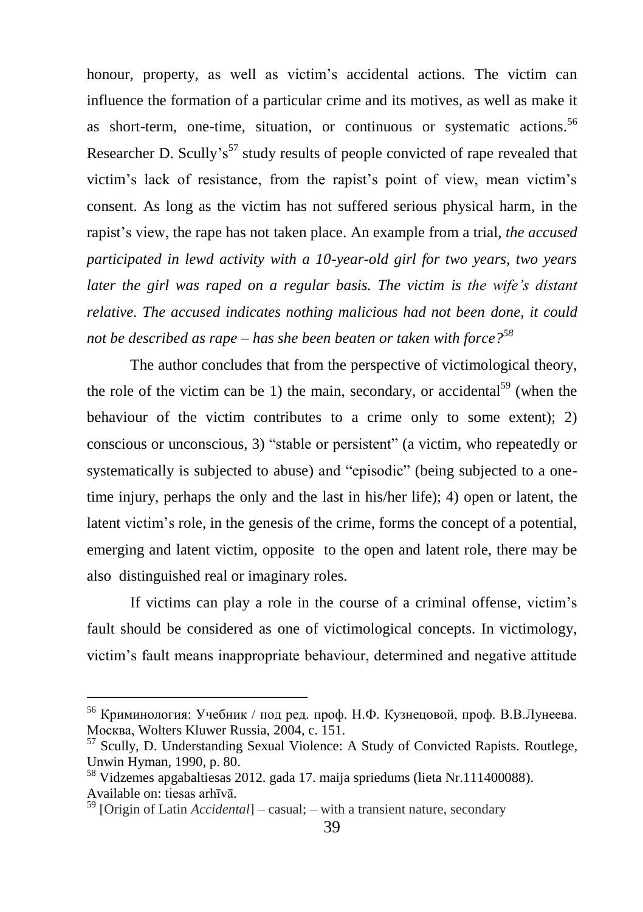honour, property, as well as victim's accidental actions. The victim can influence the formation of a particular crime and its motives, as well as make it as short-term, one-time, situation, or continuous or systematic actions.[56] Researcher D. Scully's[57] study results of people convicted of rape revealed that victim's lack of resistance, from the rapist's point of view, mean victim's consent. As long as the victim has not suffered serious physical harm, in the rapist's view, the rape has not taken place. An example from a trial, *the accused participated in lewd activity with a 10-year-old girl for two years, two years later the girl was raped on a regular basis. The victim is the wife's distant relative. The accused indicates nothing malicious had not been done, it could not be described as rape – has she been beaten or taken with force?*[58]

The author concludes that from the perspective of victimological theory, the role of the victim can be 1) the main, secondary, or accidental[59] (when the behaviour of the victim contributes to a crime only to some extent); 2) conscious or unconscious, 3) "stable or persistent" (a victim, who repeatedly or systematically is subjected to abuse) and "episodic" (being subjected to a one-time injury, perhaps the only and the last in his/her life); 4) open or latent, the latent victim's role, in the genesis of the crime, forms the concept of a potential, emerging and latent victim, opposite to the open and latent role, there may be also distinguished real or imaginary roles.

If victims can play a role in the course of a criminal offense, victim's fault should be considered as one of victimological concepts. In victimology, victim's fault means inappropriate behaviour, determined and negative attitude

---

[56] Криминология: Учебник / под ред. проф. Н.Ф. Кузнецовой, проф. В.В.Лунеева. Москва, Wolters Kluwer Russia, 2004, c. 151.

[57] Scully, D. Understanding Sexual Violence: A Study of Convicted Rapists. Routlege, Unwin Hyman, 1990, p. 80.

[58] Vidzemes apgabaltiesas 2012. gada 17. maija spriedums (lieta Nr.111400088). Available on: tiesas arhīvā.

[59] [Origin of Latin *Accidental*] – casual; – with a transient nature, secondary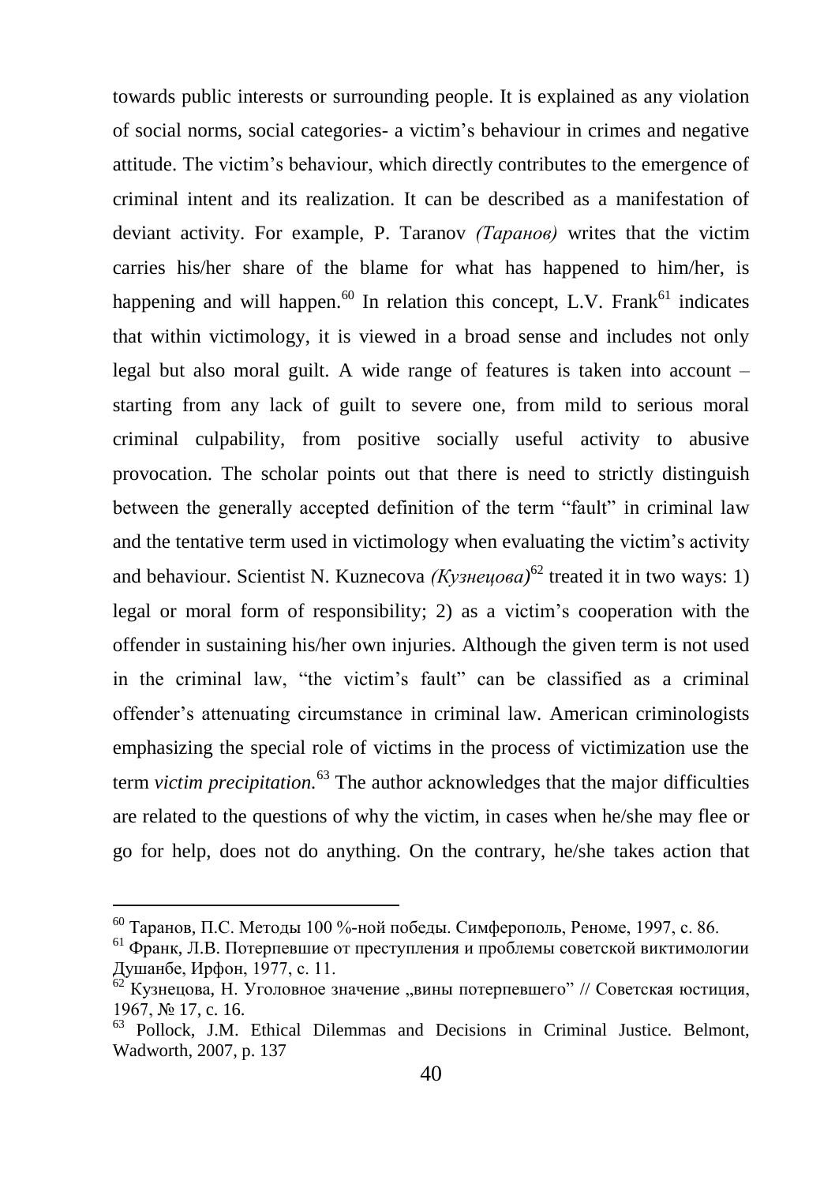towards public interests or surrounding people. It is explained as any violation of social norms, social categories- a victim's behaviour in crimes and negative attitude. The victim's behaviour, which directly contributes to the emergence of criminal intent and its realization. It can be described as a manifestation of deviant activity. For example, P. Taranov *(Таранов)* writes that the victim carries his/her share of the blame for what has happened to him/her, is happening and will happen.[60] In relation this concept, L.V. Frank[61] indicates that within victimology, it is viewed in a broad sense and includes not only legal but also moral guilt. A wide range of features is taken into account – starting from any lack of guilt to severe one, from mild to serious moral criminal culpability, from positive socially useful activity to abusive provocation. The scholar points out that there is need to strictly distinguish between the generally accepted definition of the term "fault" in criminal law and the tentative term used in victimology when evaluating the victim's activity and behaviour. Scientist N. Kuznecova *(Кузнецова)*[62] treated it in two ways: 1) legal or moral form of responsibility; 2) as a victim's cooperation with the offender in sustaining his/her own injuries. Although the given term is not used in the criminal law, "the victim's fault" can be classified as a criminal offender's attenuating circumstance in criminal law. American criminologists emphasizing the special role of victims in the process of victimization use the term *victim precipitation.*[63] The author acknowledges that the major difficulties are related to the questions of why the victim, in cases when he/she may flee or go for help, does not do anything. On the contrary, he/she takes action that

---

[60] Таранов, П.С. Методы 100 %-ной победы. Симферополь, Реноме, 1997, с. 86.

[61] Франк, Л.В. Потерпевшие от преступления и проблемы советской виктимологии Душанбе, Ирфон, 1977, с. 11.

[62] Кузнецова, Н. Уголовное значение „вины потерпевшего" // Советская юстиция, 1967, № 17, с. 16.

[63] Pollock, J.M. Ethical Dilemmas and Decisions in Criminal Justice. Belmont, Wadworth, 2007, p. 137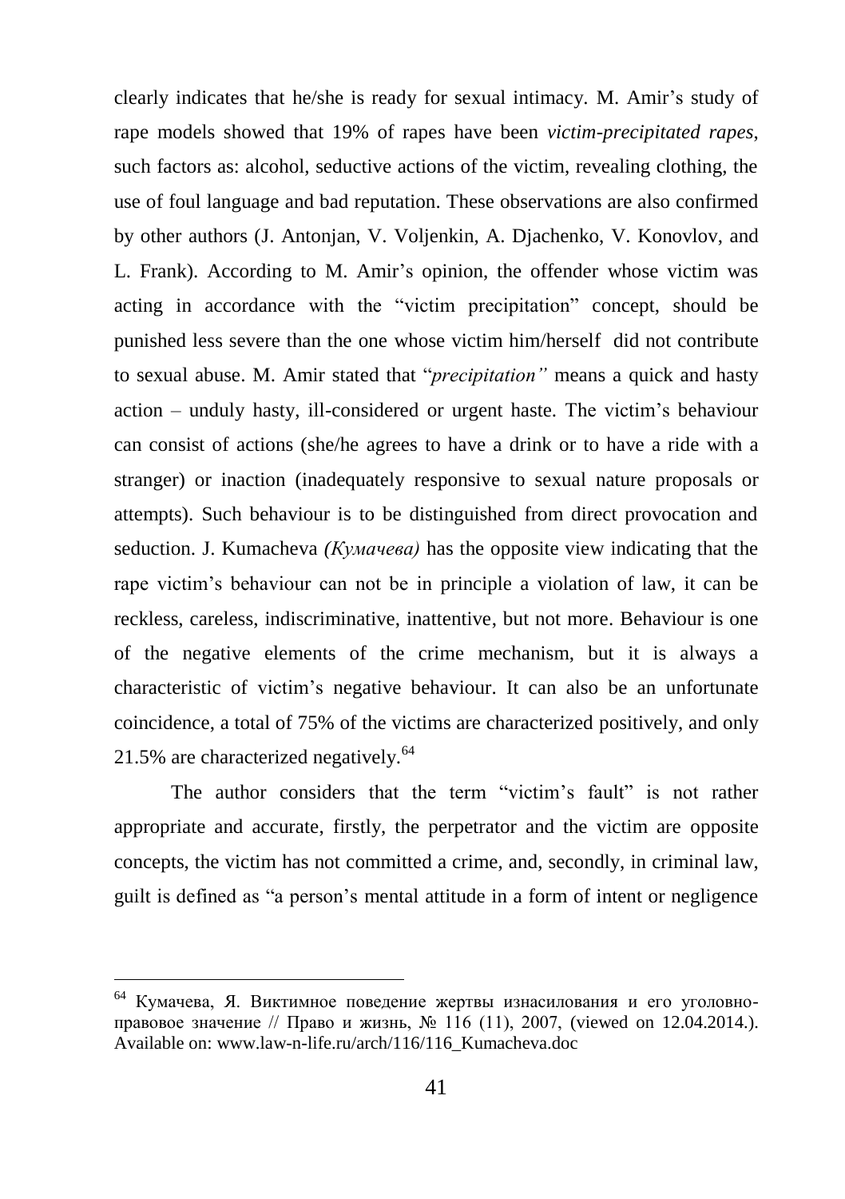clearly indicates that he/she is ready for sexual intimacy. M. Amir's study of rape models showed that 19% of rapes have been *victim-precipitated rapes*, such factors as: alcohol, seductive actions of the victim, revealing clothing, the use of foul language and bad reputation. These observations are also confirmed by other authors (J. Antonjan, V. Voljenkin, A. Djachenko, V. Konovlov, and L. Frank). According to M. Amir's opinion, the offender whose victim was acting in accordance with the "victim precipitation" concept, should be punished less severe than the one whose victim him/herself did not contribute to sexual abuse. M. Amir stated that "*precipitation"* means a quick and hasty action – unduly hasty, ill-considered or urgent haste. The victim's behaviour can consist of actions (she/he agrees to have a drink or to have a ride with a stranger) or inaction (inadequately responsive to sexual nature proposals or attempts). Such behaviour is to be distinguished from direct provocation and seduction. J. Kumacheva *(Кумачева)* has the opposite view indicating that the rape victim's behaviour can not be in principle a violation of law, it can be reckless, careless, indiscriminative, inattentive, but not more. Behaviour is one of the negative elements of the crime mechanism, but it is always a characteristic of victim's negative behaviour. It can also be an unfortunate coincidence, a total of 75% of the victims are characterized positively, and only 21.5% are characterized negatively.[64]

The author considers that the term "victim's fault" is not rather appropriate and accurate, firstly, the perpetrator and the victim are opposite concepts, the victim has not committed a crime, and, secondly, in criminal law, guilt is defined as "a person's mental attitude in a form of intent or negligence

---

[64] Кумачева, Я. Виктимное поведение жертвы изнасилования и его уголовно-правовое значение // Право и жизнь, № 116 (11), 2007, (viewed on 12.04.2014.). Available on: www.law-n-life.ru/arch/116/116_Kumacheva.doc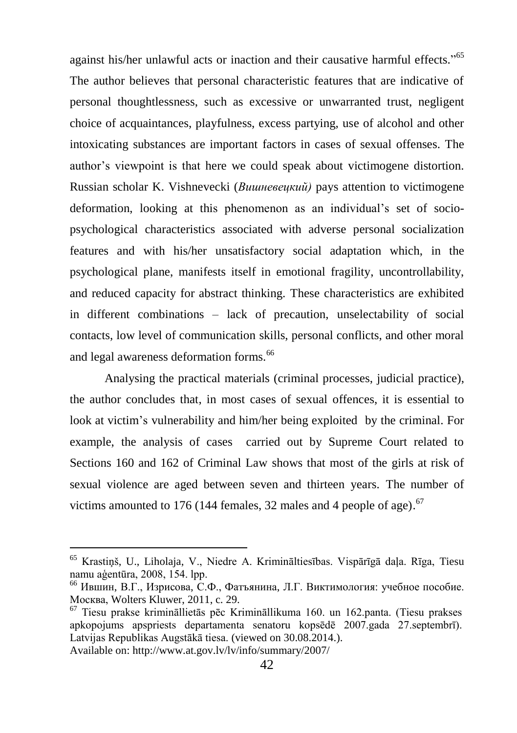against his/her unlawful acts or inaction and their causative harmful effects."[65] The author believes that personal characteristic features that are indicative of personal thoughtlessness, such as excessive or unwarranted trust, negligent choice of acquaintances, playfulness, excess partying, use of alcohol and other intoxicating substances are important factors in cases of sexual offenses. The author's viewpoint is that here we could speak about victimogene distortion. Russian scholar K. Vishnevecki (*Вишневецкий)* pays attention to victimogene deformation, looking at this phenomenon as an individual's set of socio-psychological characteristics associated with adverse personal socialization features and with his/her unsatisfactory social adaptation which, in the psychological plane, manifests itself in emotional fragility, uncontrollability, and reduced capacity for abstract thinking. These characteristics are exhibited in different combinations – lack of precaution, unselectability of social contacts, low level of communication skills, personal conflicts, and other moral and legal awareness deformation forms.[66]

Analysing the practical materials (criminal processes, judicial practice), the author concludes that, in most cases of sexual offences, it is essential to look at victim's vulnerability and him/her being exploited by the criminal. For example, the analysis of cases carried out by Supreme Court related to Sections 160 and 162 of Criminal Law shows that most of the girls at risk of sexual violence are aged between seven and thirteen years. The number of victims amounted to 176 (144 females, 32 males and 4 people of age).[67]

---

[65] Krastiņš, U., Liholaja, V., Niedre A. Krimināltiesības. Vispārīgā daļa. Rīga, Tiesu namu aģentūra, 2008, 154. lpp.

[66] Ившин, В.Г., Изрисова, С.Ф., Фатъянина, Л.Г. Виктимология: учебное пособие. Москва, Wolters Kluwer, 2011, с. 29.

[67] Tiesu prakse krimināllietās pēc Krimināllikuma 160. un 162.panta. (Tiesu prakses apkopojums apspriests departamenta senatoru kopsēdē 2007.gada 27.septembrī). Latvijas Republikas Augstākā tiesa. (viewed on 30.08.2014.). Available on: http://www.at.gov.lv/lv/info/summary/2007/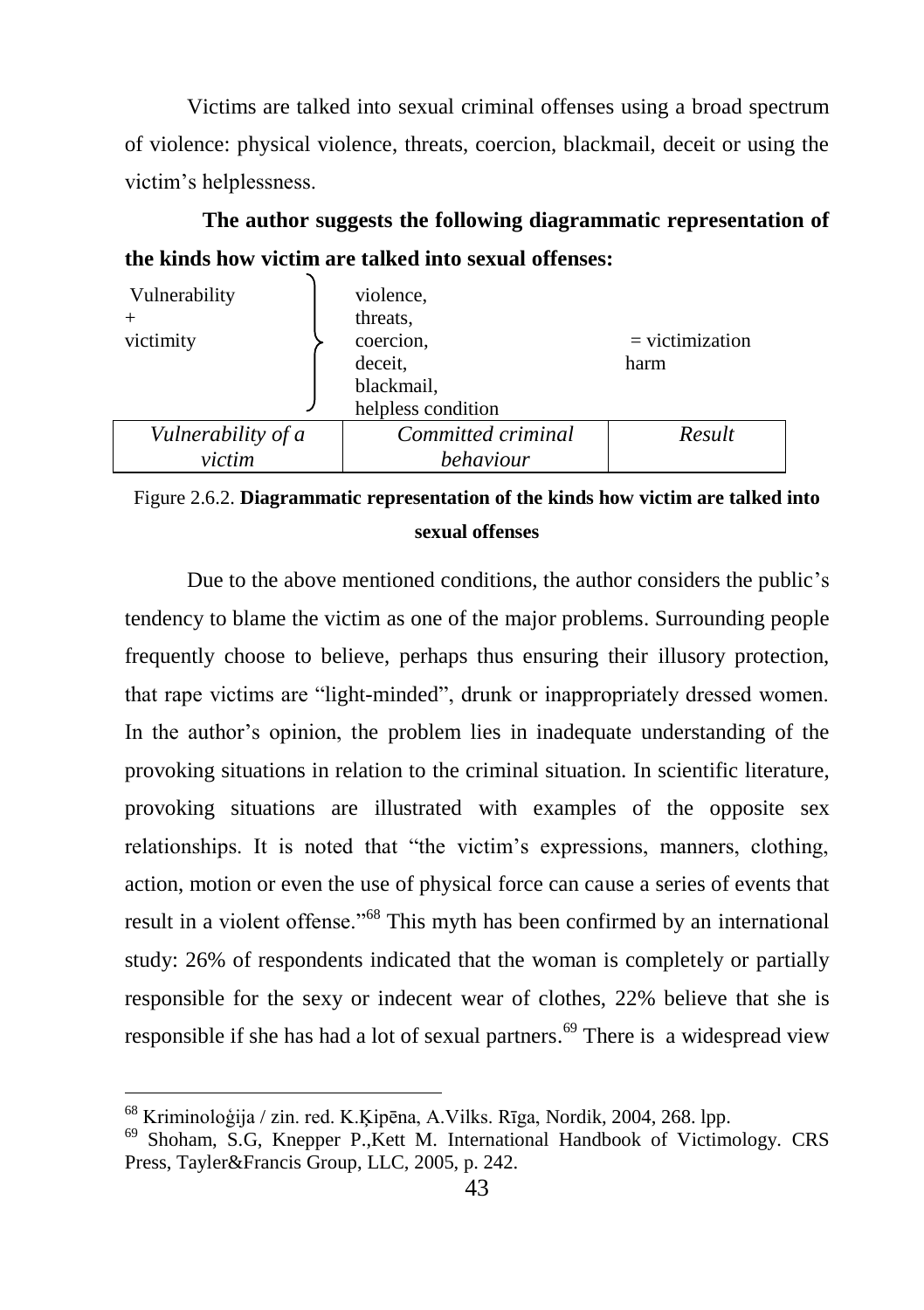Victims are talked into sexual criminal offenses using a broad spectrum of violence: physical violence, threats, coercion, blackmail, deceit or using the victim's helplessness.

**The author suggests the following diagrammatic representation of the kinds how victim are talked into sexual offenses:**

| Vulnerability + victimity | violence, threats, coercion, deceit, blackmail, helpless condition | = victimization harm |
|---|---|---|
| *Vulnerability of a victim* | *Committed criminal behaviour* | *Result* |

Figure 2.6.2. **Diagrammatic representation of the kinds how victim are talked into sexual offenses**

Due to the above mentioned conditions, the author considers the public's tendency to blame the victim as one of the major problems. Surrounding people frequently choose to believe, perhaps thus ensuring their illusory protection, that rape victims are "light-minded", drunk or inappropriately dressed women. In the author's opinion, the problem lies in inadequate understanding of the provoking situations in relation to the criminal situation. In scientific literature, provoking situations are illustrated with examples of the opposite sex relationships. It is noted that "the victim's expressions, manners, clothing, action, motion or even the use of physical force can cause a series of events that result in a violent offense."[68] This myth has been confirmed by an international study: 26% of respondents indicated that the woman is completely or partially responsible for the sexy or indecent wear of clothes, 22% believe that she is responsible if she has had a lot of sexual partners.[69] There is a widespread view

---

[68] Kriminoloģija / zin. red. K.Ķipēna, A.Vilks. Rīga, Nordik, 2004, 268. lpp.

[69] Shoham, S.G, Knepper P.,Kett M. International Handbook of Victimology. CRS Press, Tayler&Francis Group, LLC, 2005, p. 242.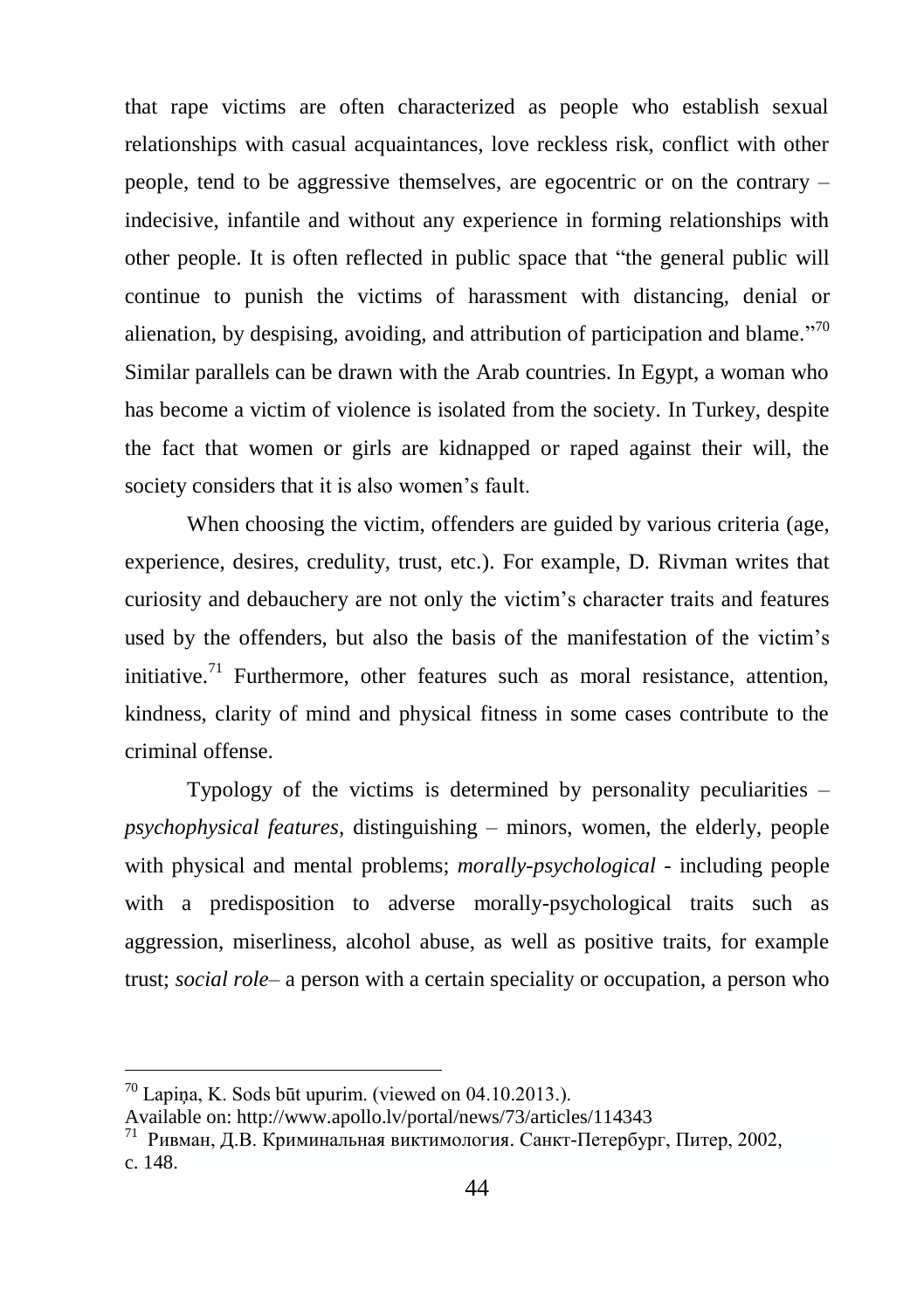that rape victims are often characterized as people who establish sexual relationships with casual acquaintances, love reckless risk, conflict with other people, tend to be aggressive themselves, are egocentric or on the contrary – indecisive, infantile and without any experience in forming relationships with other people. It is often reflected in public space that "the general public will continue to punish the victims of harassment with distancing, denial or alienation, by despising, avoiding, and attribution of participation and blame."[70] Similar parallels can be drawn with the Arab countries. In Egypt, a woman who has become a victim of violence is isolated from the society. In Turkey, despite the fact that women or girls are kidnapped or raped against their will, the society considers that it is also women's fault.

When choosing the victim, offenders are guided by various criteria (age, experience, desires, credulity, trust, etc.). For example, D. Rivman writes that curiosity and debauchery are not only the victim's character traits and features used by the offenders, but also the basis of the manifestation of the victim's initiative.[71] Furthermore, other features such as moral resistance, attention, kindness, clarity of mind and physical fitness in some cases contribute to the criminal offense.

Typology of the victims is determined by personality peculiarities – *psychophysical features*, distinguishing – minors, women, the elderly, people with physical and mental problems; *morally-psychological* - including people with a predisposition to adverse morally-psychological traits such as aggression, miserliness, alcohol abuse, as well as positive traits, for example trust; *social role*– a person with a certain speciality or occupation, a person who

---

[70] Lapiņa, K. Sods būt upurim. (viewed on 04.10.2013.).
Available on: http://www.apollo.lv/portal/news/73/articles/114343

[71] Ривман, Д.В. Криминальная виктимология. Санкт-Петербург, Питер, 2002, с. 148.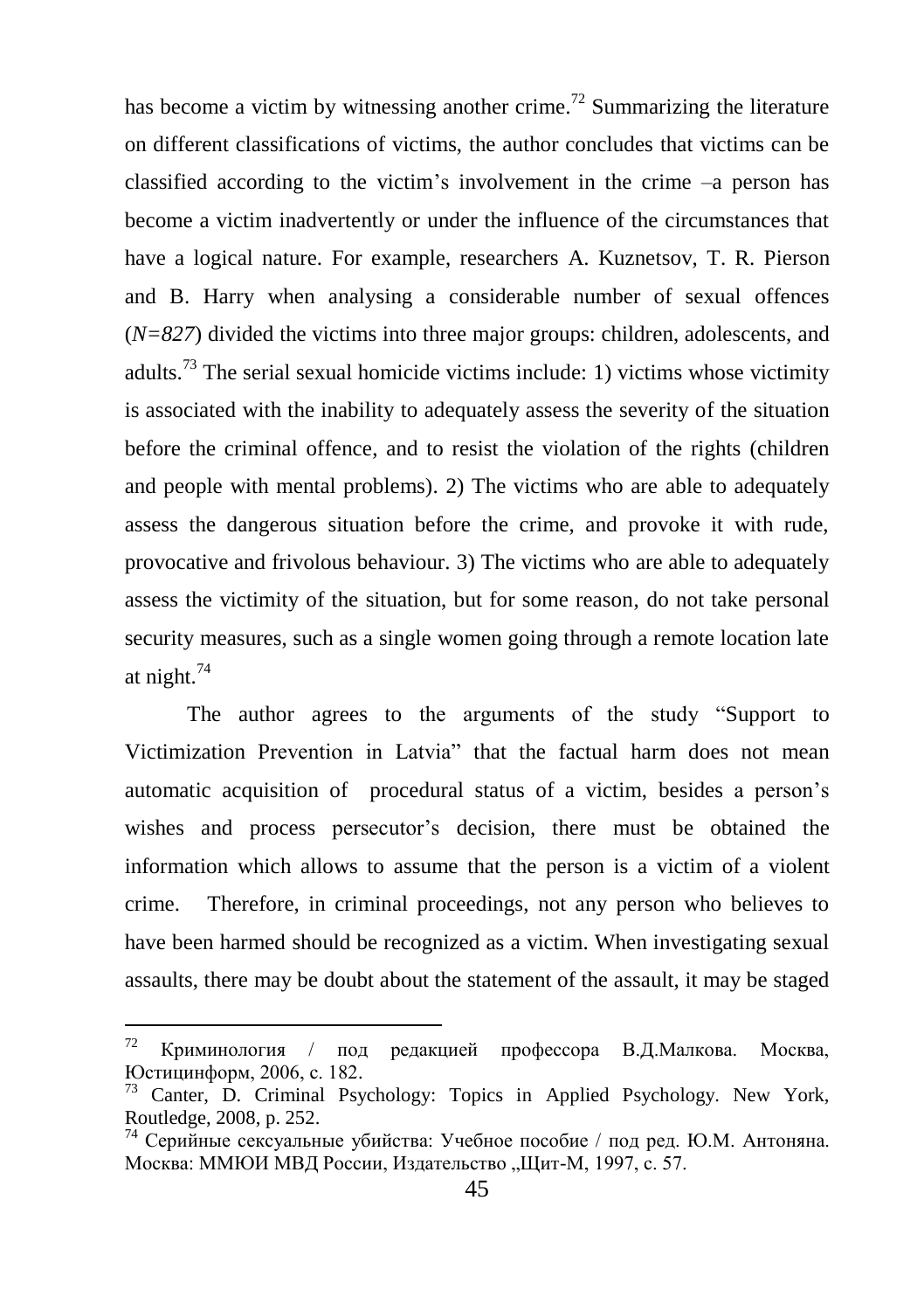has become a victim by witnessing another crime.[72] Summarizing the literature on different classifications of victims, the author concludes that victims can be classified according to the victim's involvement in the crime –a person has become a victim inadvertently or under the influence of the circumstances that have a logical nature. For example, researchers A. Kuznetsov, T. R. Pierson and B. Harry when analysing a considerable number of sexual offences (*N=827*) divided the victims into three major groups: children, adolescents, and adults.[73] The serial sexual homicide victims include: 1) victims whose victimity is associated with the inability to adequately assess the severity of the situation before the criminal offence, and to resist the violation of the rights (children and people with mental problems). 2) The victims who are able to adequately assess the dangerous situation before the crime, and provoke it with rude, provocative and frivolous behaviour. 3) The victims who are able to adequately assess the victimity of the situation, but for some reason, do not take personal security measures, such as a single women going through a remote location late at night.[74]

The author agrees to the arguments of the study "Support to Victimization Prevention in Latvia" that the factual harm does not mean automatic acquisition of procedural status of a victim, besides a person's wishes and process persecutor's decision, there must be obtained the information which allows to assume that the person is a victim of a violent crime. Therefore, in criminal proceedings, not any person who believes to have been harmed should be recognized as a victim. When investigating sexual assaults, there may be doubt about the statement of the assault, it may be staged

---

[72] Криминология / под редакцией профессора В.Д.Малкова. Москва, Юстицинформ, 2006, с. 182.

[73] Canter, D. Criminal Psychology: Topics in Applied Psychology. New York, Routledge, 2008, p. 252.

[74] Серийные сексуальные убийства: Учебное пособие / под ред. Ю.М. Антоняна. Москва: ММЮИ МВД России, Издательство „Щит-М, 1997, с. 57.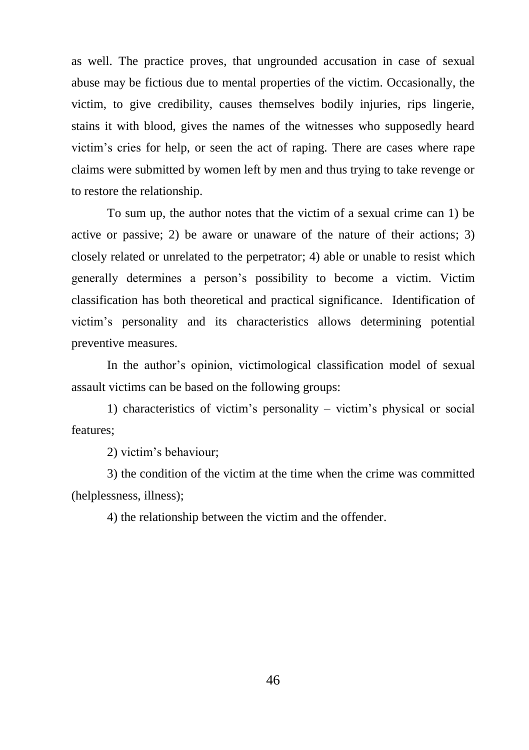as well. The practice proves, that ungrounded accusation in case of sexual abuse may be fictious due to mental properties of the victim. Occasionally, the victim, to give credibility, causes themselves bodily injuries, rips lingerie, stains it with blood, gives the names of the witnesses who supposedly heard victim's cries for help, or seen the act of raping. There are cases where rape claims were submitted by women left by men and thus trying to take revenge or to restore the relationship.

To sum up, the author notes that the victim of a sexual crime can 1) be active or passive; 2) be aware or unaware of the nature of their actions; 3) closely related or unrelated to the perpetrator; 4) able or unable to resist which generally determines a person's possibility to become a victim. Victim classification has both theoretical and practical significance. Identification of victim's personality and its characteristics allows determining potential preventive measures.

In the author's opinion, victimological classification model of sexual assault victims can be based on the following groups:

1) characteristics of victim's personality – victim's physical or social features;

2) victim's behaviour;

3) the condition of the victim at the time when the crime was committed (helplessness, illness);

4) the relationship between the victim and the offender.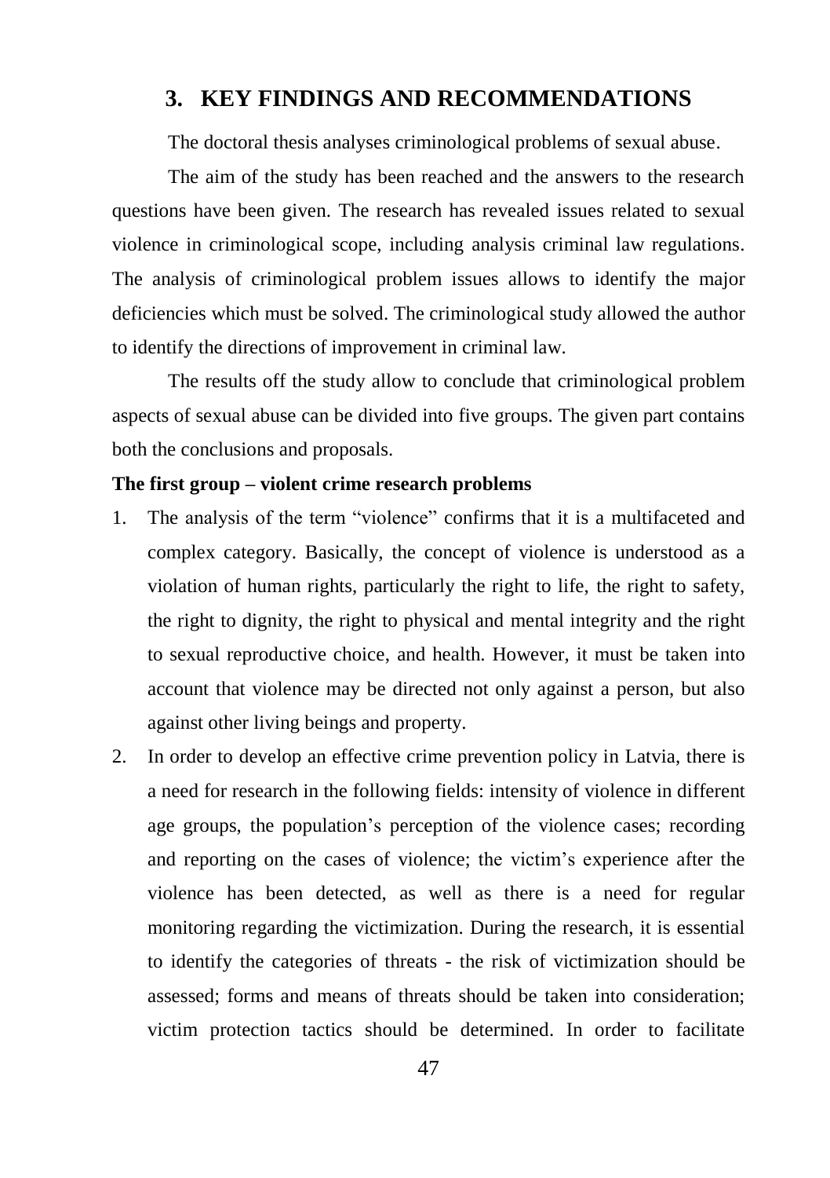## 3. KEY FINDINGS AND RECOMMENDATIONS

The doctoral thesis analyses criminological problems of sexual abuse.

The aim of the study has been reached and the answers to the research questions have been given. The research has revealed issues related to sexual violence in criminological scope, including analysis criminal law regulations. The analysis of criminological problem issues allows to identify the major deficiencies which must be solved. The criminological study allowed the author to identify the directions of improvement in criminal law.

The results off the study allow to conclude that criminological problem aspects of sexual abuse can be divided into five groups. The given part contains both the conclusions and proposals.

**The first group – violent crime research problems**

1. The analysis of the term "violence" confirms that it is a multifaceted and complex category. Basically, the concept of violence is understood as a violation of human rights, particularly the right to life, the right to safety, the right to dignity, the right to physical and mental integrity and the right to sexual reproductive choice, and health. However, it must be taken into account that violence may be directed not only against a person, but also against other living beings and property.
2. In order to develop an effective crime prevention policy in Latvia, there is a need for research in the following fields: intensity of violence in different age groups, the population's perception of the violence cases; recording and reporting on the cases of violence; the victim's experience after the violence has been detected, as well as there is a need for regular monitoring regarding the victimization. During the research, it is essential to identify the categories of threats - the risk of victimization should be assessed; forms and means of threats should be taken into consideration; victim protection tactics should be determined. In order to facilitate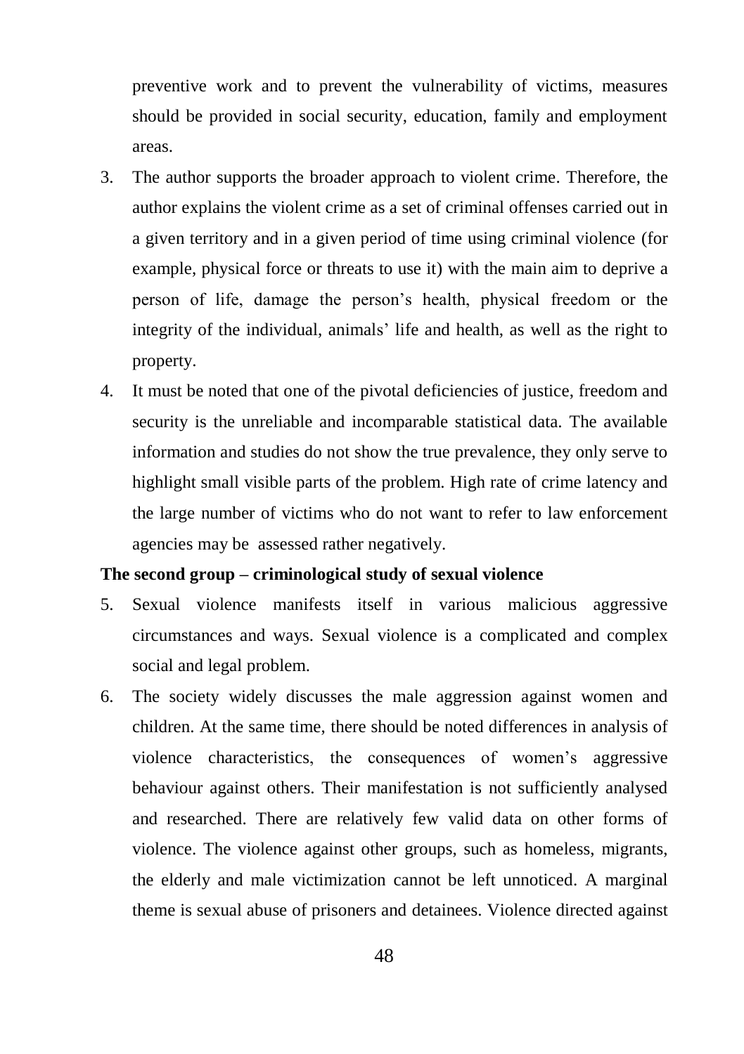preventive work and to prevent the vulnerability of victims, measures should be provided in social security, education, family and employment areas.

3. The author supports the broader approach to violent crime. Therefore, the author explains the violent crime as a set of criminal offenses carried out in a given territory and in a given period of time using criminal violence (for example, physical force or threats to use it) with the main aim to deprive a person of life, damage the person's health, physical freedom or the integrity of the individual, animals' life and health, as well as the right to property.
4. It must be noted that one of the pivotal deficiencies of justice, freedom and security is the unreliable and incomparable statistical data. The available information and studies do not show the true prevalence, they only serve to highlight small visible parts of the problem. High rate of crime latency and the large number of victims who do not want to refer to law enforcement agencies may be assessed rather negatively.

**The second group – criminological study of sexual violence**

5. Sexual violence manifests itself in various malicious aggressive circumstances and ways. Sexual violence is a complicated and complex social and legal problem.
6. The society widely discusses the male aggression against women and children. At the same time, there should be noted differences in analysis of violence characteristics, the consequences of women's aggressive behaviour against others. Their manifestation is not sufficiently analysed and researched. There are relatively few valid data on other forms of violence. The violence against other groups, such as homeless, migrants, the elderly and male victimization cannot be left unnoticed. A marginal theme is sexual abuse of prisoners and detainees. Violence directed against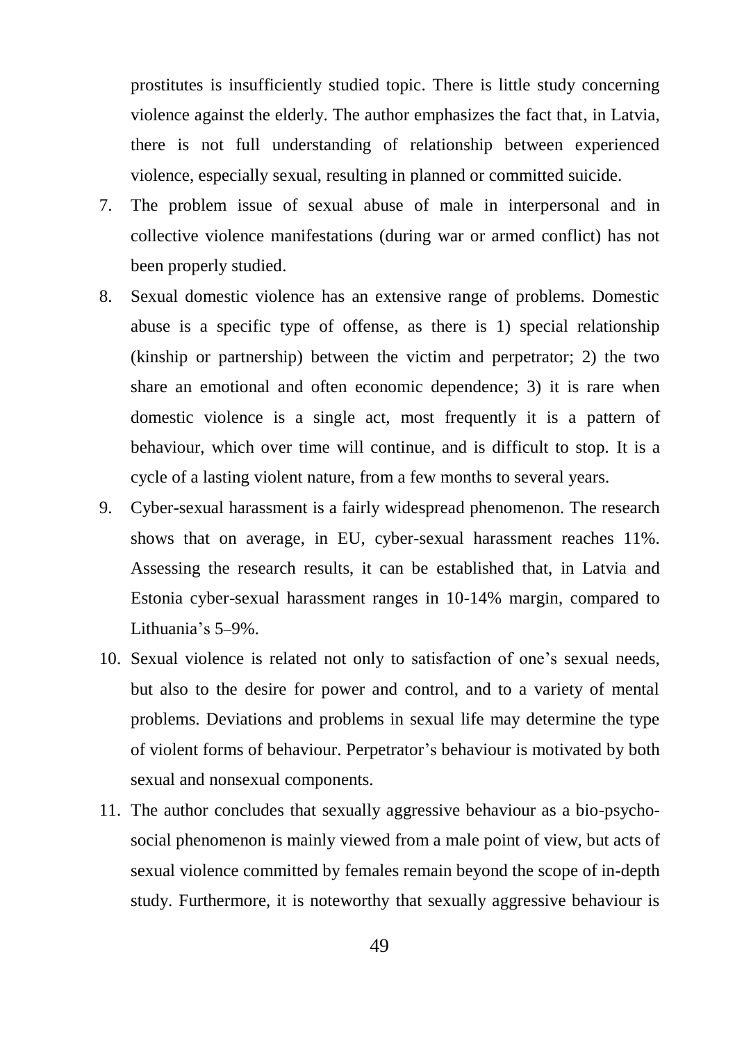prostitutes is insufficiently studied topic. There is little study concerning violence against the elderly. The author emphasizes the fact that, in Latvia, there is not full understanding of relationship between experienced violence, especially sexual, resulting in planned or committed suicide.

7. The problem issue of sexual abuse of male in interpersonal and in collective violence manifestations (during war or armed conflict) has not been properly studied.
8. Sexual domestic violence has an extensive range of problems. Domestic abuse is a specific type of offense, as there is 1) special relationship (kinship or partnership) between the victim and perpetrator; 2) the two share an emotional and often economic dependence; 3) it is rare when domestic violence is a single act, most frequently it is a pattern of behaviour, which over time will continue, and is difficult to stop. It is a cycle of a lasting violent nature, from a few months to several years.
9. Cyber-sexual harassment is a fairly widespread phenomenon. The research shows that on average, in EU, cyber-sexual harassment reaches 11%. Assessing the research results, it can be established that, in Latvia and Estonia cyber-sexual harassment ranges in 10-14% margin, compared to Lithuania's 5–9%.
10. Sexual violence is related not only to satisfaction of one's sexual needs, but also to the desire for power and control, and to a variety of mental problems. Deviations and problems in sexual life may determine the type of violent forms of behaviour. Perpetrator's behaviour is motivated by both sexual and nonsexual components.
11. The author concludes that sexually aggressive behaviour as a bio-psycho-social phenomenon is mainly viewed from a male point of view, but acts of sexual violence committed by females remain beyond the scope of in-depth study. Furthermore, it is noteworthy that sexually aggressive behaviour is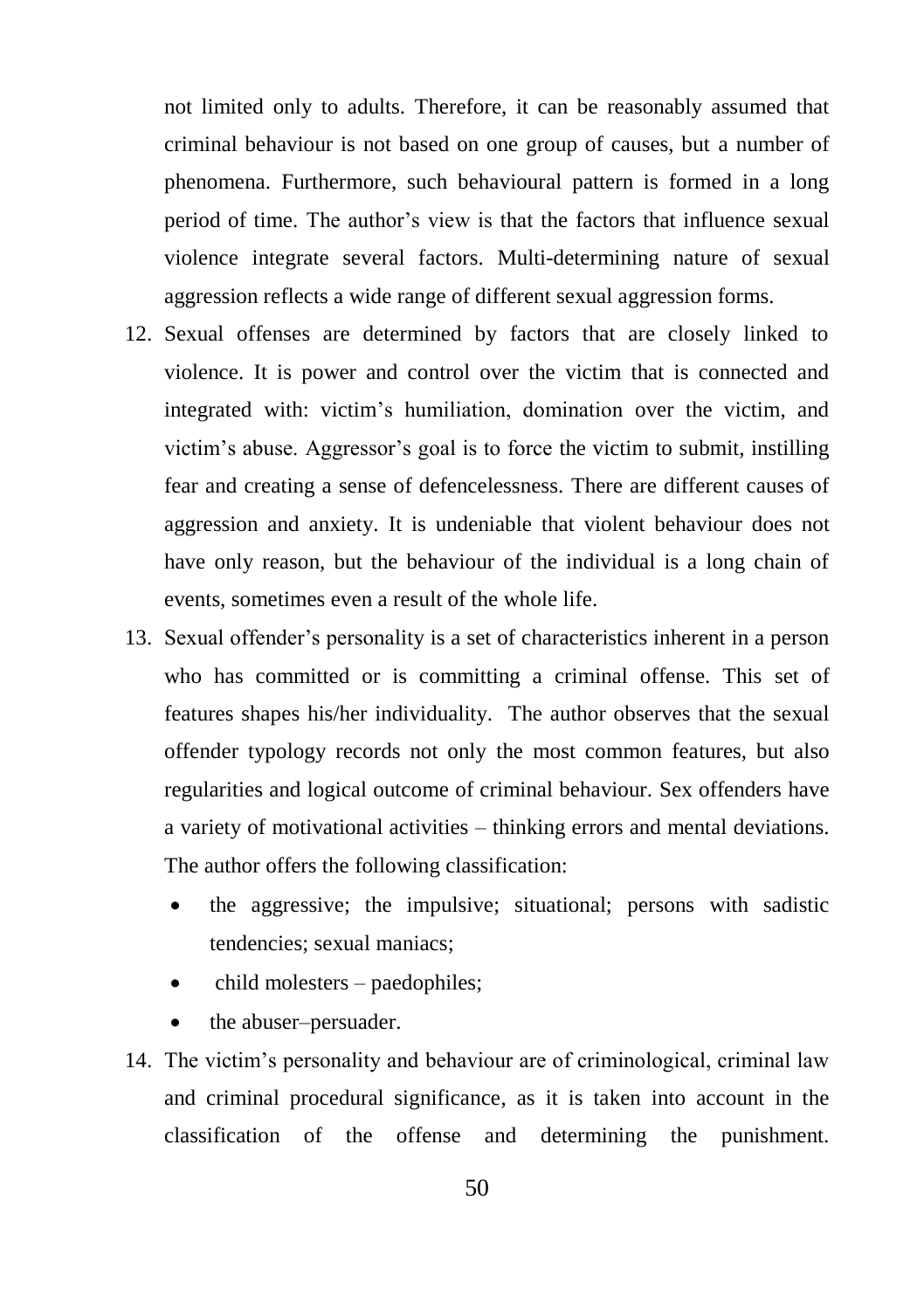not limited only to adults. Therefore, it can be reasonably assumed that criminal behaviour is not based on one group of causes, but a number of phenomena. Furthermore, such behavioural pattern is formed in a long period of time. The author's view is that the factors that influence sexual violence integrate several factors. Multi-determining nature of sexual aggression reflects a wide range of different sexual aggression forms.

12. Sexual offenses are determined by factors that are closely linked to violence. It is power and control over the victim that is connected and integrated with: victim's humiliation, domination over the victim, and victim's abuse. Aggressor's goal is to force the victim to submit, instilling fear and creating a sense of defencelessness. There are different causes of aggression and anxiety. It is undeniable that violent behaviour does not have only reason, but the behaviour of the individual is a long chain of events, sometimes even a result of the whole life.
13. Sexual offender's personality is a set of characteristics inherent in a person who has committed or is committing a criminal offense. This set of features shapes his/her individuality. The author observes that the sexual offender typology records not only the most common features, but also regularities and logical outcome of criminal behaviour. Sex offenders have a variety of motivational activities – thinking errors and mental deviations. The author offers the following classification:
    - the aggressive; the impulsive; situational; persons with sadistic tendencies; sexual maniacs;
    - child molesters – paedophiles;
    - the abuser–persuader.
14. The victim's personality and behaviour are of criminological, criminal law and criminal procedural significance, as it is taken into account in the classification of the offense and determining the punishment.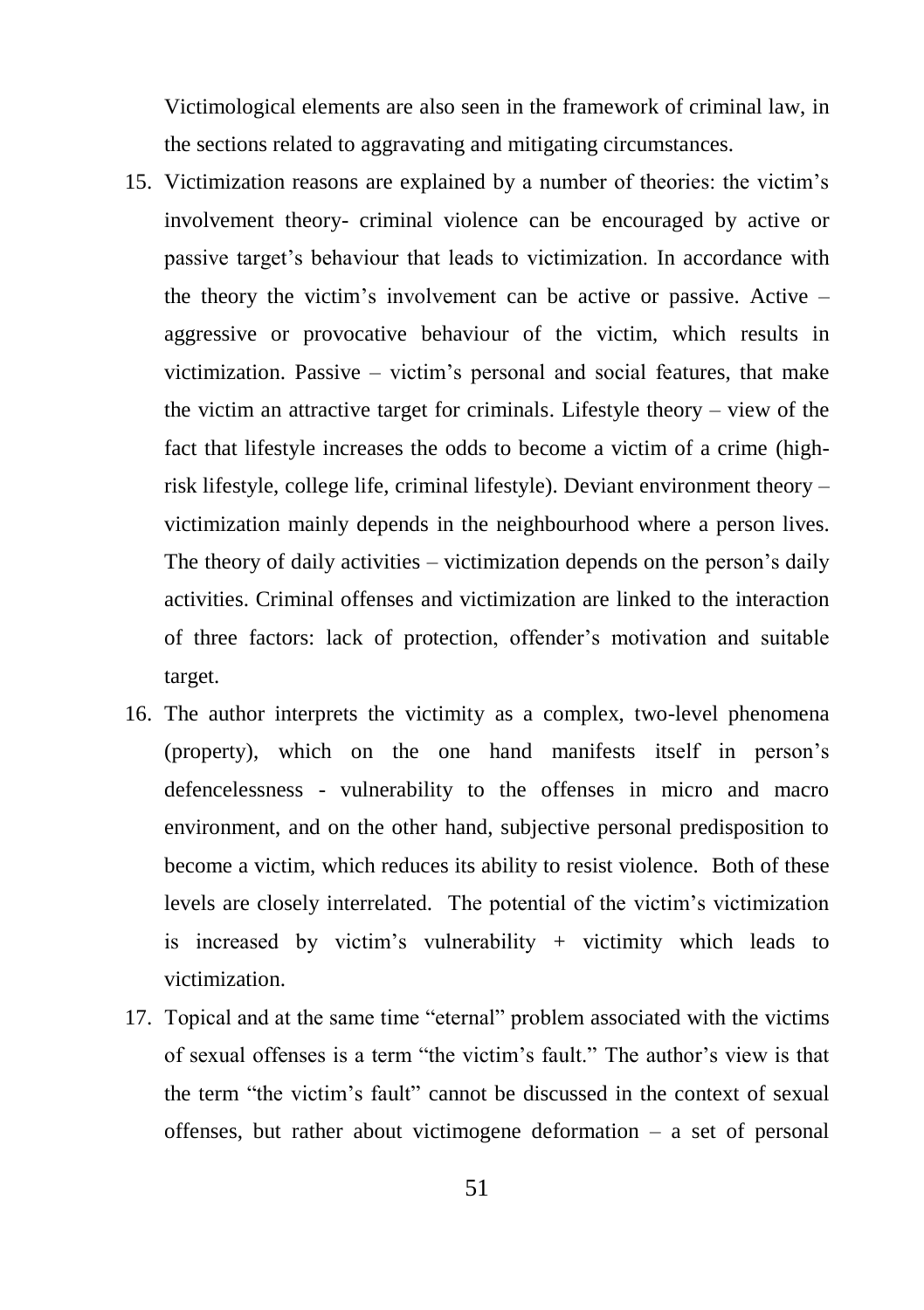Victimological elements are also seen in the framework of criminal law, in the sections related to aggravating and mitigating circumstances.

15. Victimization reasons are explained by a number of theories: the victim's involvement theory- criminal violence can be encouraged by active or passive target's behaviour that leads to victimization. In accordance with the theory the victim's involvement can be active or passive. Active – aggressive or provocative behaviour of the victim, which results in victimization. Passive – victim's personal and social features, that make the victim an attractive target for criminals. Lifestyle theory – view of the fact that lifestyle increases the odds to become a victim of a crime (high-risk lifestyle, college life, criminal lifestyle). Deviant environment theory – victimization mainly depends in the neighbourhood where a person lives. The theory of daily activities – victimization depends on the person's daily activities. Criminal offenses and victimization are linked to the interaction of three factors: lack of protection, offender's motivation and suitable target.
16. The author interprets the victimity as a complex, two-level phenomena (property), which on the one hand manifests itself in person's defencelessness - vulnerability to the offenses in micro and macro environment, and on the other hand, subjective personal predisposition to become a victim, which reduces its ability to resist violence. Both of these levels are closely interrelated. The potential of the victim's victimization is increased by victim's vulnerability + victimity which leads to victimization.
17. Topical and at the same time "eternal" problem associated with the victims of sexual offenses is a term "the victim's fault." The author's view is that the term "the victim's fault" cannot be discussed in the context of sexual offenses, but rather about victimogene deformation – a set of personal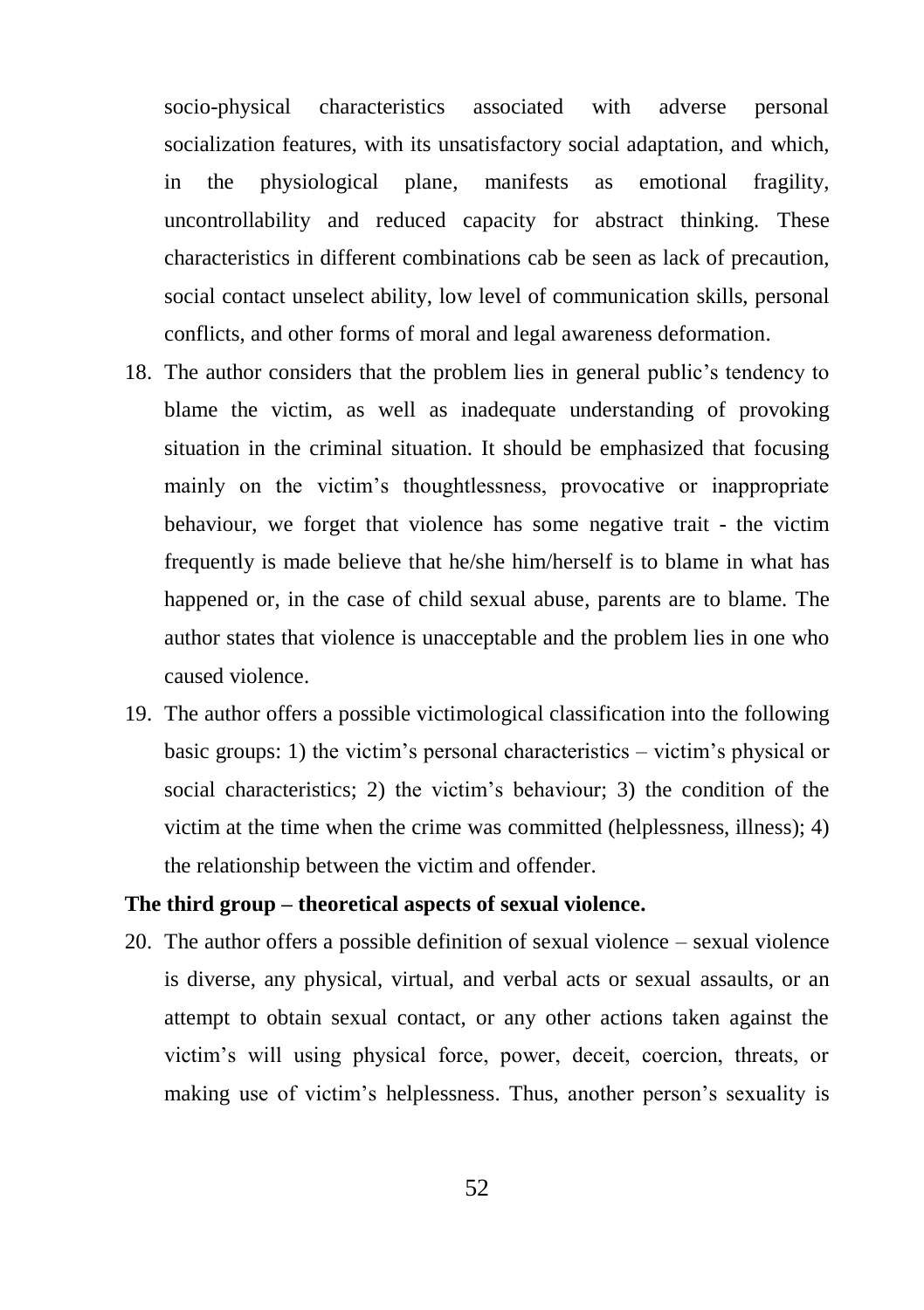socio-physical characteristics associated with adverse personal socialization features, with its unsatisfactory social adaptation, and which, in the physiological plane, manifests as emotional fragility, uncontrollability and reduced capacity for abstract thinking. These characteristics in different combinations cab be seen as lack of precaution, social contact unselect ability, low level of communication skills, personal conflicts, and other forms of moral and legal awareness deformation.

18. The author considers that the problem lies in general public's tendency to blame the victim, as well as inadequate understanding of provoking situation in the criminal situation. It should be emphasized that focusing mainly on the victim's thoughtlessness, provocative or inappropriate behaviour, we forget that violence has some negative trait - the victim frequently is made believe that he/she him/herself is to blame in what has happened or, in the case of child sexual abuse, parents are to blame. The author states that violence is unacceptable and the problem lies in one who caused violence.
19. The author offers a possible victimological classification into the following basic groups: 1) the victim's personal characteristics – victim's physical or social characteristics; 2) the victim's behaviour; 3) the condition of the victim at the time when the crime was committed (helplessness, illness); 4) the relationship between the victim and offender.

**The third group – theoretical aspects of sexual violence.**

20. The author offers a possible definition of sexual violence – sexual violence is diverse, any physical, virtual, and verbal acts or sexual assaults, or an attempt to obtain sexual contact, or any other actions taken against the victim's will using physical force, power, deceit, coercion, threats, or making use of victim's helplessness. Thus, another person's sexuality is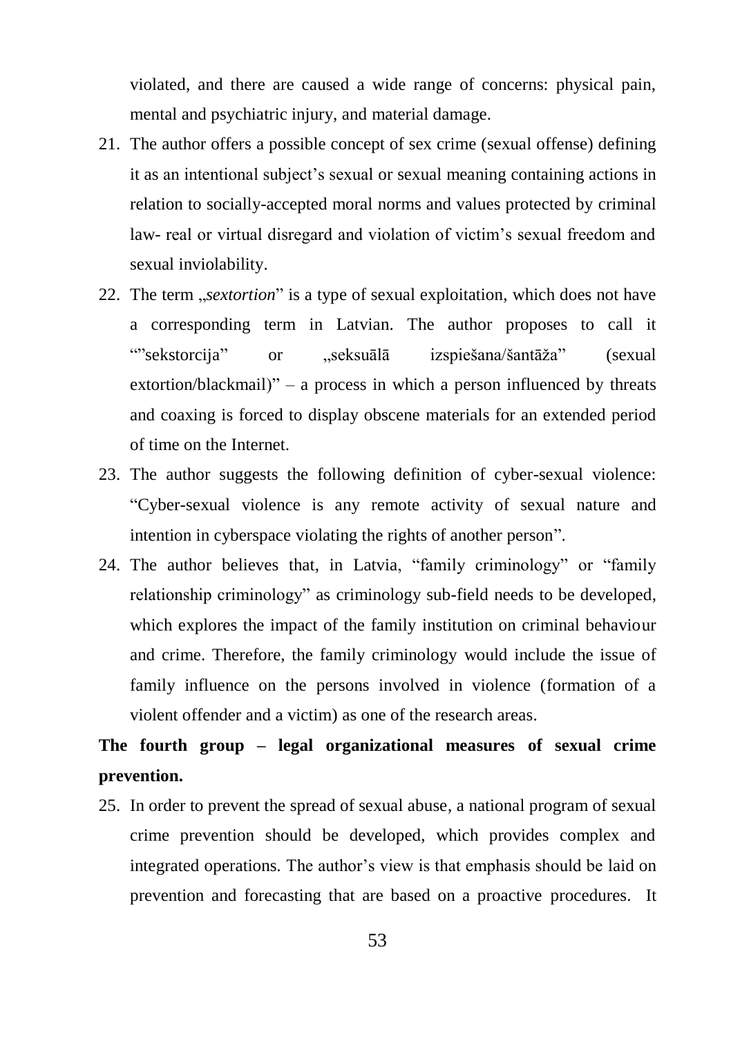violated, and there are caused a wide range of concerns: physical pain, mental and psychiatric injury, and material damage.

21. The author offers a possible concept of sex crime (sexual offense) defining it as an intentional subject's sexual or sexual meaning containing actions in relation to socially-accepted moral norms and values protected by criminal law- real or virtual disregard and violation of victim's sexual freedom and sexual inviolability.
22. The term „*sextortion*" is a type of sexual exploitation, which does not have a corresponding term in Latvian. The author proposes to call it ""sekstorcija" or „seksuālā izspiešana/šantāža" (sexual extortion/blackmail)" – a process in which a person influenced by threats and coaxing is forced to display obscene materials for an extended period of time on the Internet.
23. The author suggests the following definition of cyber-sexual violence: "Cyber-sexual violence is any remote activity of sexual nature and intention in cyberspace violating the rights of another person".
24. The author believes that, in Latvia, "family criminology" or "family relationship criminology" as criminology sub-field needs to be developed, which explores the impact of the family institution on criminal behaviour and crime. Therefore, the family criminology would include the issue of family influence on the persons involved in violence (formation of a violent offender and a victim) as one of the research areas.

**The fourth group – legal organizational measures of sexual crime prevention.**

25. In order to prevent the spread of sexual abuse, a national program of sexual crime prevention should be developed, which provides complex and integrated operations. The author's view is that emphasis should be laid on prevention and forecasting that are based on a proactive procedures. It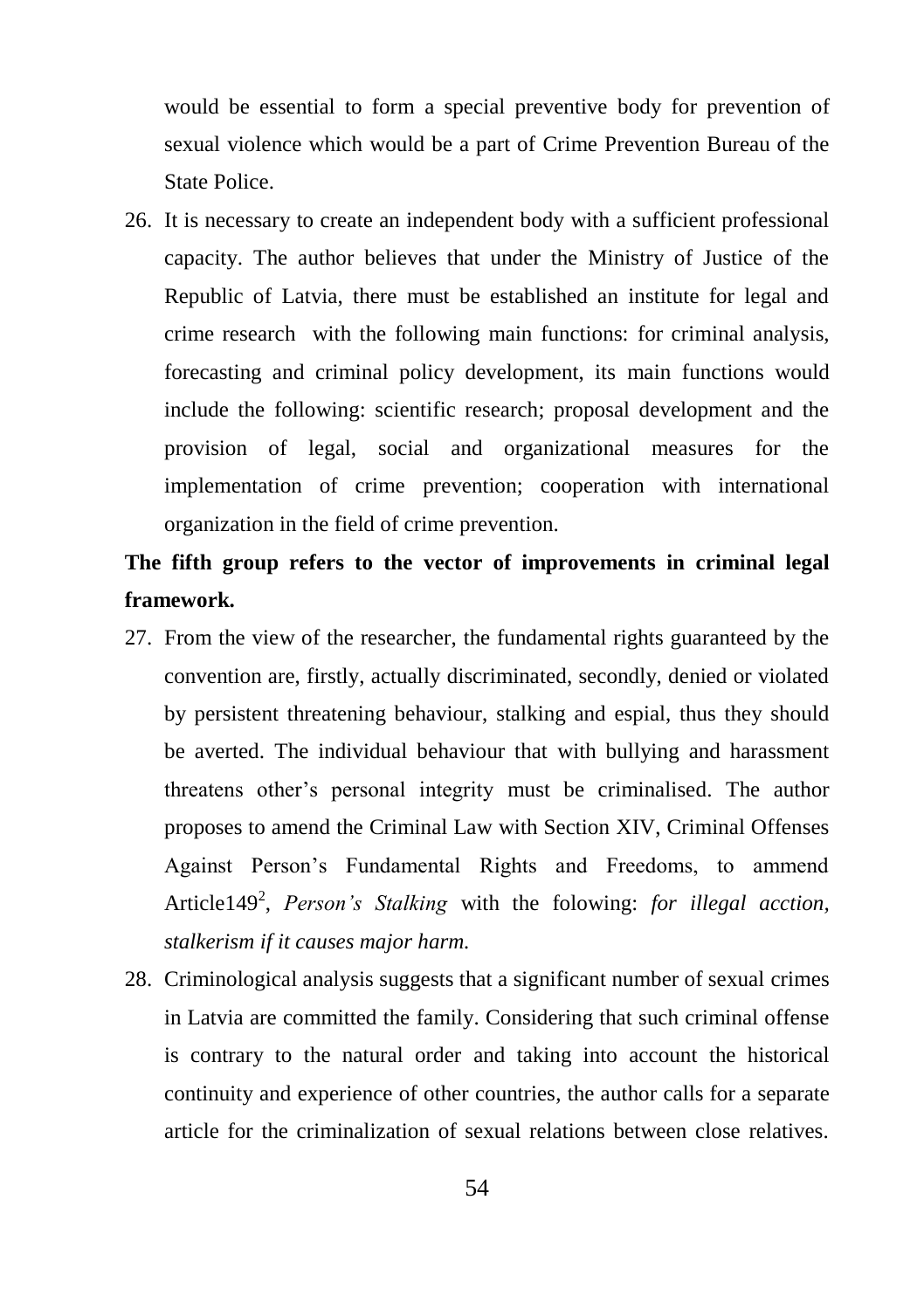would be essential to form a special preventive body for prevention of sexual violence which would be a part of Crime Prevention Bureau of the State Police.

26. It is necessary to create an independent body with a sufficient professional capacity. The author believes that under the Ministry of Justice of the Republic of Latvia, there must be established an institute for legal and crime research with the following main functions: for criminal analysis, forecasting and criminal policy development, its main functions would include the following: scientific research; proposal development and the provision of legal, social and organizational measures for the implementation of crime prevention; cooperation with international organization in the field of crime prevention.

**The fifth group refers to the vector of improvements in criminal legal framework.**

27. From the view of the researcher, the fundamental rights guaranteed by the convention are, firstly, actually discriminated, secondly, denied or violated by persistent threatening behaviour, stalking and espial, thus they should be averted. The individual behaviour that with bullying and harassment threatens other's personal integrity must be criminalised. The author proposes to amend the Criminal Law with Section XIV, Criminal Offenses Against Person's Fundamental Rights and Freedoms, to ammend Article149[2], *Person's Stalking* with the folowing: *for illegal acction, stalkerism if it causes major harm.*

28. Criminological analysis suggests that a significant number of sexual crimes in Latvia are committed the family. Considering that such criminal offense is contrary to the natural order and taking into account the historical continuity and experience of other countries, the author calls for a separate article for the criminalization of sexual relations between close relatives.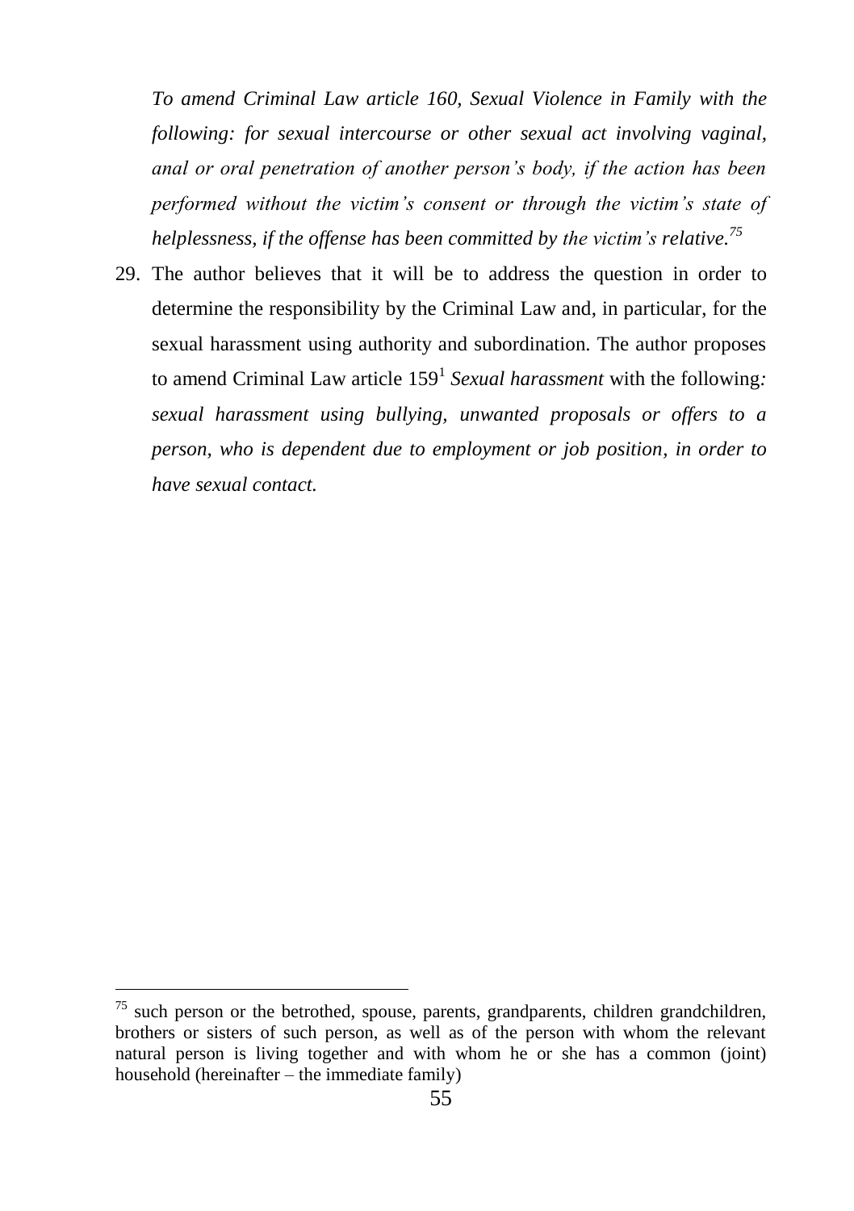*To amend Criminal Law article 160, Sexual Violence in Family with the following: for sexual intercourse or other sexual act involving vaginal, anal or oral penetration of another person's body, if the action has been performed without the victim's consent or through the victim's state of helplessness, if the offense has been committed by the victim's relative.*[75]

29. The author believes that it will be to address the question in order to determine the responsibility by the Criminal Law and, in particular, for the sexual harassment using authority and subordination. The author proposes to amend Criminal Law article 159[1] *Sexual harassment* with the following*: sexual harassment using bullying, unwanted proposals or offers to a person, who is dependent due to employment or job position, in order to have sexual contact.*

---

[75] such person or the betrothed, spouse, parents, grandparents, children grandchildren, brothers or sisters of such person, as well as of the person with whom the relevant natural person is living together and with whom he or she has a common (joint) household (hereinafter – the immediate family)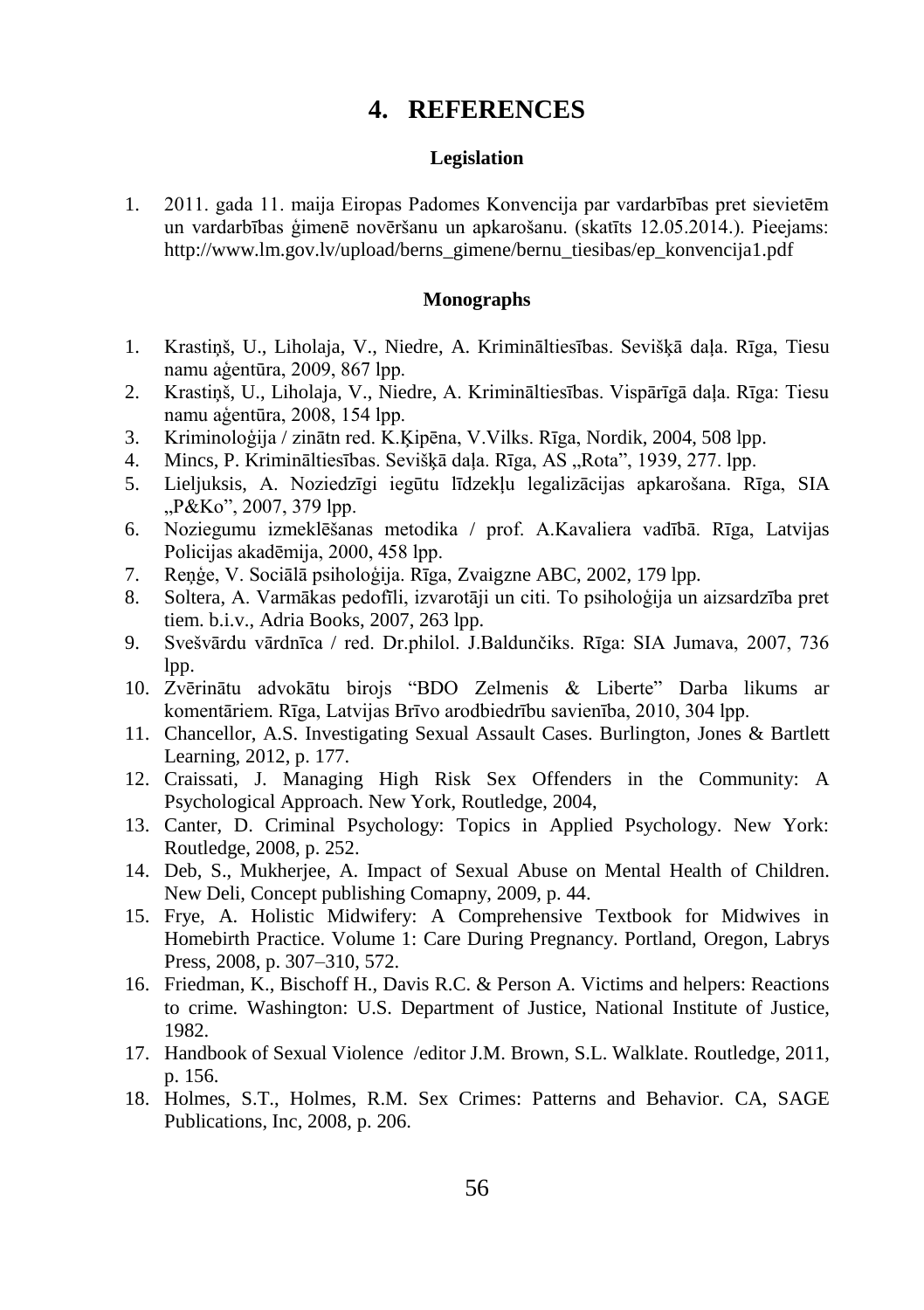# 4. REFERENCES

### Legislation

1. 2011. gada 11. maija Eiropas Padomes Konvencija par vardarbības pret sievietēm un vardarbības ģimenē novēršanu un apkarošanu. (skatīts 12.05.2014.). Pieejams: http://www.lm.gov.lv/upload/berns_gimene/bernu_tiesibas/ep_konvencija1.pdf

### Monographs

1. Krastiņš, U., Liholaja, V., Niedre, A. Krimināltiesības. Sevišķā daļa. Rīga, Tiesu namu aģentūra, 2009, 867 lpp.
2. Krastiņš, U., Liholaja, V., Niedre, A. Krimināltiesības. Vispārīgā daļa. Rīga: Tiesu namu aģentūra, 2008, 154 lpp.
3. Kriminoloģija / zinātn red. K.Ķipēna, V.Vilks. Rīga, Nordik, 2004, 508 lpp.
4. Mincs, P. Krimināltiesības. Sevišķā daļa. Rīga, AS „Rota", 1939, 277. lpp.
5. Lieljuksis, A. Noziedzīgi iegūtu līdzekļu legalizācijas apkarošana. Rīga, SIA „P&Ko", 2007, 379 lpp.
6. Noziegumu izmeklēšanas metodika / prof. A.Kavaliera vadībā. Rīga, Latvijas Policijas akadēmija, 2000, 458 lpp.
7. Reņģe, V. Sociālā psiholoģija. Rīga, Zvaigzne ABC, 2002, 179 lpp.
8. Soltera, A. Varmākas pedofīli, izvarotāji un citi. To psiholoģija un aizsardzība pret tiem. b.i.v., Adria Books, 2007, 263 lpp.
9. Svešvārdu vārdnīca / red. Dr.philol. J.Baldunčiks. Rīga: SIA Jumava, 2007, 736 lpp.
10. Zvērinātu advokātu birojs "BDO Zelmenis & Liberte" Darba likums ar komentāriem. Rīga, Latvijas Brīvo arodbiedrību savienība, 2010, 304 lpp.
11. Chancellor, A.S. Investigating Sexual Assault Cases. Burlington, Jones & Bartlett Learning, 2012, p. 177.
12. Craissati, J. Managing High Risk Sex Offenders in the Community: A Psychological Approach. New York, Routledge, 2004,
13. Canter, D. Criminal Psychology: Topics in Applied Psychology. New York: Routledge, 2008, p. 252.
14. Deb, S., Mukherjee, A. Impact of Sexual Abuse on Mental Health of Children. New Deli, Concept publishing Comapny, 2009, p. 44.
15. Frye, A. Holistic Midwifery: A Comprehensive Textbook for Midwives in Homebirth Practice. Volume 1: Care During Pregnancy. Portland, Oregon, Labrys Press, 2008, p. 307–310, 572.
16. Friedman, K., Bischoff H., Davis R.C. & Person A. Victims and helpers: Reactions to crime. Washington: U.S. Department of Justice, National Institute of Justice, 1982.
17. Handbook of Sexual Violence /editor J.M. Brown, S.L. Walklate. Routledge, 2011, p. 156.
18. Holmes, S.T., Holmes, R.M. Sex Crimes: Patterns and Behavior. CA, SAGE Publications, Inc, 2008, p. 206.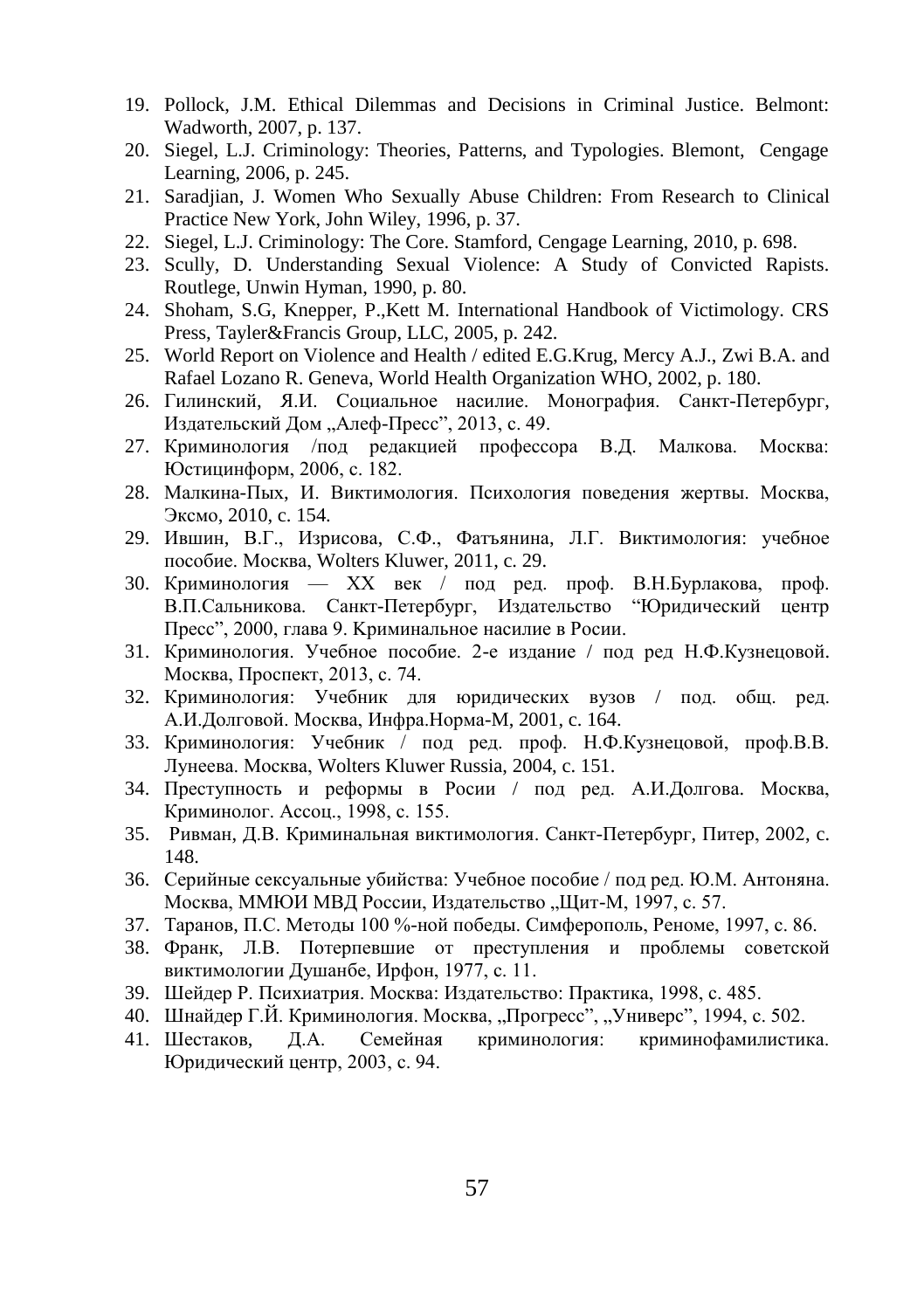19. Pollock, J.M. Ethical Dilemmas and Decisions in Criminal Justice. Belmont: Wadworth, 2007, p. 137.
20. Siegel, L.J. Criminology: Theories, Patterns, and Typologies. Blemont, Cengage Learning, 2006, p. 245.
21. Saradjian, J. Women Who Sexually Abuse Children: From Research to Clinical Practice New York, John Wiley, 1996, p. 37.
22. Siegel, L.J. Criminology: The Core. Stamford, Cengage Learning, 2010, p. 698.
23. Scully, D. Understanding Sexual Violence: A Study of Convicted Rapists. Routlege, Unwin Hyman, 1990, p. 80.
24. Shoham, S.G, Knepper, P.,Kett M. International Handbook of Victimology. CRS Press, Tayler&Francis Group, LLC, 2005, p. 242.
25. World Report on Violence and Health / edited E.G.Krug, Mercy A.J., Zwi B.A. and Rafael Lozano R. Geneva, World Health Organization WHO, 2002, p. 180.
26. Гилинский, Я.И. Социальное насилие. Монография. Санкт-Петербург, Издательский Дом „Алеф-Пресс", 2013, с. 49.
27. Криминология /под редакцией профессора В.Д. Малкова. Москва: Юстицинформ, 2006, с. 182.
28. Малкина-Пых, И. Виктимология. Психология поведения жертвы. Москва, Эксмо, 2010, с. 154.
29. Ившин, В.Г., Изрисова, С.Ф., Фатъянина, Л.Г. Виктимология: учебное пособие. Москва, Wolters Kluwer, 2011, с. 29.
30. Криминология — XX век / под ред. проф. В.Н.Бурлакова, проф. В.П.Сальникова. Санкт-Петербург, Издательство "Юридический центр Пресс", 2000, глава 9. Криминальное насилие в Росии.
31. Криминология. Учебное пособие. 2-е издание / под ред Н.Ф.Кузнецовой. Москва, Проспект, 2013, с. 74.
32. Криминология: Учебник для юридических вузов / под. общ. ред. А.И.Долговой. Москва, Инфра.Норма-М, 2001, с. 164.
33. Криминология: Учебник / под ред. проф. Н.Ф.Кузнецовой, проф.В.В. Лунеева. Москва, Wolters Kluwer Russia, 2004, с. 151.
34. Преступность и реформы в Росии / под ред. А.И.Долгова. Москва, Криминолог. Ассоц., 1998, с. 155.
35. Ривман, Д.В. Криминальная виктимология. Санкт-Петербург, Питер, 2002, с. 148.
36. Серийные сексуальные убийства: Учебное пособие / под ред. Ю.М. Антоняна. Москва, ММЮИ МВД России, Издательство „Щит-М, 1997, с. 57.
37. Таранов, П.С. Методы 100 %-ной победы. Симферополь, Реноме, 1997, с. 86.
38. Франк, Л.В. Потерпевшие от преступления и проблемы советской виктимологии Душанбе, Ирфон, 1977, с. 11.
39. Шейдер Р. Психиатрия. Москва: Издательство: Практика, 1998, с. 485.
40. Шнайдер Г.Й. Криминология. Москва, „Прогресс", „Универс", 1994, с. 502.
41. Шестаков, Д.А. Семейная криминология: криминофамилистика. Юридический центр, 2003, с. 94.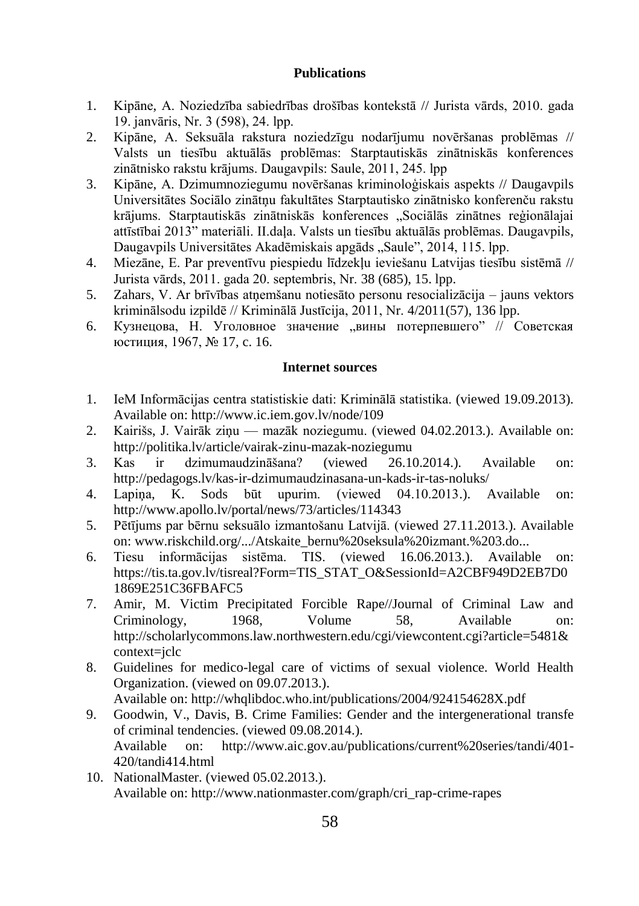**Publications**

1. Kipāne, A. Noziedzība sabiedrības drošības kontekstā // Jurista vārds, 2010. gada 19. janvāris, Nr. 3 (598), 24. lpp.
2. Kipāne, A. Seksuāla rakstura noziedzīgu nodarījumu novēršanas problēmas // Valsts un tiesību aktuālās problēmas: Starptautiskās zinātniskās konferences zinātnisko rakstu krājums. Daugavpils: Saule, 2011, 245. lpp
3. Kipāne, A. Dzimumnoziegumu novēršanas kriminoloģiskais aspekts // Daugavpils Universitātes Sociālo zinātņu fakultātes Starptautisko zinātnisko konferenču rakstu krājums. Starptautiskās zinātniskās konferences „Sociālās zinātnes reģionālajai attīstībai 2013" materiāli. II.daļa. Valsts un tiesību aktuālās problēmas. Daugavpils, Daugavpils Universitātes Akadēmiskais apgāds „Saule", 2014, 115. lpp.
4. Miezāne, E. Par preventīvu piespiedu līdzekļu ieviešanu Latvijas tiesību sistēmā // Jurista vārds, 2011. gada 20. septembris, Nr. 38 (685), 15. lpp.
5. Zahars, V. Ar brīvības atņemšanu notiesāto personu resocializācija – jauns vektors kriminālsodu izpildē // Kriminālā Justīcija, 2011, Nr. 4/2011(57), 136 lpp.
6. Кузнецова, Н. Уголовное значение „вины потерпевшего" // Советская юстиция, 1967, № 17, с. 16.

**Internet sources**

1. IeM Informācijas centra statistiskie dati: Kriminālā statistika. (viewed 19.09.2013). Available on: http://www.ic.iem.gov.lv/node/109
2. Kairišs, J. Vairāk ziņu — mazāk noziegumu. (viewed 04.02.2013.). Available on: http://politika.lv/article/vairak-zinu-mazak-noziegumu
3. Kas ir dzimumaudzināšana? (viewed 26.10.2014.). Available on: http://pedagogs.lv/kas-ir-dzimumaudzinasana-un-kads-ir-tas-noluks/
4. Lapiņa, K. Sods būt upurim. (viewed 04.10.2013.). Available on: http://www.apollo.lv/portal/news/73/articles/114343
5. Pētījums par bērnu seksuālo izmantošanu Latvijā. (viewed 27.11.2013.). Available on: www.riskchild.org/.../Atskaite_bernu%20seksula%20izmant.%203.do...
6. Tiesu informācijas sistēma. TIS. (viewed 16.06.2013.). Available on: https://tis.ta.gov.lv/tisreal?Form=TIS_STAT_O&SessionId=A2CBF949D2EB7D01869E251C36FBAFC5
7. Amir, M. Victim Precipitated Forcible Rape//Journal of Criminal Law and Criminology, 1968, Volume 58, Available on: http://scholarlycommons.law.northwestern.edu/cgi/viewcontent.cgi?article=5481&context=jclc
8. Guidelines for medico-legal care of victims of sexual violence. World Health Organization. (viewed on 09.07.2013.).
   Available on: http://whqlibdoc.who.int/publications/2004/924154628X.pdf
9. Goodwin, V., Davis, B. Crime Families: Gender and the intergenerational transfe of criminal tendencies. (viewed 09.08.2014.).
   Available on: http://www.aic.gov.au/publications/current%20series/tandi/401-420/tandi414.html
10. NationalMaster. (viewed 05.02.2013.).
    Available on: http://www.nationmaster.com/graph/cri_rap-crime-rapes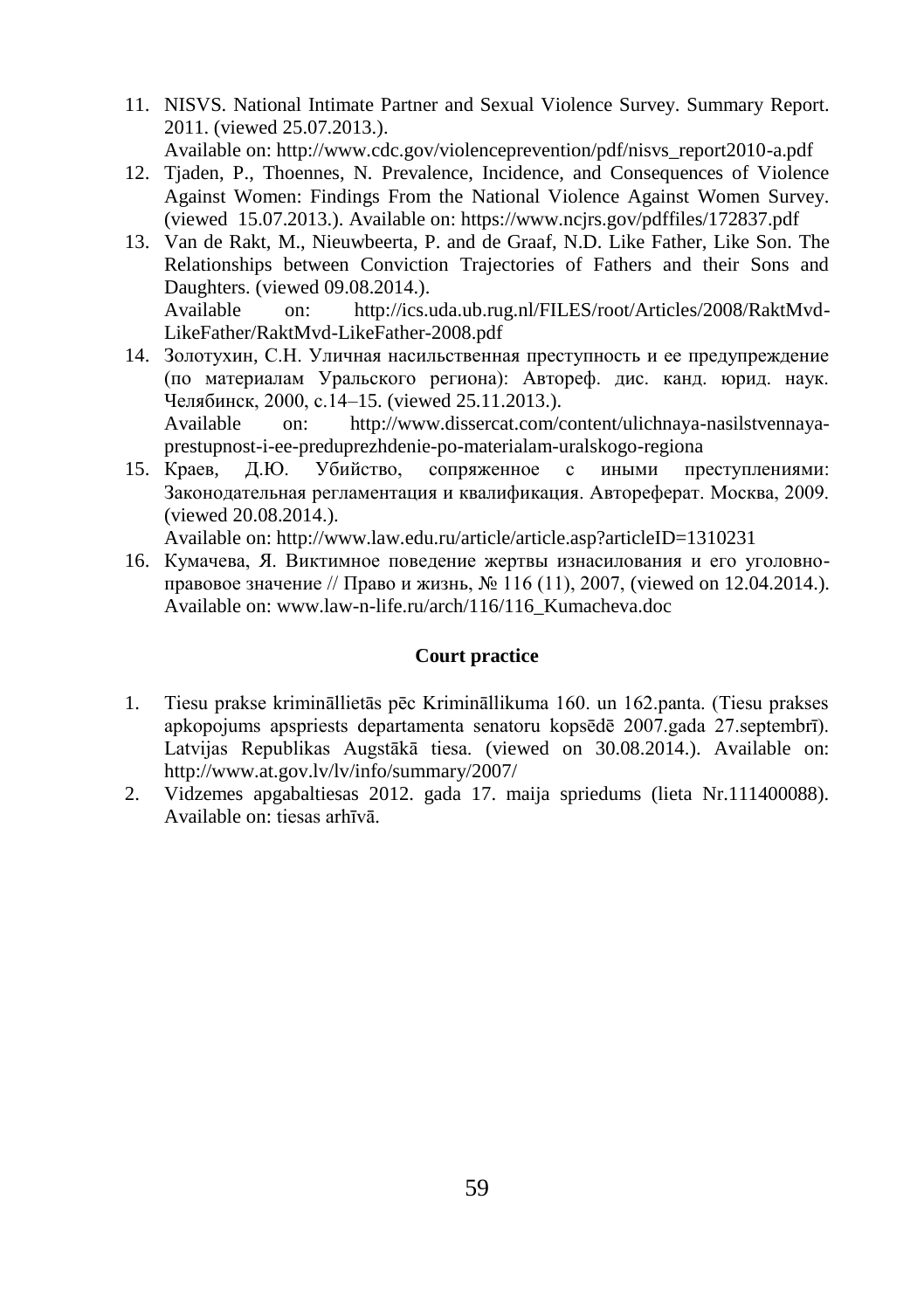11. NISVS. National Intimate Partner and Sexual Violence Survey. Summary Report. 2011. (viewed 25.07.2013.).
    Available on: http://www.cdc.gov/violenceprevention/pdf/nisvs_report2010-a.pdf
12. Tjaden, P., Thoennes, N. Prevalence, Incidence, and Consequences of Violence Against Women: Findings From the National Violence Against Women Survey. (viewed 15.07.2013.). Available on: https://www.ncjrs.gov/pdffiles/172837.pdf
13. Van de Rakt, M., Nieuwbeerta, P. and de Graaf, N.D. Like Father, Like Son. The Relationships between Conviction Trajectories of Fathers and their Sons and Daughters. (viewed 09.08.2014.).
    Available on: http://ics.uda.ub.rug.nl/FILES/root/Articles/2008/RaktMvd-LikeFather/RaktMvd-LikeFather-2008.pdf
14. Золотухин, С.Н. Уличная насильственная преступность и ее предупреждение (по материалам Уральского региона): Автореф. дис. канд. юрид. наук. Челябинск, 2000, с.14–15. (viewed 25.11.2013.).
    Available on: http://www.dissercat.com/content/ulichnaya-nasilstvennaya-prestupnost-i-ee-preduprezhdenie-po-materialam-uralskogo-regiona
15. Краев, Д.Ю. Убийство, сопряженное с иными преступлениями: Законодательная регламентация и квалификация. Автореферат. Москва, 2009. (viewed 20.08.2014.).
    Available on: http://www.law.edu.ru/article/article.asp?articleID=1310231
16. Кумачева, Я. Виктимное поведение жертвы изнасилования и его уголовно-правовое значение // Право и жизнь, № 116 (11), 2007, (viewed on 12.04.2014.). Available on: www.law-n-life.ru/arch/116/116_Kumacheva.doc

### Court practice

1. Tiesu prakse krimināllietās pēc Krimināllikuma 160. un 162.panta. (Tiesu prakses apkopojums apspriests departamenta senatoru kopsēdē 2007.gada 27.septembrī). Latvijas Republikas Augstākā tiesa. (viewed on 30.08.2014.). Available on: http://www.at.gov.lv/lv/info/summary/2007/
2. Vidzemes apgabaltiesas 2012. gada 17. maija spriedums (lieta Nr.111400088). Available on: tiesas arhīvā.